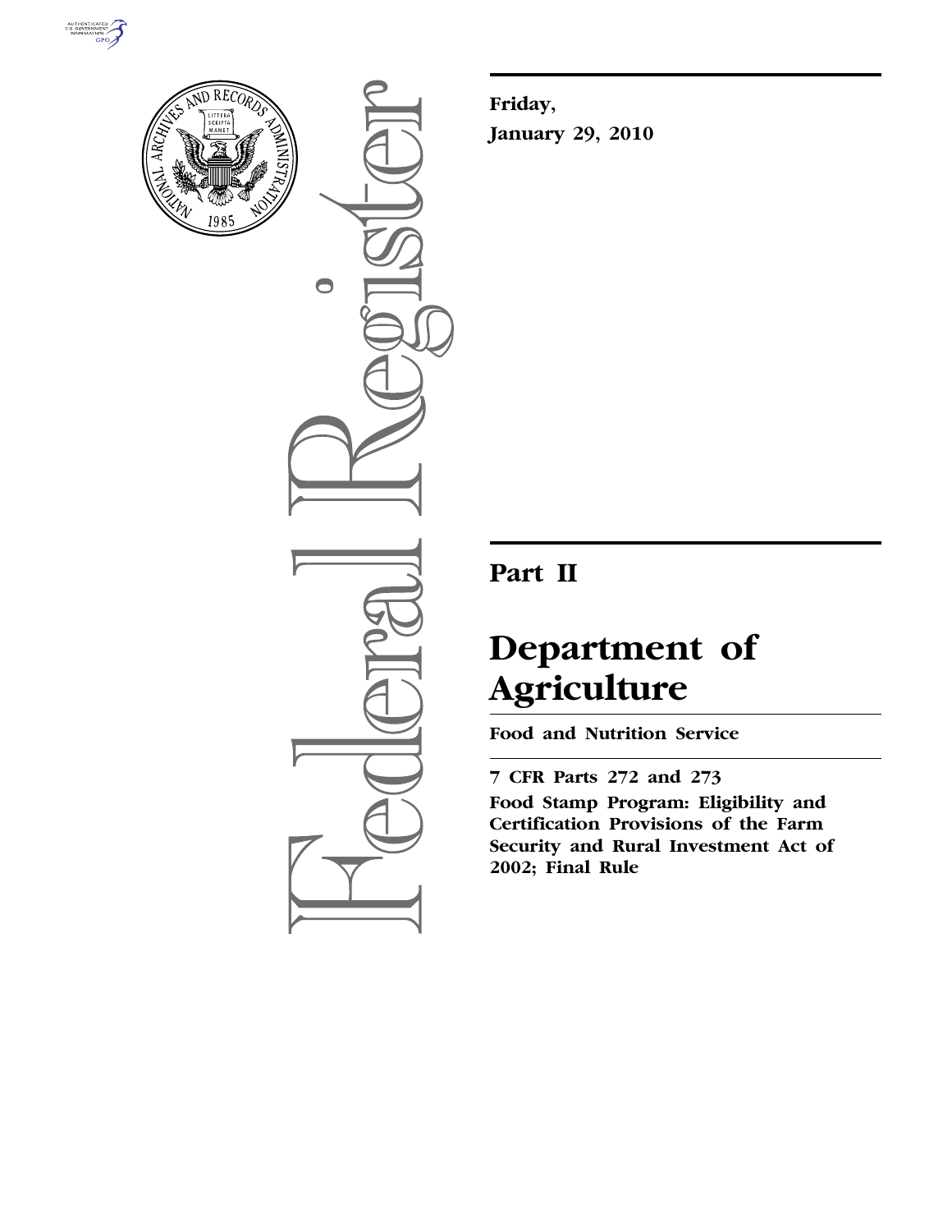**Friday,**

**January 29, 2010**

# Part II

# Department of Agriculture

**Food and Nutrition Service**

**7 CFR Parts 272 and 273**

**Food Stamp Program: Eligibility and Certification Provisions of the Farm Security and Rural Investment Act of 2002; Final Rule**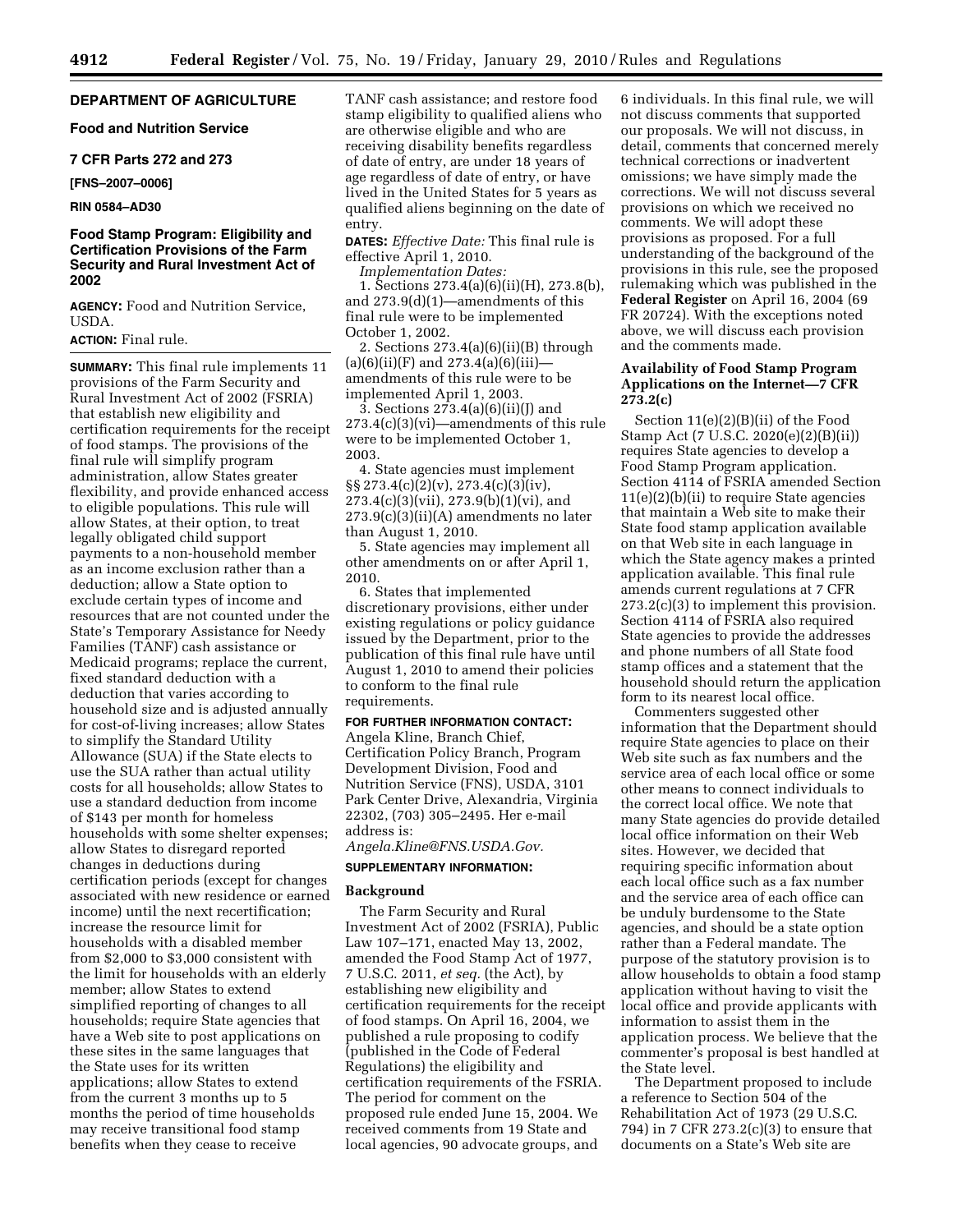## DEPARTMENT OF AGRICULTURE

### Food and Nutrition Service

### 7 CFR Parts 272 and 273

**[FNS–2007–0006]**

**RIN 0584–AD30**

### Food Stamp Program: Eligibility and Certification Provisions of the Farm Security and Rural Investment Act of 2002

**AGENCY:** Food and Nutrition Service, USDA.

**ACTION:** Final rule.

**SUMMARY:** This final rule implements 11 provisions of the Farm Security and Rural Investment Act of 2002 (FSRIA) that establish new eligibility and certification requirements for the receipt of food stamps. The provisions of the final rule will simplify program administration, allow States greater flexibility, and provide enhanced access to eligible populations. This rule will allow States, at their option, to treat legally obligated child support payments to a non-household member as an income exclusion rather than a deduction; allow a State option to exclude certain types of income and resources that are not counted under the State's Temporary Assistance for Needy Families (TANF) cash assistance or Medicaid programs; replace the current, fixed standard deduction with a deduction that varies according to household size and is adjusted annually for cost-of-living increases; allow States to simplify the Standard Utility Allowance (SUA) if the State elects to use the SUA rather than actual utility costs for all households; allow States to use a standard deduction from income of $143 per month for homeless households with some shelter expenses; allow States to disregard reported changes in deductions during certification periods (except for changes associated with new residence or earned income) until the next recertification; increase the resource limit for households with a disabled member from $2,000 to $3,000 consistent with the limit for households with an elderly member; allow States to extend simplified reporting of changes to all households; require State agencies that have a Web site to post applications on these sites in the same languages that the State uses for its written applications; allow States to extend from the current 3 months up to 5 months the period of time households may receive transitional food stamp benefits when they cease to receive TANF cash assistance; and restore food stamp eligibility to qualified aliens who are otherwise eligible and who are receiving disability benefits regardless of date of entry, are under 18 years of age regardless of date of entry, or have lived in the United States for 5 years as qualified aliens beginning on the date of entry.

**DATES:** *Effective Date:* This final rule is effective April 1, 2010.

*Implementation Dates:*

1. Sections 273.4(a)(6)(ii)(H), 273.8(b), and 273.9(d)(1)—amendments of this final rule were to be implemented October 1, 2002.

2. Sections 273.4(a)(6)(ii)(B) through (a)(6)(ii)(F) and 273.4(a)(6)(iii)—amendments of this rule were to be implemented April 1, 2003.

3. Sections 273.4(a)(6)(ii)(J) and 273.4(c)(3)(vi)—amendments of this rule were to be implemented October 1, 2003.

4. State agencies must implement §§ 273.4(c)(2)(v), 273.4(c)(3)(iv), 273.4(c)(3)(vii), 273.9(b)(1)(vi), and 273.9(c)(3)(ii)(A) amendments no later than August 1, 2010.

5. State agencies may implement all other amendments on or after April 1, 2010.

6. States that implemented discretionary provisions, either under existing regulations or policy guidance issued by the Department, prior to the publication of this final rule have until August 1, 2010 to amend their policies to conform to the final rule requirements.

**FOR FURTHER INFORMATION CONTACT:** Angela Kline, Branch Chief, Certification Policy Branch, Program Development Division, Food and Nutrition Service (FNS), USDA, 3101 Park Center Drive, Alexandria, Virginia 22302, (703) 305–2495. Her e-mail address is: *Angela.Kline@FNS.USDA.Gov.*

**SUPPLEMENTARY INFORMATION:**

### Background

The Farm Security and Rural Investment Act of 2002 (FSRIA), Public Law 107–171, enacted May 13, 2002, amended the Food Stamp Act of 1977, 7 U.S.C. 2011, *et seq.* (the Act), by establishing new eligibility and certification requirements for the receipt of food stamps. On April 16, 2004, we published a rule proposing to codify (published in the Code of Federal Regulations) the eligibility and certification requirements of the FSRIA. The period for comment on the proposed rule ended June 15, 2004. We received comments from 19 State and local agencies, 90 advocate groups, and 6 individuals. In this final rule, we will not discuss comments that supported our proposals. We will not discuss, in detail, comments that concerned merely technical corrections or inadvertent omissions; we have simply made the corrections. We will not discuss several provisions on which we received no comments. We will adopt these provisions as proposed. For a full understanding of the background of the provisions in this rule, see the proposed rulemaking which was published in the **Federal Register** on April 16, 2004 (69 FR 20724). With the exceptions noted above, we will discuss each provision and the comments made.

### Availability of Food Stamp Program Applications on the Internet—7 CFR 273.2(c)

Section 11(e)(2)(B)(ii) of the Food Stamp Act (7 U.S.C. 2020(e)(2)(B)(ii)) requires State agencies to develop a Food Stamp Program application. Section 4114 of FSRIA amended Section 11(e)(2)(b)(ii) to require State agencies that maintain a Web site to make their State food stamp application available on that Web site in each language in which the State agency makes a printed application available. This final rule amends current regulations at 7 CFR 273.2(c)(3) to implement this provision. Section 4114 of FSRIA also required State agencies to provide the addresses and phone numbers of all State food stamp offices and a statement that the household should return the application form to its nearest local office.

Commenters suggested other information that the Department should require State agencies to place on their Web site such as fax numbers and the service area of each local office or some other means to connect individuals to the correct local office. We note that many State agencies do provide detailed local office information on their Web sites. However, we decided that requiring specific information about each local office such as a fax number and the service area of each office can be unduly burdensome to the State agencies, and should be a state option rather than a Federal mandate. The purpose of the statutory provision is to allow households to obtain a food stamp application without having to visit the local office and provide applicants with information to assist them in the application process. We believe that the commenter's proposal is best handled at the State level.

The Department proposed to include a reference to Section 504 of the Rehabilitation Act of 1973 (29 U.S.C. 794) in 7 CFR 273.2(c)(3) to ensure that documents on a State's Web site are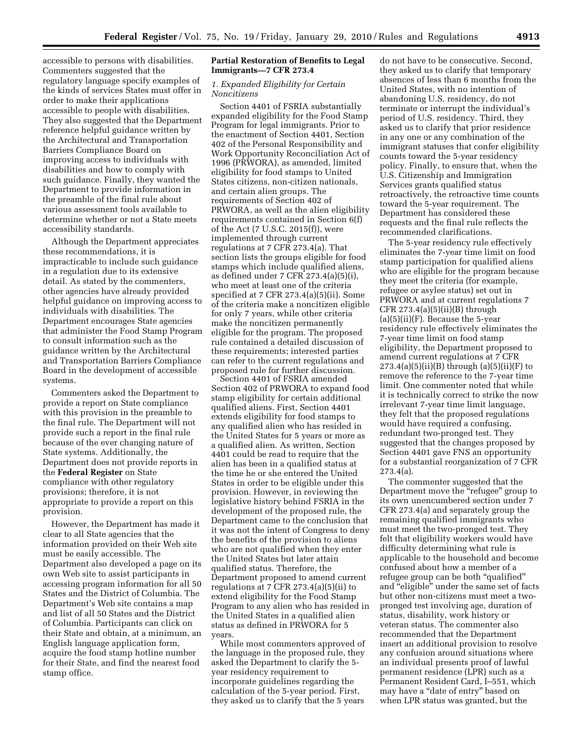accessible to persons with disabilities. Commenters suggested that the regulatory language specify examples of the kinds of services States must offer in order to make their applications accessible to people with disabilities. They also suggested that the Department reference helpful guidance written by the Architectural and Transportation Barriers Compliance Board on improving access to individuals with disabilities and how to comply with such guidance. Finally, they wanted the Department to provide information in the preamble of the final rule about various assessment tools available to determine whether or not a State meets accessibility standards.

Although the Department appreciates these recommendations, it is impracticable to include such guidance in a regulation due to its extensive detail. As stated by the commenters, other agencies have already provided helpful guidance on improving access to individuals with disabilities. The Department encourages State agencies that administer the Food Stamp Program to consult information such as the guidance written by the Architectural and Transportation Barriers Compliance Board in the development of accessible systems.

Commenters asked the Department to provide a report on State compliance with this provision in the preamble to the final rule. The Department will not provide such a report in the final rule because of the ever changing nature of State systems. Additionally, the Department does not provide reports in the **Federal Register** on State compliance with other regulatory provisions; therefore, it is not appropriate to provide a report on this provision.

However, the Department has made it clear to all State agencies that the information provided on their Web site must be easily accessible. The Department also developed a page on its own Web site to assist participants in accessing program information for all 50 States and the District of Columbia. The Department's Web site contains a map and list of all 50 States and the District of Columbia. Participants can click on their State and obtain, at a minimum, an English language application form, acquire the food stamp hotline number for their State, and find the nearest food stamp office.

**Partial Restoration of Benefits to Legal Immigrants—7 CFR 273.4**

*1. Expanded Eligibility for Certain Noncitizens*

Section 4401 of FSRIA substantially expanded eligibility for the Food Stamp Program for legal immigrants. Prior to the enactment of Section 4401, Section 402 of the Personal Responsibility and Work Opportunity Reconciliation Act of 1996 (PRWORA), as amended, limited eligibility for food stamps to United States citizens, non-citizen nationals, and certain alien groups. The requirements of Section 402 of PRWORA, as well as the alien eligibility requirements contained in Section 6(f) of the Act (7 U.S.C. 2015(f)), were implemented through current regulations at 7 CFR 273.4(a). That section lists the groups eligible for food stamps which include qualified aliens, as defined under 7 CFR 273.4(a)(5)(i), who meet at least one of the criteria specified at 7 CFR 273.4(a)(5)(ii). Some of the criteria make a noncitizen eligible for only 7 years, while other criteria make the noncitizen permanently eligible for the program. The proposed rule contained a detailed discussion of these requirements; interested parties can refer to the current regulations and proposed rule for further discussion.

Section 4401 of FSRIA amended Section 402 of PRWORA to expand food stamp eligibility for certain additional qualified aliens. First, Section 4401 extends eligibility for food stamps to any qualified alien who has resided in the United States for 5 years or more as a qualified alien. As written, Section 4401 could be read to require that the alien has been in a qualified status at the time he or she entered the United States in order to be eligible under this provision. However, in reviewing the legislative history behind FSRIA in the development of the proposed rule, the Department came to the conclusion that it was not the intent of Congress to deny the benefits of the provision to aliens who are not qualified when they enter the United States but later attain qualified status. Therefore, the Department proposed to amend current regulations at 7 CFR 273.4(a)(5)(ii) to extend eligibility for the Food Stamp Program to any alien who has resided in the United States in a qualified alien status as defined in PRWORA for 5 years.

While most commenters approved of the language in the proposed rule, they asked the Department to clarify the 5-year residency requirement to incorporate guidelines regarding the calculation of the 5-year period. First, they asked us to clarify that the 5 years do not have to be consecutive. Second, they asked us to clarify that temporary absences of less than 6 months from the United States, with no intention of abandoning U.S. residency, do not terminate or interrupt the individual's period of U.S. residency. Third, they asked us to clarify that prior residence in any one or any combination of the immigrant statuses that confer eligibility counts toward the 5-year residency policy. Finally, to ensure that, when the U.S. Citizenship and Immigration Services grants qualified status retroactively, the retroactive time counts toward the 5-year requirement. The Department has considered these requests and the final rule reflects the recommended clarifications.

The 5-year residency rule effectively eliminates the 7-year time limit on food stamp participation for qualified aliens who are eligible for the program because they meet the criteria (for example, refugee or asylee status) set out in PRWORA and at current regulations 7 CFR 273.4(a)(5)(ii)(B) through (a)(5)(ii)(F). Because the 5-year residency rule effectively eliminates the 7-year time limit on food stamp eligibility, the Department proposed to amend current regulations at 7 CFR 273.4(a)(5)(ii)(B) through (a)(5)(ii)(F) to remove the reference to the 7-year time limit. One commenter noted that while it is technically correct to strike the now irrelevant 7-year time limit language, they felt that the proposed regulations would have required a confusing, redundant two-pronged test. They suggested that the changes proposed by Section 4401 gave FNS an opportunity for a substantial reorganization of 7 CFR 273.4(a).

The commenter suggested that the Department move the "refugee" group to its own unencumbered section under 7 CFR 273.4(a) and separately group the remaining qualified immigrants who must meet the two-pronged test. They felt that eligibility workers would have difficulty determining what rule is applicable to the household and become confused about how a member of a refugee group can be both "qualified" and "eligible" under the same set of facts but other non-citizens must meet a two-pronged test involving age, duration of status, disability, work history or veteran status. The commenter also recommended that the Department insert an additional provision to resolve any confusion around situations where an individual presents proof of lawful permanent residence (LPR) such as a Permanent Resident Card, I–551, which may have a "date of entry" based on when LPR status was granted, but the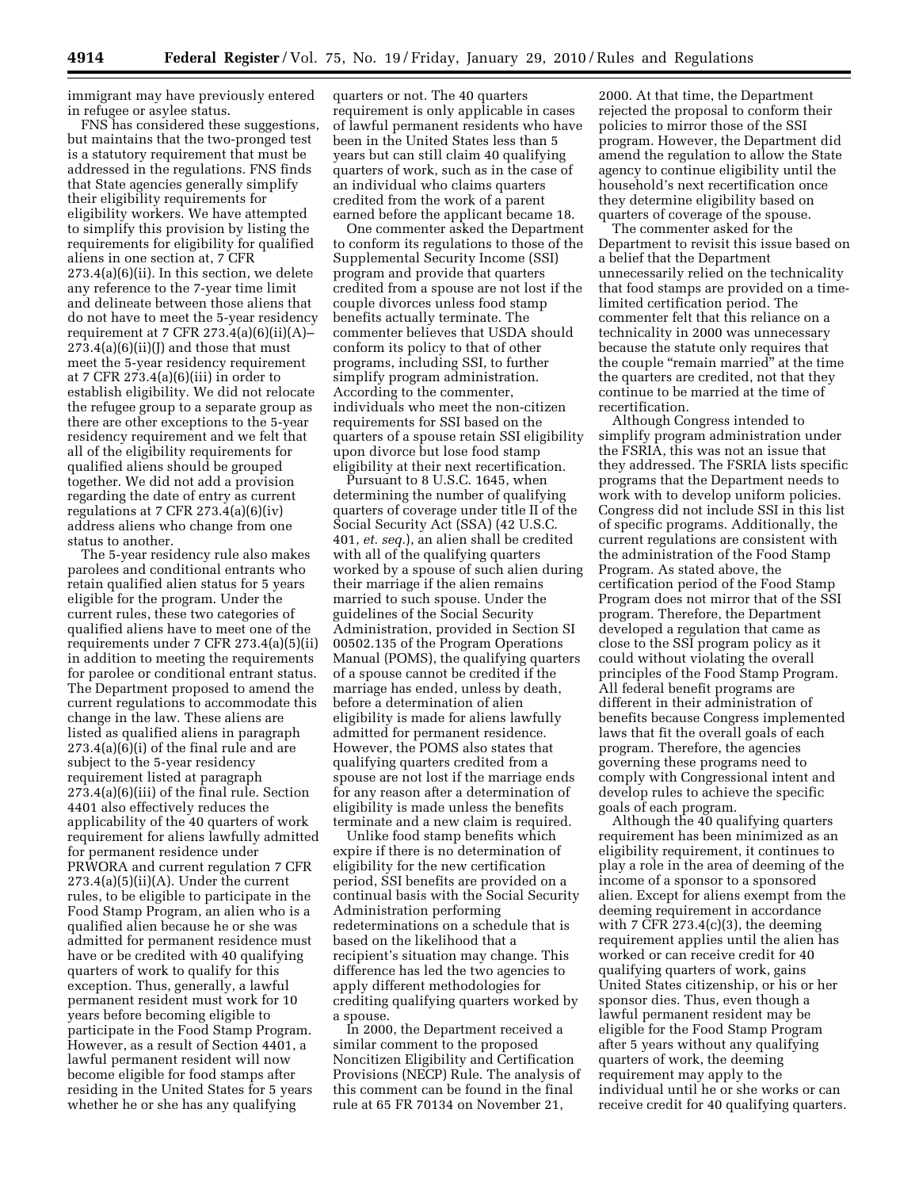immigrant may have previously entered in refugee or asylee status.

FNS has considered these suggestions, but maintains that the two-pronged test is a statutory requirement that must be addressed in the regulations. FNS finds that State agencies generally simplify their eligibility requirements for eligibility workers. We have attempted to simplify this provision by listing the requirements for eligibility for qualified aliens in one section at, 7 CFR 273.4(a)(6)(ii). In this section, we delete any reference to the 7-year time limit and delineate between those aliens that do not have to meet the 5-year residency requirement at 7 CFR 273.4(a)(6)(ii)(A)–273.4(a)(6)(ii)(J) and those that must meet the 5-year residency requirement at 7 CFR 273.4(a)(6)(iii) in order to establish eligibility. We did not relocate the refugee group to a separate group as there are other exceptions to the 5-year residency requirement and we felt that all of the eligibility requirements for qualified aliens should be grouped together. We did not add a provision regarding the date of entry as current regulations at 7 CFR 273.4(a)(6)(iv) address aliens who change from one status to another.

The 5-year residency rule also makes parolees and conditional entrants who retain qualified alien status for 5 years eligible for the program. Under the current rules, these two categories of qualified aliens have to meet one of the requirements under 7 CFR 273.4(a)(5)(ii) in addition to meeting the requirements for parolee or conditional entrant status. The Department proposed to amend the current regulations to accommodate this change in the law. These aliens are listed as qualified aliens in paragraph 273.4(a)(6)(i) of the final rule and are subject to the 5-year residency requirement listed at paragraph 273.4(a)(6)(iii) of the final rule. Section 4401 also effectively reduces the applicability of the 40 quarters of work requirement for aliens lawfully admitted for permanent residence under PRWORA and current regulation 7 CFR 273.4(a)(5)(ii)(A). Under the current rules, to be eligible to participate in the Food Stamp Program, an alien who is a qualified alien because he or she was admitted for permanent residence must have or be credited with 40 qualifying quarters of work to qualify for this exception. Thus, generally, a lawful permanent resident must work for 10 years before becoming eligible to participate in the Food Stamp Program. However, as a result of Section 4401, a lawful permanent resident will now become eligible for food stamps after residing in the United States for 5 years whether he or she has any qualifying quarters or not. The 40 quarters requirement is only applicable in cases of lawful permanent residents who have been in the United States less than 5 years but can still claim 40 qualifying quarters of work, such as in the case of an individual who claims quarters credited from the work of a parent earned before the applicant became 18.

One commenter asked the Department to conform its regulations to those of the Supplemental Security Income (SSI) program and provide that quarters credited from a spouse are not lost if the couple divorces unless food stamp benefits actually terminate. The commenter believes that USDA should conform its policy to that of other programs, including SSI, to further simplify program administration. According to the commenter, individuals who meet the non-citizen requirements for SSI based on the quarters of a spouse retain SSI eligibility upon divorce but lose food stamp eligibility at their next recertification.

Pursuant to 8 U.S.C. 1645, when determining the number of qualifying quarters of coverage under title II of the Social Security Act (SSA) (42 U.S.C. 401, *et. seq.*), an alien shall be credited with all of the qualifying quarters worked by a spouse of such alien during their marriage if the alien remains married to such spouse. Under the guidelines of the Social Security Administration, provided in Section SI 00502.135 of the Program Operations Manual (POMS), the qualifying quarters of a spouse cannot be credited if the marriage has ended, unless by death, before a determination of alien eligibility is made for aliens lawfully admitted for permanent residence. However, the POMS also states that qualifying quarters credited from a spouse are not lost if the marriage ends for any reason after a determination of eligibility is made unless the benefits terminate and a new claim is required.

Unlike food stamp benefits which expire if there is no determination of eligibility for the new certification period, SSI benefits are provided on a continual basis with the Social Security Administration performing redeterminations on a schedule that is based on the likelihood that a recipient's situation may change. This difference has led the two agencies to apply different methodologies for crediting qualifying quarters worked by a spouse.

In 2000, the Department received a similar comment to the proposed Noncitizen Eligibility and Certification Provisions (NECP) Rule. The analysis of this comment can be found in the final rule at 65 FR 70134 on November 21, 2000. At that time, the Department rejected the proposal to conform their policies to mirror those of the SSI program. However, the Department did amend the regulation to allow the State agency to continue eligibility until the household's next recertification once they determine eligibility based on quarters of coverage of the spouse.

The commenter asked for the Department to revisit this issue based on a belief that the Department unnecessarily relied on the technicality that food stamps are provided on a time-limited certification period. The commenter felt that this reliance on a technicality in 2000 was unnecessary because the statute only requires that the couple "remain married" at the time the quarters are credited, not that they continue to be married at the time of recertification.

Although Congress intended to simplify program administration under the FSRIA, this was not an issue that they addressed. The FSRIA lists specific programs that the Department needs to work with to develop uniform policies. Congress did not include SSI in this list of specific programs. Additionally, the current regulations are consistent with the administration of the Food Stamp Program. As stated above, the certification period of the Food Stamp Program does not mirror that of the SSI program. Therefore, the Department developed a regulation that came as close to the SSI program policy as it could without violating the overall principles of the Food Stamp Program. All federal benefit programs are different in their administration of benefits because Congress implemented laws that fit the overall goals of each program. Therefore, the agencies governing these programs need to comply with Congressional intent and develop rules to achieve the specific goals of each program.

Although the 40 qualifying quarters requirement has been minimized as an eligibility requirement, it continues to play a role in the area of deeming of the income of a sponsor to a sponsored alien. Except for aliens exempt from the deeming requirement in accordance with 7 CFR 273.4(c)(3), the deeming requirement applies until the alien has worked or can receive credit for 40 qualifying quarters of work, gains United States citizenship, or his or her sponsor dies. Thus, even though a lawful permanent resident may be eligible for the Food Stamp Program after 5 years without any qualifying quarters of work, the deeming requirement may apply to the individual until he or she works or can receive credit for 40 qualifying quarters.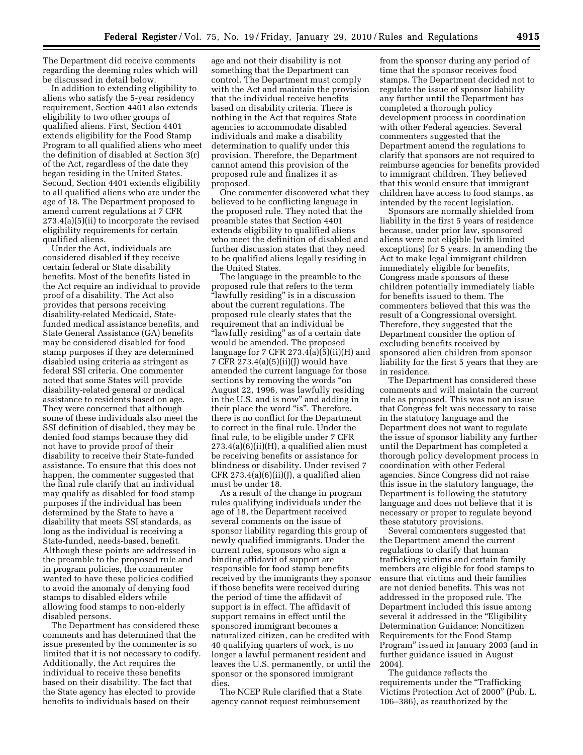The Department did receive comments regarding the deeming rules which will be discussed in detail below.

In addition to extending eligibility to aliens who satisfy the 5-year residency requirement, Section 4401 also extends eligibility to two other groups of qualified aliens. First, Section 4401 extends eligibility for the Food Stamp Program to all qualified aliens who meet the definition of disabled at Section 3(r) of the Act, regardless of the date they began residing in the United States. Second, Section 4401 extends eligibility to all qualified aliens who are under the age of 18. The Department proposed to amend current regulations at 7 CFR 273.4(a)(5)(ii) to incorporate the revised eligibility requirements for certain qualified aliens.

Under the Act, individuals are considered disabled if they receive certain federal or State disability benefits. Most of the benefits listed in the Act require an individual to provide proof of a disability. The Act also provides that persons receiving disability-related Medicaid, State-funded medical assistance benefits, and State General Assistance (GA) benefits may be considered disabled for food stamp purposes if they are determined disabled using criteria as stringent as federal SSI criteria. One commenter noted that some States will provide disability-related general or medical assistance to residents based on age. They were concerned that although some of these individuals also meet the SSI definition of disabled, they may be denied food stamps because they did not have to provide proof of their disability to receive their State-funded assistance. To ensure that this does not happen, the commenter suggested that the final rule clarify that an individual may qualify as disabled for food stamp purposes if the individual has been determined by the State to have a disability that meets SSI standards, as long as the individual is receiving a State-funded, needs-based, benefit. Although these points are addressed in the preamble to the proposed rule and in program policies, the commenter wanted to have these policies codified to avoid the anomaly of denying food stamps to disabled elders while allowing food stamps to non-elderly disabled persons.

The Department has considered these comments and has determined that the issue presented by the commenter is so limited that it is not necessary to codify. Additionally, the Act requires the individual to receive these benefits based on their disability. The fact that the State agency has elected to provide benefits to individuals based on their age and not their disability is not something that the Department can control. The Department must comply with the Act and maintain the provision that the individual receive benefits based on disability criteria. There is nothing in the Act that requires State agencies to accommodate disabled individuals and make a disability determination to qualify under this provision. Therefore, the Department cannot amend this provision of the proposed rule and finalizes it as proposed.

One commenter discovered what they believed to be conflicting language in the proposed rule. They noted that the preamble states that Section 4401 extends eligibility to qualified aliens who meet the definition of disabled and further discussion states that they need to be qualified aliens legally residing in the United States.

The language in the preamble to the proposed rule that refers to the term "lawfully residing" is in a discussion about the current regulations. The proposed rule clearly states that the requirement that an individual be "lawfully residing" as of a certain date would be amended. The proposed language for 7 CFR 273.4(a)(5)(ii)(H) and 7 CFR 273.4(a)(5)(ii)(J) would have amended the current language for those sections by removing the words "on August 22, 1996, was lawfully residing in the U.S. and is now" and adding in their place the word "is". Therefore, there is no conflict for the Department to correct in the final rule. Under the final rule, to be eligible under 7 CFR 273.4(a)(6)(ii)(H), a qualified alien must be receiving benefits or assistance for blindness or disability. Under revised 7 CFR 273.4(a)(6)(ii)(J), a qualified alien must be under 18.

As a result of the change in program rules qualifying individuals under the age of 18, the Department received several comments on the issue of sponsor liability regarding this group of newly qualified immigrants. Under the current rules, sponsors who sign a binding affidavit of support are responsible for food stamp benefits received by the immigrants they sponsor if those benefits were received during the period of time the affidavit of support is in effect. The affidavit of support remains in effect until the sponsored immigrant becomes a naturalized citizen, can be credited with 40 qualifying quarters of work, is no longer a lawful permanent resident and leaves the U.S. permanently, or until the sponsor or the sponsored immigrant dies.

The NCEP Rule clarified that a State agency cannot request reimbursement from the sponsor during any period of time that the sponsor receives food stamps. The Department decided not to regulate the issue of sponsor liability any further until the Department has completed a thorough policy development process in coordination with other Federal agencies. Several commenters suggested that the Department amend the regulations to clarify that sponsors are not required to reimburse agencies for benefits provided to immigrant children. They believed that this would ensure that immigrant children have access to food stamps, as intended by the recent legislation.

Sponsors are normally shielded from liability in the first 5 years of residence because, under prior law, sponsored aliens were not eligible (with limited exceptions) for 5 years. In amending the Act to make legal immigrant children immediately eligible for benefits, Congress made sponsors of these children potentially immediately liable for benefits issued to them. The commenters believed that this was the result of a Congressional oversight. Therefore, they suggested that the Department consider the option of excluding benefits received by sponsored alien children from sponsor liability for the first 5 years that they are in residence.

The Department has considered these comments and will maintain the current rule as proposed. This was not an issue that Congress felt was necessary to raise in the statutory language and the Department does not want to regulate the issue of sponsor liability any further until the Department has completed a thorough policy development process in coordination with other Federal agencies. Since Congress did not raise this issue in the statutory language, the Department is following the statutory language and does not believe that it is necessary or proper to regulate beyond these statutory provisions.

Several commenters suggested that the Department amend the current regulations to clarify that human trafficking victims and certain family members are eligible for food stamps to ensure that victims and their families are not denied benefits. This was not addressed in the proposed rule. The Department included this issue among several it addressed in the "Eligibility Determination Guidance: Noncitizen Requirements for the Food Stamp Program" issued in January 2003 (and in further guidance issued in August 2004).

The guidance reflects the requirements under the "Trafficking Victims Protection Act of 2000" (Pub. L. 106–386), as reauthorized by the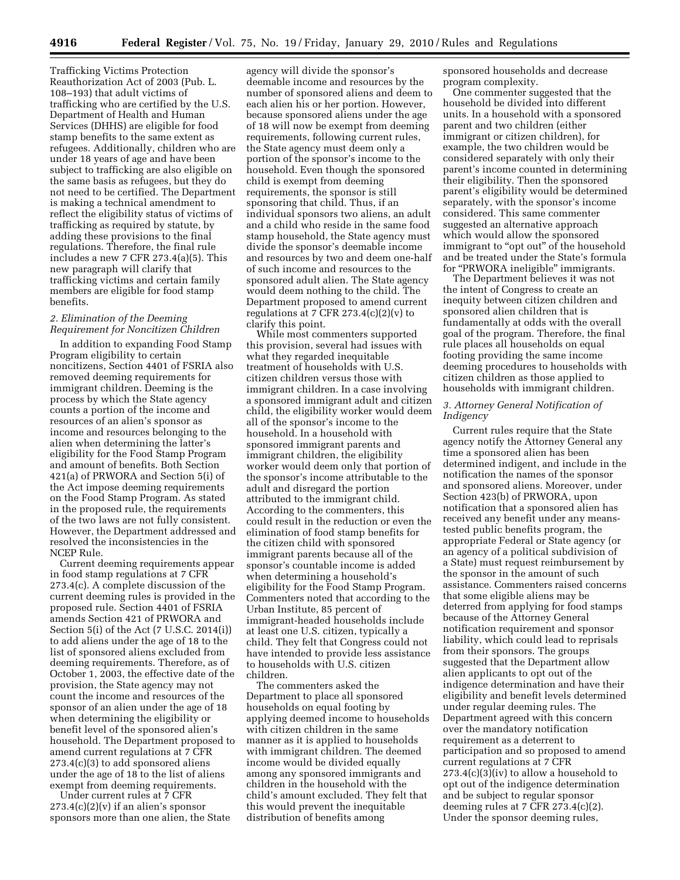Trafficking Victims Protection Reauthorization Act of 2003 (Pub. L. 108–193) that adult victims of trafficking who are certified by the U.S. Department of Health and Human Services (DHHS) are eligible for food stamp benefits to the same extent as refugees. Additionally, children who are under 18 years of age and have been subject to trafficking are also eligible on the same basis as refugees, but they do not need to be certified. The Department is making a technical amendment to reflect the eligibility status of victims of trafficking as required by statute, by adding these provisions to the final regulations. Therefore, the final rule includes a new 7 CFR 273.4(a)(5). This new paragraph will clarify that trafficking victims and certain family members are eligible for food stamp benefits.

### *2. Elimination of the Deeming Requirement for Noncitizen Children*

In addition to expanding Food Stamp Program eligibility to certain noncitizens, Section 4401 of FSRIA also removed deeming requirements for immigrant children. Deeming is the process by which the State agency counts a portion of the income and resources of an alien's sponsor as income and resources belonging to the alien when determining the latter's eligibility for the Food Stamp Program and amount of benefits. Both Section 421(a) of PRWORA and Section 5(i) of the Act impose deeming requirements on the Food Stamp Program. As stated in the proposed rule, the requirements of the two laws are not fully consistent. However, the Department addressed and resolved the inconsistencies in the NCEP Rule.

Current deeming requirements appear in food stamp regulations at 7 CFR 273.4(c). A complete discussion of the current deeming rules is provided in the proposed rule. Section 4401 of FSRIA amends Section 421 of PRWORA and Section 5(i) of the Act (7 U.S.C. 2014(i)) to add aliens under the age of 18 to the list of sponsored aliens excluded from deeming requirements. Therefore, as of October 1, 2003, the effective date of the provision, the State agency may not count the income and resources of the sponsor of an alien under the age of 18 when determining the eligibility or benefit level of the sponsored alien's household. The Department proposed to amend current regulations at 7 CFR 273.4(c)(3) to add sponsored aliens under the age of 18 to the list of aliens exempt from deeming requirements.

Under current rules at 7 CFR 273.4(c)(2)(v) if an alien's sponsor sponsors more than one alien, the State agency will divide the sponsor's deemable income and resources by the number of sponsored aliens and deem to each alien his or her portion. However, because sponsored aliens under the age of 18 will now be exempt from deeming requirements, following current rules, the State agency must deem only a portion of the sponsor's income to the household. Even though the sponsored child is exempt from deeming requirements, the sponsor is still sponsoring that child. Thus, if an individual sponsors two aliens, an adult and a child who reside in the same food stamp household, the State agency must divide the sponsor's deemable income and resources by two and deem one-half of such income and resources to the sponsored adult alien. The State agency would deem nothing to the child. The Department proposed to amend current regulations at 7 CFR 273.4(c)(2)(v) to clarify this point.

While most commenters supported this provision, several had issues with what they regarded inequitable treatment of households with U.S. citizen children versus those with immigrant children. In a case involving a sponsored immigrant adult and citizen child, the eligibility worker would deem all of the sponsor's income to the household. In a household with sponsored immigrant parents and immigrant children, the eligibility worker would deem only that portion of the sponsor's income attributable to the adult and disregard the portion attributed to the immigrant child. According to the commenters, this could result in the reduction or even the elimination of food stamp benefits for the citizen child with sponsored immigrant parents because all of the sponsor's countable income is added when determining a household's eligibility for the Food Stamp Program. Commenters noted that according to the Urban Institute, 85 percent of immigrant-headed households include at least one U.S. citizen, typically a child. They felt that Congress could not have intended to provide less assistance to households with U.S. citizen children.

The commenters asked the Department to place all sponsored households on equal footing by applying deemed income to households with citizen children in the same manner as it is applied to households with immigrant children. The deemed income would be divided equally among any sponsored immigrants and children in the household with the child's amount excluded. They felt that this would prevent the inequitable distribution of benefits among sponsored households and decrease program complexity.

One commenter suggested that the household be divided into different units. In a household with a sponsored parent and two children (either immigrant or citizen children), for example, the two children would be considered separately with only their parent's income counted in determining their eligibility. Then the sponsored parent's eligibility would be determined separately, with the sponsor's income considered. This same commenter suggested an alternative approach which would allow the sponsored immigrant to "opt out" of the household and be treated under the State's formula for "PRWORA ineligible" immigrants.

The Department believes it was not the intent of Congress to create an inequity between citizen children and sponsored alien children that is fundamentally at odds with the overall goal of the program. Therefore, the final rule places all households on equal footing providing the same income deeming procedures to households with citizen children as those applied to households with immigrant children.

### *3. Attorney General Notification of Indigency*

Current rules require that the State agency notify the Attorney General any time a sponsored alien has been determined indigent, and include in the notification the names of the sponsor and sponsored aliens. Moreover, under Section 423(b) of PRWORA, upon notification that a sponsored alien has received any benefit under any means-tested public benefits program, the appropriate Federal or State agency (or an agency of a political subdivision of a State) must request reimbursement by the sponsor in the amount of such assistance. Commenters raised concerns that some eligible aliens may be deterred from applying for food stamps because of the Attorney General notification requirement and sponsor liability, which could lead to reprisals from their sponsors. The groups suggested that the Department allow alien applicants to opt out of the indigence determination and have their eligibility and benefit levels determined under regular deeming rules. The Department agreed with this concern over the mandatory notification requirement as a deterrent to participation and so proposed to amend current regulations at 7 CFR 273.4(c)(3)(iv) to allow a household to opt out of the indigence determination and be subject to regular sponsor deeming rules at 7 CFR 273.4(c)(2). Under the sponsor deeming rules,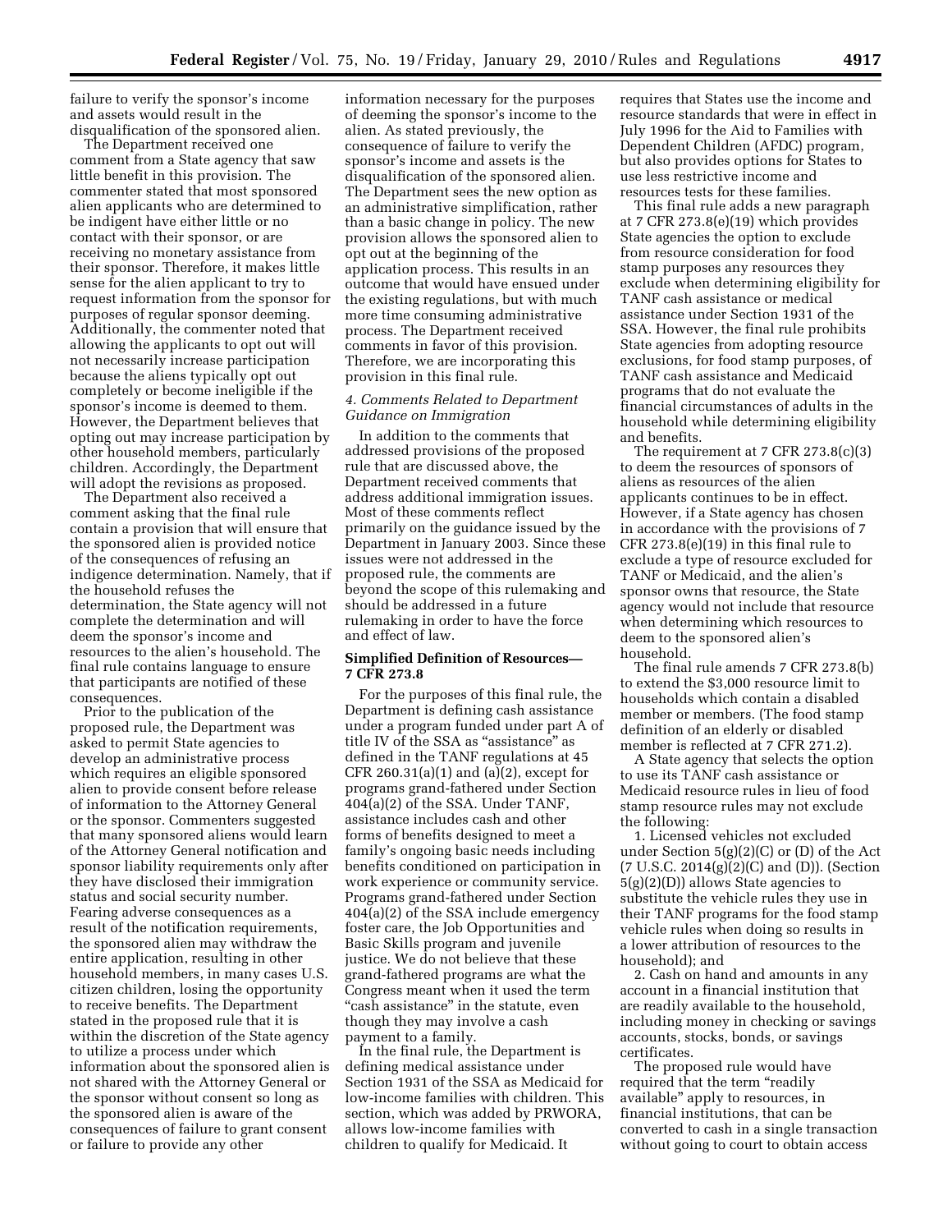failure to verify the sponsor's income and assets would result in the disqualification of the sponsored alien.

The Department received one comment from a State agency that saw little benefit in this provision. The commenter stated that most sponsored alien applicants who are determined to be indigent have either little or no contact with their sponsor, or are receiving no monetary assistance from their sponsor. Therefore, it makes little sense for the alien applicant to try to request information from the sponsor for purposes of regular sponsor deeming. Additionally, the commenter noted that allowing the applicants to opt out will not necessarily increase participation because the aliens typically opt out completely or become ineligible if the sponsor's income is deemed to them. However, the Department believes that opting out may increase participation by other household members, particularly children. Accordingly, the Department will adopt the revisions as proposed.

The Department also received a comment asking that the final rule contain a provision that will ensure that the sponsored alien is provided notice of the consequences of refusing an indigence determination. Namely, that if the household refuses the determination, the State agency will not complete the determination and will deem the sponsor's income and resources to the alien's household. The final rule contains language to ensure that participants are notified of these consequences.

Prior to the publication of the proposed rule, the Department was asked to permit State agencies to develop an administrative process which requires an eligible sponsored alien to provide consent before release of information to the Attorney General or the sponsor. Commenters suggested that many sponsored aliens would learn of the Attorney General notification and sponsor liability requirements only after they have disclosed their immigration status and social security number. Fearing adverse consequences as a result of the notification requirements, the sponsored alien may withdraw the entire application, resulting in other household members, in many cases U.S. citizen children, losing the opportunity to receive benefits. The Department stated in the proposed rule that it is within the discretion of the State agency to utilize a process under which information about the sponsored alien is not shared with the Attorney General or the sponsor without consent so long as the sponsored alien is aware of the consequences of failure to grant consent or failure to provide any other information necessary for the purposes of deeming the sponsor's income to the alien. As stated previously, the consequence of failure to verify the sponsor's income and assets is the disqualification of the sponsored alien. The Department sees the new option as an administrative simplification, rather than a basic change in policy. The new provision allows the sponsored alien to opt out at the beginning of the application process. This results in an outcome that would have ensued under the existing regulations, but with much more time consuming administrative process. The Department received comments in favor of this provision. Therefore, we are incorporating this provision in this final rule.

*4. Comments Related to Department Guidance on Immigration*

In addition to the comments that addressed provisions of the proposed rule that are discussed above, the Department received comments that address additional immigration issues. Most of these comments reflect primarily on the guidance issued by the Department in January 2003. Since these issues were not addressed in the proposed rule, the comments are beyond the scope of this rulemaking and should be addressed in a future rulemaking in order to have the force and effect of law.

**Simplified Definition of Resources—7 CFR 273.8**

For the purposes of this final rule, the Department is defining cash assistance under a program funded under part A of title IV of the SSA as "assistance" as defined in the TANF regulations at 45 CFR 260.31(a)(1) and (a)(2), except for programs grand-fathered under Section 404(a)(2) of the SSA. Under TANF, assistance includes cash and other forms of benefits designed to meet a family's ongoing basic needs including benefits conditioned on participation in work experience or community service. Programs grand-fathered under Section 404(a)(2) of the SSA include emergency foster care, the Job Opportunities and Basic Skills program and juvenile justice. We do not believe that these grand-fathered programs are what the Congress meant when it used the term "cash assistance" in the statute, even though they may involve a cash payment to a family.

In the final rule, the Department is defining medical assistance under Section 1931 of the SSA as Medicaid for low-income families with children. This section, which was added by PRWORA, allows low-income families with children to qualify for Medicaid. It requires that States use the income and resource standards that were in effect in July 1996 for the Aid to Families with Dependent Children (AFDC) program, but also provides options for States to use less restrictive income and resources tests for these families.

This final rule adds a new paragraph at 7 CFR 273.8(e)(19) which provides State agencies the option to exclude from resource consideration for food stamp purposes any resources they exclude when determining eligibility for TANF cash assistance or medical assistance under Section 1931 of the SSA. However, the final rule prohibits State agencies from adopting resource exclusions, for food stamp purposes, of TANF cash assistance and Medicaid programs that do not evaluate the financial circumstances of adults in the household while determining eligibility and benefits.

The requirement at 7 CFR 273.8(c)(3) to deem the resources of sponsors of aliens as resources of the alien applicants continues to be in effect. However, if a State agency has chosen in accordance with the provisions of 7 CFR 273.8(e)(19) in this final rule to exclude a type of resource excluded for TANF or Medicaid, and the alien's sponsor owns that resource, the State agency would not include that resource when determining which resources to deem to the sponsored alien's household.

The final rule amends 7 CFR 273.8(b) to extend the $3,000 resource limit to households which contain a disabled member or members. (The food stamp definition of an elderly or disabled member is reflected at 7 CFR 271.2).

A State agency that selects the option to use its TANF cash assistance or Medicaid resource rules in lieu of food stamp resource rules may not exclude the following:

1. Licensed vehicles not excluded under Section 5(g)(2)(C) or (D) of the Act (7 U.S.C. 2014(g)(2)(C) and (D)). (Section 5(g)(2)(D)) allows State agencies to substitute the vehicle rules they use in their TANF programs for the food stamp vehicle rules when doing so results in a lower attribution of resources to the household); and

2. Cash on hand and amounts in any account in a financial institution that are readily available to the household, including money in checking or savings accounts, stocks, bonds, or savings certificates.

The proposed rule would have required that the term "readily available" apply to resources, in financial institutions, that can be converted to cash in a single transaction without going to court to obtain access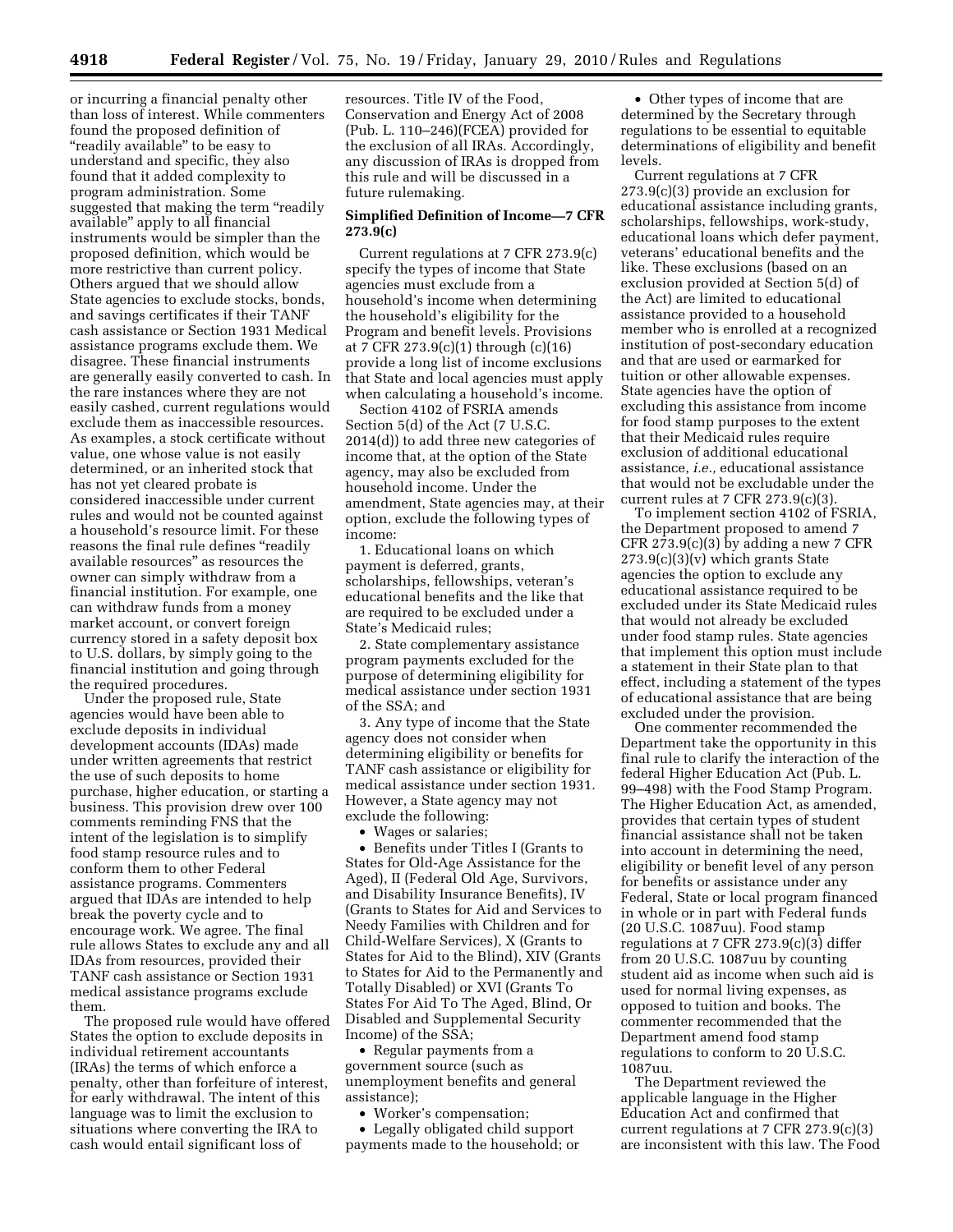or incurring a financial penalty other than loss of interest. While commenters found the proposed definition of "readily available" to be easy to understand and specific, they also found that it added complexity to program administration. Some suggested that making the term "readily available" apply to all financial instruments would be simpler than the proposed definition, which would be more restrictive than current policy. Others argued that we should allow State agencies to exclude stocks, bonds, and savings certificates if their TANF cash assistance or Section 1931 Medical assistance programs exclude them. We disagree. These financial instruments are generally easily converted to cash. In the rare instances where they are not easily cashed, current regulations would exclude them as inaccessible resources. As examples, a stock certificate without value, one whose value is not easily determined, or an inherited stock that has not yet cleared probate is considered inaccessible under current rules and would not be counted against a household's resource limit. For these reasons the final rule defines "readily available resources" as resources the owner can simply withdraw from a financial institution. For example, one can withdraw funds from a money market account, or convert foreign currency stored in a safety deposit box to U.S. dollars, by simply going to the financial institution and going through the required procedures.

Under the proposed rule, State agencies would have been able to exclude deposits in individual development accounts (IDAs) made under written agreements that restrict the use of such deposits to home purchase, higher education, or starting a business. This provision drew over 100 comments reminding FNS that the intent of the legislation is to simplify food stamp resource rules and to conform them to other Federal assistance programs. Commenters argued that IDAs are intended to help break the poverty cycle and to encourage work. We agree. The final rule allows States to exclude any and all IDAs from resources, provided their TANF cash assistance or Section 1931 medical assistance programs exclude them.

The proposed rule would have offered States the option to exclude deposits in individual retirement accountants (IRAs) the terms of which enforce a penalty, other than forfeiture of interest, for early withdrawal. The intent of this language was to limit the exclusion to situations where converting the IRA to cash would entail significant loss of resources. Title IV of the Food, Conservation and Energy Act of 2008 (Pub. L. 110–246)(FCEA) provided for the exclusion of all IRAs. Accordingly, any discussion of IRAs is dropped from this rule and will be discussed in a future rulemaking.

**Simplified Definition of Income—7 CFR 273.9(c)**

Current regulations at 7 CFR 273.9(c) specify the types of income that State agencies must exclude from a household's income when determining the household's eligibility for the Program and benefit levels. Provisions at 7 CFR 273.9(c)(1) through (c)(16) provide a long list of income exclusions that State and local agencies must apply when calculating a household's income.

Section 4102 of FSRIA amends Section 5(d) of the Act (7 U.S.C. 2014(d)) to add three new categories of income that, at the option of the State agency, may also be excluded from household income. Under the amendment, State agencies may, at their option, exclude the following types of income:

1. Educational loans on which payment is deferred, grants, scholarships, fellowships, veteran's educational benefits and the like that are required to be excluded under a State's Medicaid rules;

2. State complementary assistance program payments excluded for the purpose of determining eligibility for medical assistance under section 1931 of the SSA; and

3. Any type of income that the State agency does not consider when determining eligibility or benefits for TANF cash assistance or eligibility for medical assistance under section 1931. However, a State agency may not exclude the following:

- Wages or salaries;
- Benefits under Titles I (Grants to States for Old-Age Assistance for the Aged), II (Federal Old Age, Survivors, and Disability Insurance Benefits), IV (Grants to States for Aid and Services to Needy Families with Children and for Child-Welfare Services), X (Grants to States for Aid to the Blind), XIV (Grants to States for Aid to the Permanently and Totally Disabled) or XVI (Grants To States For Aid To The Aged, Blind, Or Disabled and Supplemental Security Income) of the SSA;
- Regular payments from a government source (such as unemployment benefits and general assistance);
- Worker's compensation;
- Legally obligated child support payments made to the household; or
- Other types of income that are determined by the Secretary through regulations to be essential to equitable determinations of eligibility and benefit levels.

Current regulations at 7 CFR 273.9(c)(3) provide an exclusion for educational assistance including grants, scholarships, fellowships, work-study, educational loans which defer payment, veterans' educational benefits and the like. These exclusions (based on an exclusion provided at Section 5(d) of the Act) are limited to educational assistance provided to a household member who is enrolled at a recognized institution of post-secondary education and that are used or earmarked for tuition or other allowable expenses. State agencies have the option of excluding this assistance from income for food stamp purposes to the extent that their Medicaid rules require exclusion of additional educational assistance, *i.e.,* educational assistance that would not be excludable under the current rules at 7 CFR 273.9(c)(3).

To implement section 4102 of FSRIA, the Department proposed to amend 7 CFR 273.9(c)(3) by adding a new 7 CFR 273.9(c)(3)(v) which grants State agencies the option to exclude any educational assistance required to be excluded under its State Medicaid rules that would not already be excluded under food stamp rules. State agencies that implement this option must include a statement in their State plan to that effect, including a statement of the types of educational assistance that are being excluded under the provision.

One commenter recommended the Department take the opportunity in this final rule to clarify the interaction of the federal Higher Education Act (Pub. L. 99–498) with the Food Stamp Program. The Higher Education Act, as amended, provides that certain types of student financial assistance shall not be taken into account in determining the need, eligibility or benefit level of any person for benefits or assistance under any Federal, State or local program financed in whole or in part with Federal funds (20 U.S.C. 1087uu). Food stamp regulations at 7 CFR 273.9(c)(3) differ from 20 U.S.C. 1087uu by counting student aid as income when such aid is used for normal living expenses, as opposed to tuition and books. The commenter recommended that the Department amend food stamp regulations to conform to 20 U.S.C. 1087uu.

The Department reviewed the applicable language in the Higher Education Act and confirmed that current regulations at 7 CFR 273.9(c)(3) are inconsistent with this law. The Food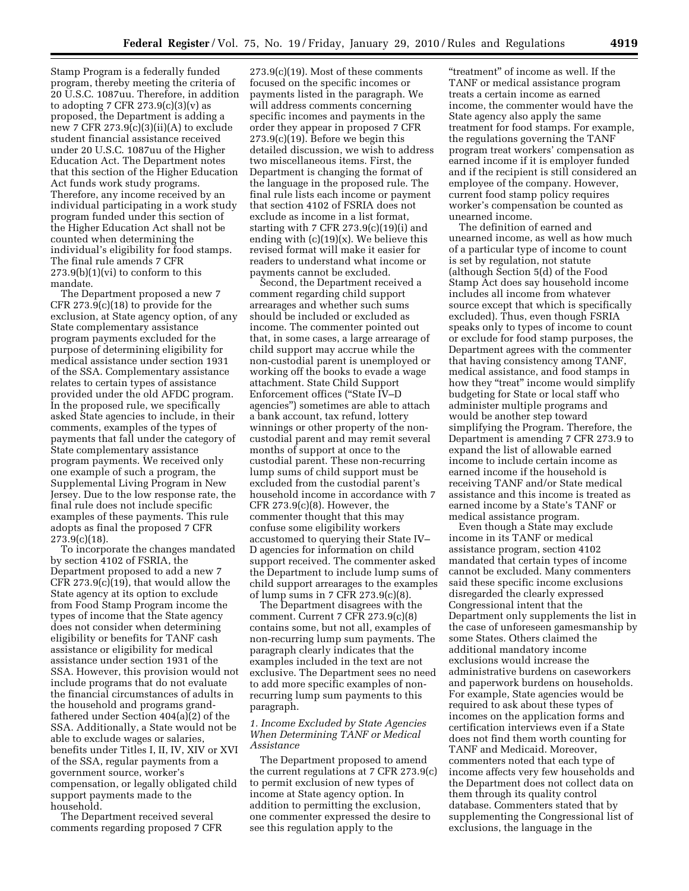Stamp Program is a federally funded program, thereby meeting the criteria of 20 U.S.C. 1087uu. Therefore, in addition to adopting 7 CFR 273.9(c)(3)(v) as proposed, the Department is adding a new 7 CFR 273.9(c)(3)(ii)(A) to exclude student financial assistance received under 20 U.S.C. 1087uu of the Higher Education Act. The Department notes that this section of the Higher Education Act funds work study programs. Therefore, any income received by an individual participating in a work study program funded under this section of the Higher Education Act shall not be counted when determining the individual's eligibility for food stamps. The final rule amends 7 CFR 273.9(b)(1)(vi) to conform to this mandate.

The Department proposed a new 7 CFR 273.9(c)(18) to provide for the exclusion, at State agency option, of any State complementary assistance program payments excluded for the purpose of determining eligibility for medical assistance under section 1931 of the SSA. Complementary assistance relates to certain types of assistance provided under the old AFDC program. In the proposed rule, we specifically asked State agencies to include, in their comments, examples of the types of payments that fall under the category of State complementary assistance program payments. We received only one example of such a program, the Supplemental Living Program in New Jersey. Due to the low response rate, the final rule does not include specific examples of these payments. This rule adopts as final the proposed 7 CFR 273.9(c)(18).

To incorporate the changes mandated by section 4102 of FSRIA, the Department proposed to add a new 7 CFR 273.9(c)(19), that would allow the State agency at its option to exclude from Food Stamp Program income the types of income that the State agency does not consider when determining eligibility or benefits for TANF cash assistance or eligibility for medical assistance under section 1931 of the SSA. However, this provision would not include programs that do not evaluate the financial circumstances of adults in the household and programs grandfathered under Section 404(a)(2) of the SSA. Additionally, a State would not be able to exclude wages or salaries, benefits under Titles I, II, IV, XIV or XVI of the SSA, regular payments from a government source, worker's compensation, or legally obligated child support payments made to the household.

The Department received several comments regarding proposed 7 CFR 273.9(c)(19). Most of these comments focused on the specific incomes or payments listed in the paragraph. We will address comments concerning specific incomes and payments in the order they appear in proposed 7 CFR 273.9(c)(19). Before we begin this detailed discussion, we wish to address two miscellaneous items. First, the Department is changing the format of the language in the proposed rule. The final rule lists each income or payment that section 4102 of FSRIA does not exclude as income in a list format, starting with 7 CFR 273.9(c)(19)(i) and ending with (c)(19)(x). We believe this revised format will make it easier for readers to understand what income or payments cannot be excluded.

Second, the Department received a comment regarding child support arrearages and whether such sums should be included or excluded as income. The commenter pointed out that, in some cases, a large arrearage of child support may accrue while the non-custodial parent is unemployed or working off the books to evade a wage attachment. State Child Support Enforcement offices ("State IV–D agencies") sometimes are able to attach a bank account, tax refund, lottery winnings or other property of the non-custodial parent and may remit several months of support at once to the custodial parent. These non-recurring lump sums of child support must be excluded from the custodial parent's household income in accordance with 7 CFR 273.9(c)(8). However, the commenter thought that this may confuse some eligibility workers accustomed to querying their State IV–D agencies for information on child support received. The commenter asked the Department to include lump sums of child support arrearages to the examples of lump sums in 7 CFR 273.9(c)(8).

The Department disagrees with the comment. Current 7 CFR 273.9(c)(8) contains some, but not all, examples of non-recurring lump sum payments. The paragraph clearly indicates that the examples included in the text are not exclusive. The Department sees no need to add more specific examples of non-recurring lump sum payments to this paragraph.

### *1. Income Excluded by State Agencies When Determining TANF or Medical Assistance*

The Department proposed to amend the current regulations at 7 CFR 273.9(c) to permit exclusion of new types of income at State agency option. In addition to permitting the exclusion, one commenter expressed the desire to see this regulation apply to the "treatment" of income as well. If the TANF or medical assistance program treats a certain income as earned income, the commenter would have the State agency also apply the same treatment for food stamps. For example, the regulations governing the TANF program treat workers' compensation as earned income if it is employer funded and if the recipient is still considered an employee of the company. However, current food stamp policy requires worker's compensation be counted as unearned income.

The definition of earned and unearned income, as well as how much of a particular type of income to count is set by regulation, not statute (although Section 5(d) of the Food Stamp Act does say household income includes all income from whatever source except that which is specifically excluded). Thus, even though FSRIA speaks only to types of income to count or exclude for food stamp purposes, the Department agrees with the commenter that having consistency among TANF, medical assistance, and food stamps in how they "treat" income would simplify budgeting for State or local staff who administer multiple programs and would be another step toward simplifying the Program. Therefore, the Department is amending 7 CFR 273.9 to expand the list of allowable earned income to include certain income as earned income if the household is receiving TANF and/or State medical assistance and this income is treated as earned income by a State's TANF or medical assistance program.

Even though a State may exclude income in its TANF or medical assistance program, section 4102 mandated that certain types of income cannot be excluded. Many commenters said these specific income exclusions disregarded the clearly expressed Congressional intent that the Department only supplements the list in the case of unforeseen gamesmanship by some States. Others claimed the additional mandatory income exclusions would increase the administrative burdens on caseworkers and paperwork burdens on households. For example, State agencies would be required to ask about these types of incomes on the application forms and certification interviews even if a State does not find them worth counting for TANF and Medicaid. Moreover, commenters noted that each type of income affects very few households and the Department does not collect data on them through its quality control database. Commenters stated that by supplementing the Congressional list of exclusions, the language in the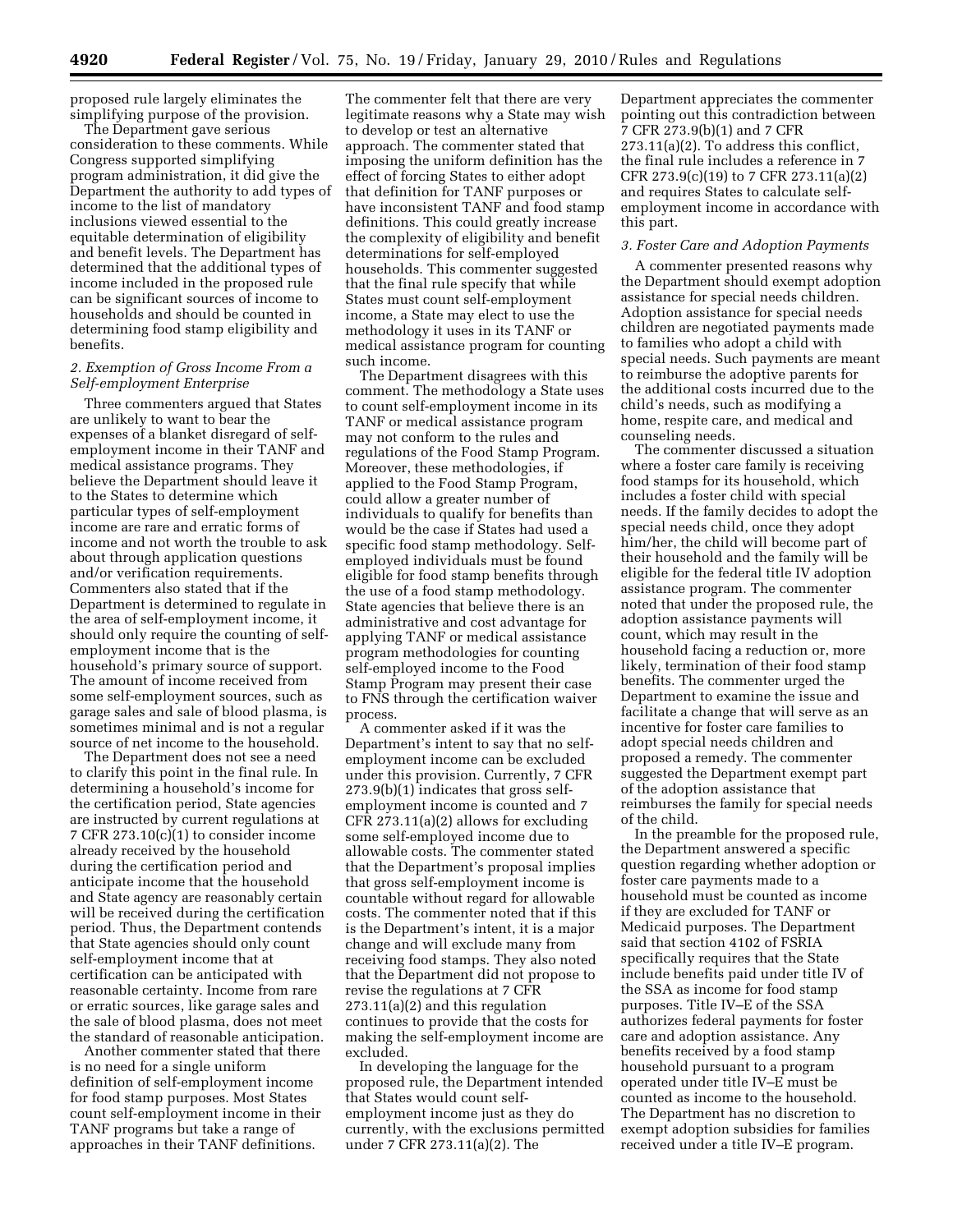proposed rule largely eliminates the simplifying purpose of the provision.

The Department gave serious consideration to these comments. While Congress supported simplifying program administration, it did give the Department the authority to add types of income to the list of mandatory inclusions viewed essential to the equitable determination of eligibility and benefit levels. The Department has determined that the additional types of income included in the proposed rule can be significant sources of income to households and should be counted in determining food stamp eligibility and benefits.

### *2. Exemption of Gross Income From a Self-employment Enterprise*

Three commenters argued that States are unlikely to want to bear the expenses of a blanket disregard of self-employment income in their TANF and medical assistance programs. They believe the Department should leave it to the States to determine which particular types of self-employment income are rare and erratic forms of income and not worth the trouble to ask about through application questions and/or verification requirements. Commenters also stated that if the Department is determined to regulate in the area of self-employment income, it should only require the counting of self-employment income that is the household's primary source of support. The amount of income received from some self-employment sources, such as garage sales and sale of blood plasma, is sometimes minimal and is not a regular source of net income to the household.

The Department does not see a need to clarify this point in the final rule. In determining a household's income for the certification period, State agencies are instructed by current regulations at 7 CFR 273.10(c)(1) to consider income already received by the household during the certification period and anticipate income that the household and State agency are reasonably certain will be received during the certification period. Thus, the Department contends that State agencies should only count self-employment income that at certification can be anticipated with reasonable certainty. Income from rare or erratic sources, like garage sales and the sale of blood plasma, does not meet the standard of reasonable anticipation.

Another commenter stated that there is no need for a single uniform definition of self-employment income for food stamp purposes. Most States count self-employment income in their TANF programs but take a range of approaches in their TANF definitions. The commenter felt that there are very legitimate reasons why a State may wish to develop or test an alternative approach. The commenter stated that imposing the uniform definition has the effect of forcing States to either adopt that definition for TANF purposes or have inconsistent TANF and food stamp definitions. This could greatly increase the complexity of eligibility and benefit determinations for self-employed households. This commenter suggested that the final rule specify that while States must count self-employment income, a State may elect to use the methodology it uses in its TANF or medical assistance program for counting such income.

The Department disagrees with this comment. The methodology a State uses to count self-employment income in its TANF or medical assistance program may not conform to the rules and regulations of the Food Stamp Program. Moreover, these methodologies, if applied to the Food Stamp Program, could allow a greater number of individuals to qualify for benefits than would be the case if States had used a specific food stamp methodology. Self-employed individuals must be found eligible for food stamp benefits through the use of a food stamp methodology. State agencies that believe there is an administrative and cost advantage for applying TANF or medical assistance program methodologies for counting self-employed income to the Food Stamp Program may present their case to FNS through the certification waiver process.

A commenter asked if it was the Department's intent to say that no self-employment income can be excluded under this provision. Currently, 7 CFR 273.9(b)(1) indicates that gross self-employment income is counted and 7 CFR 273.11(a)(2) allows for excluding some self-employed income due to allowable costs. The commenter stated that the Department's proposal implies that gross self-employment income is countable without regard for allowable costs. The commenter noted that if this is the Department's intent, it is a major change and will exclude many from receiving food stamps. They also noted that the Department did not propose to revise the regulations at 7 CFR 273.11(a)(2) and this regulation continues to provide that the costs for making the self-employment income are excluded.

In developing the language for the proposed rule, the Department intended that States would count self-employment income just as they do currently, with the exclusions permitted under 7 CFR 273.11(a)(2). The Department appreciates the commenter pointing out this contradiction between 7 CFR 273.9(b)(1) and 7 CFR 273.11(a)(2). To address this conflict, the final rule includes a reference in 7 CFR 273.9(c)(19) to 7 CFR 273.11(a)(2) and requires States to calculate self-employment income in accordance with this part.

### *3. Foster Care and Adoption Payments*

A commenter presented reasons why the Department should exempt adoption assistance for special needs children. Adoption assistance for special needs children are negotiated payments made to families who adopt a child with special needs. Such payments are meant to reimburse the adoptive parents for the additional costs incurred due to the child's needs, such as modifying a home, respite care, and medical and counseling needs.

The commenter discussed a situation where a foster care family is receiving food stamps for its household, which includes a foster child with special needs. If the family decides to adopt the special needs child, once they adopt him/her, the child will become part of their household and the family will be eligible for the federal title IV adoption assistance program. The commenter noted that under the proposed rule, the adoption assistance payments will count, which may result in the household facing a reduction or, more likely, termination of their food stamp benefits. The commenter urged the Department to examine the issue and facilitate a change that will serve as an incentive for foster care families to adopt special needs children and proposed a remedy. The commenter suggested the Department exempt part of the adoption assistance that reimburses the family for special needs of the child.

In the preamble for the proposed rule, the Department answered a specific question regarding whether adoption or foster care payments made to a household must be counted as income if they are excluded for TANF or Medicaid purposes. The Department said that section 4102 of FSRIA specifically requires that the State include benefits paid under title IV of the SSA as income for food stamp purposes. Title IV–E of the SSA authorizes federal payments for foster care and adoption assistance. Any benefits received by a food stamp household pursuant to a program operated under title IV–E must be counted as income to the household. The Department has no discretion to exempt adoption subsidies for families received under a title IV–E program.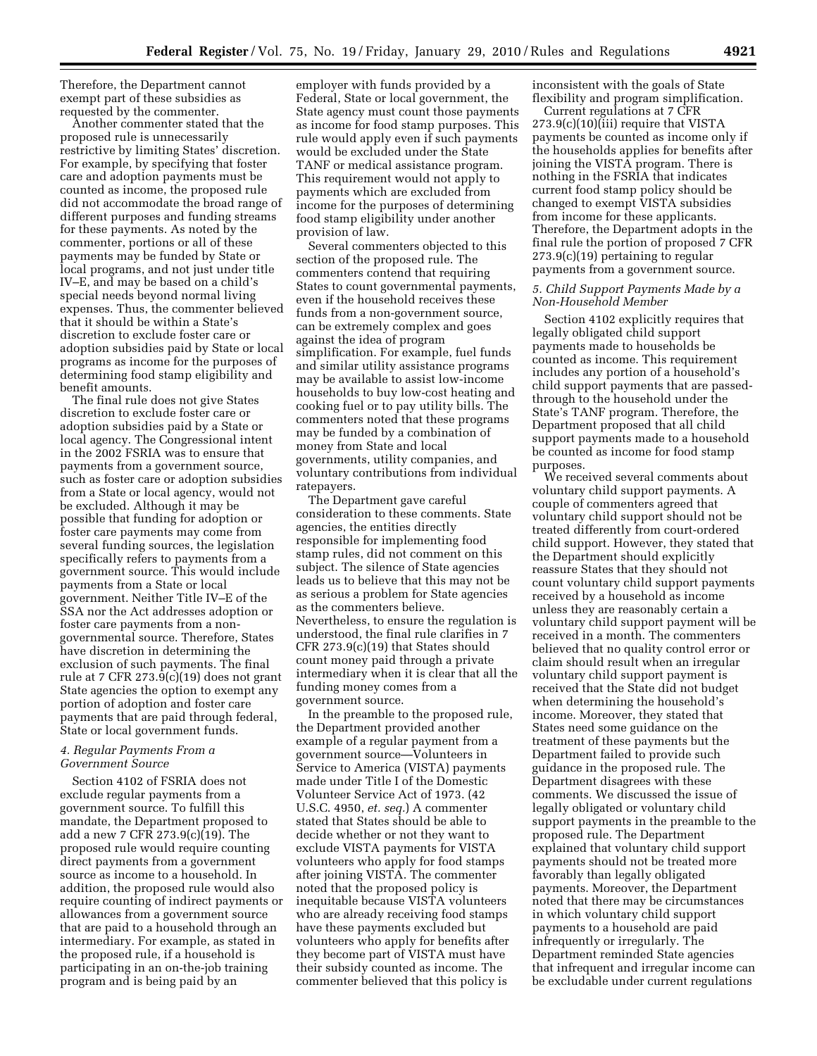Therefore, the Department cannot exempt part of these subsidies as requested by the commenter.

Another commenter stated that the proposed rule is unnecessarily restrictive by limiting States' discretion. For example, by specifying that foster care and adoption payments must be counted as income, the proposed rule did not accommodate the broad range of different purposes and funding streams for these payments. As noted by the commenter, portions or all of these payments may be funded by State or local programs, and not just under title IV–E, and may be based on a child's special needs beyond normal living expenses. Thus, the commenter believed that it should be within a State's discretion to exclude foster care or adoption subsidies paid by State or local programs as income for the purposes of determining food stamp eligibility and benefit amounts.

The final rule does not give States discretion to exclude foster care or adoption subsidies paid by a State or local agency. The Congressional intent in the 2002 FSRIA was to ensure that payments from a government source, such as foster care or adoption subsidies from a State or local agency, would not be excluded. Although it may be possible that funding for adoption or foster care payments may come from several funding sources, the legislation specifically refers to payments from a government source. This would include payments from a State or local government. Neither Title IV–E of the SSA nor the Act addresses adoption or foster care payments from a non-governmental source. Therefore, States have discretion in determining the exclusion of such payments. The final rule at 7 CFR 273.9(c)(19) does not grant State agencies the option to exempt any portion of adoption and foster care payments that are paid through federal, State or local government funds.

### *4. Regular Payments From a Government Source*

Section 4102 of FSRIA does not exclude regular payments from a government source. To fulfill this mandate, the Department proposed to add a new 7 CFR 273.9(c)(19). The proposed rule would require counting direct payments from a government source as income to a household. In addition, the proposed rule would also require counting of indirect payments or allowances from a government source that are paid to a household through an intermediary. For example, as stated in the proposed rule, if a household is participating in an on-the-job training program and is being paid by an employer with funds provided by a Federal, State or local government, the State agency must count those payments as income for food stamp purposes. This rule would apply even if such payments would be excluded under the State TANF or medical assistance program. This requirement would not apply to payments which are excluded from income for the purposes of determining food stamp eligibility under another provision of law.

Several commenters objected to this section of the proposed rule. The commenters contend that requiring States to count governmental payments, even if the household receives these funds from a non-government source, can be extremely complex and goes against the idea of program simplification. For example, fuel funds and similar utility assistance programs may be available to assist low-income households to buy low-cost heating and cooking fuel or to pay utility bills. The commenters noted that these programs may be funded by a combination of money from State and local governments, utility companies, and voluntary contributions from individual ratepayers.

The Department gave careful consideration to these comments. State agencies, the entities directly responsible for implementing food stamp rules, did not comment on this subject. The silence of State agencies leads us to believe that this may not be as serious a problem for State agencies as the commenters believe. Nevertheless, to ensure the regulation is understood, the final rule clarifies in 7 CFR 273.9(c)(19) that States should count money paid through a private intermediary when it is clear that all the funding money comes from a government source.

In the preamble to the proposed rule, the Department provided another example of a regular payment from a government source—Volunteers in Service to America (VISTA) payments made under Title I of the Domestic Volunteer Service Act of 1973. (42 U.S.C. 4950, *et. seq.*) A commenter stated that States should be able to decide whether or not they want to exclude VISTA payments for VISTA volunteers who apply for food stamps after joining VISTA. The commenter noted that the proposed policy is inequitable because VISTA volunteers who are already receiving food stamps have these payments excluded but volunteers who apply for benefits after they become part of VISTA must have their subsidy counted as income. The commenter believed that this policy is inconsistent with the goals of State flexibility and program simplification.

Current regulations at 7 CFR 273.9(c)(10)(iii) require that VISTA payments be counted as income only if the households applies for benefits after joining the VISTA program. There is nothing in the FSRIA that indicates current food stamp policy should be changed to exempt VISTA subsidies from income for these applicants. Therefore, the Department adopts in the final rule the portion of proposed 7 CFR 273.9(c)(19) pertaining to regular payments from a government source.

### *5. Child Support Payments Made by a Non-Household Member*

Section 4102 explicitly requires that legally obligated child support payments made to households be counted as income. This requirement includes any portion of a household's child support payments that are passed-through to the household under the State's TANF program. Therefore, the Department proposed that all child support payments made to a household be counted as income for food stamp purposes.

We received several comments about voluntary child support payments. A couple of commenters agreed that voluntary child support should not be treated differently from court-ordered child support. However, they stated that the Department should explicitly reassure States that they should not count voluntary child support payments received by a household as income unless they are reasonably certain a voluntary child support payment will be received in a month. The commenters believed that no quality control error or claim should result when an irregular voluntary child support payment is received that the State did not budget when determining the household's income. Moreover, they stated that States need some guidance on the treatment of these payments but the Department failed to provide such guidance in the proposed rule. The Department disagrees with these comments. We discussed the issue of legally obligated or voluntary child support payments in the preamble to the proposed rule. The Department explained that voluntary child support payments should not be treated more favorably than legally obligated payments. Moreover, the Department noted that there may be circumstances in which voluntary child support payments to a household are paid infrequently or irregularly. The Department reminded State agencies that infrequent and irregular income can be excludable under current regulations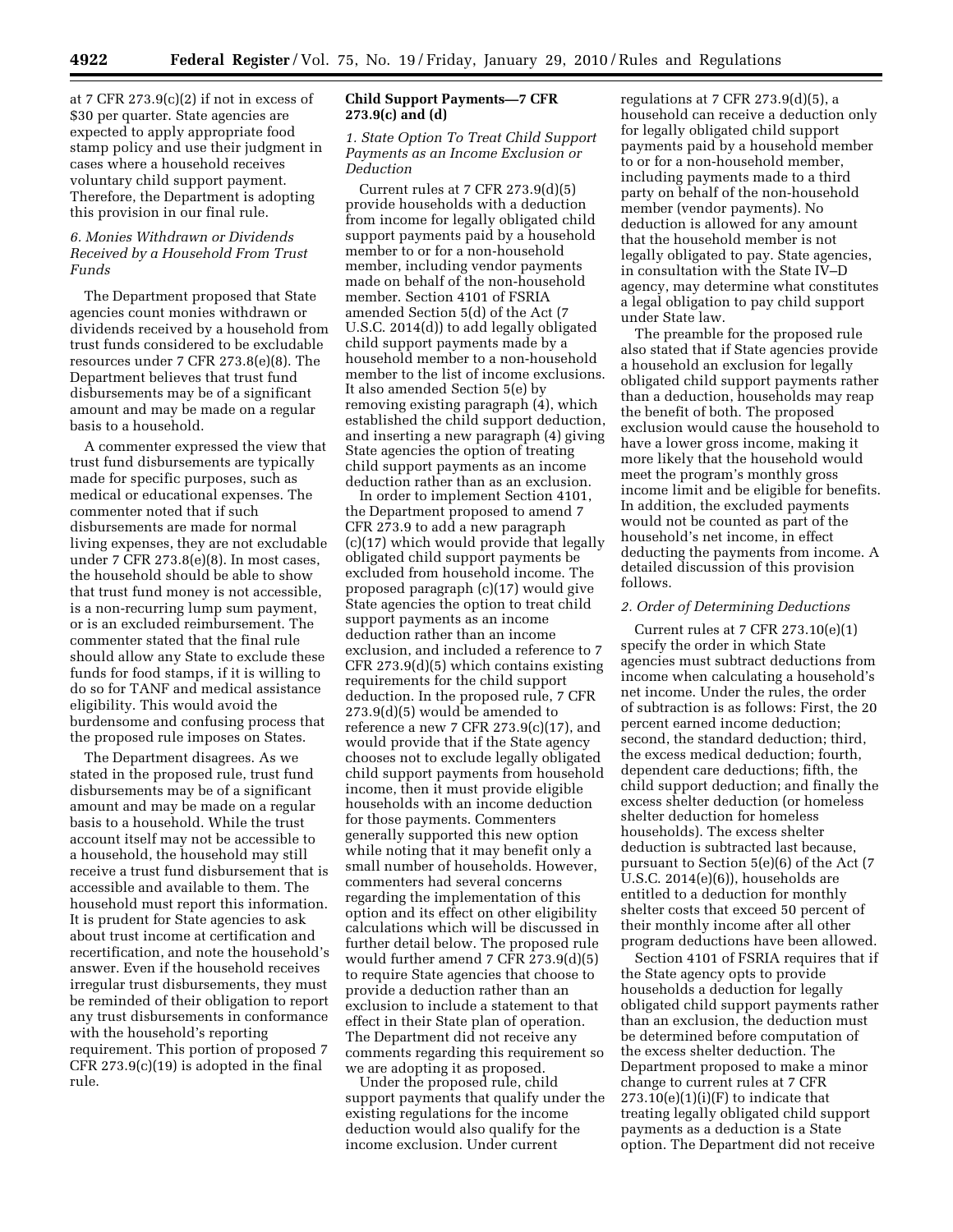at 7 CFR 273.9(c)(2) if not in excess of $30 per quarter. State agencies are expected to apply appropriate food stamp policy and use their judgment in cases where a household receives voluntary child support payment. Therefore, the Department is adopting this provision in our final rule.

*6. Monies Withdrawn or Dividends Received by a Household From Trust Funds*

The Department proposed that State agencies count monies withdrawn or dividends received by a household from trust funds considered to be excludable resources under 7 CFR 273.8(e)(8). The Department believes that trust fund disbursements may be of a significant amount and may be made on a regular basis to a household.

A commenter expressed the view that trust fund disbursements are typically made for specific purposes, such as medical or educational expenses. The commenter noted that if such disbursements are made for normal living expenses, they are not excludable under 7 CFR 273.8(e)(8). In most cases, the household should be able to show that trust fund money is not accessible, is a non-recurring lump sum payment, or is an excluded reimbursement. The commenter stated that the final rule should allow any State to exclude these funds for food stamps, if it is willing to do so for TANF and medical assistance eligibility. This would avoid the burdensome and confusing process that the proposed rule imposes on States.

The Department disagrees. As we stated in the proposed rule, trust fund disbursements may be of a significant amount and may be made on a regular basis to a household. While the trust account itself may not be accessible to a household, the household may still receive a trust fund disbursement that is accessible and available to them. The household must report this information. It is prudent for State agencies to ask about trust income at certification and recertification, and note the household's answer. Even if the household receives irregular trust disbursements, they must be reminded of their obligation to report any trust disbursements in conformance with the household's reporting requirement. This portion of proposed 7 CFR 273.9(c)(19) is adopted in the final rule.

**Child Support Payments—7 CFR 273.9(c) and (d)**

*1. State Option To Treat Child Support Payments as an Income Exclusion or Deduction*

Current rules at 7 CFR 273.9(d)(5) provide households with a deduction from income for legally obligated child support payments paid by a household member to or for a non-household member, including vendor payments made on behalf of the non-household member. Section 4101 of FSRIA amended Section 5(d) of the Act (7 U.S.C. 2014(d)) to add legally obligated child support payments made by a household member to a non-household member to the list of income exclusions. It also amended Section 5(e) by removing existing paragraph (4), which established the child support deduction, and inserting a new paragraph (4) giving State agencies the option of treating child support payments as an income deduction rather than as an exclusion.

In order to implement Section 4101, the Department proposed to amend 7 CFR 273.9 to add a new paragraph (c)(17) which would provide that legally obligated child support payments be excluded from household income. The proposed paragraph (c)(17) would give State agencies the option to treat child support payments as an income deduction rather than an income exclusion, and included a reference to 7 CFR 273.9(d)(5) which contains existing requirements for the child support deduction. In the proposed rule, 7 CFR 273.9(d)(5) would be amended to reference a new 7 CFR 273.9(c)(17), and would provide that if the State agency chooses not to exclude legally obligated child support payments from household income, then it must provide eligible households with an income deduction for those payments. Commenters generally supported this new option while noting that it may benefit only a small number of households. However, commenters had several concerns regarding the implementation of this option and its effect on other eligibility calculations which will be discussed in further detail below. The proposed rule would further amend 7 CFR 273.9(d)(5) to require State agencies that choose to provide a deduction rather than an exclusion to include a statement to that effect in their State plan of operation. The Department did not receive any comments regarding this requirement so we are adopting it as proposed.

Under the proposed rule, child support payments that qualify under the existing regulations for the income deduction would also qualify for the income exclusion. Under current regulations at 7 CFR 273.9(d)(5), a household can receive a deduction only for legally obligated child support payments paid by a household member to or for a non-household member, including payments made to a third party on behalf of the non-household member (vendor payments). No deduction is allowed for any amount that the household member is not legally obligated to pay. State agencies, in consultation with the State IV–D agency, may determine what constitutes a legal obligation to pay child support under State law.

The preamble for the proposed rule also stated that if State agencies provide a household an exclusion for legally obligated child support payments rather than a deduction, households may reap the benefit of both. The proposed exclusion would cause the household to have a lower gross income, making it more likely that the household would meet the program's monthly gross income limit and be eligible for benefits. In addition, the excluded payments would not be counted as part of the household's net income, in effect deducting the payments from income. A detailed discussion of this provision follows.

*2. Order of Determining Deductions*

Current rules at 7 CFR 273.10(e)(1) specify the order in which State agencies must subtract deductions from income when calculating a household's net income. Under the rules, the order of subtraction is as follows: First, the 20 percent earned income deduction; second, the standard deduction; third, the excess medical deduction; fourth, dependent care deductions; fifth, the child support deduction; and finally the excess shelter deduction (or homeless shelter deduction for homeless households). The excess shelter deduction is subtracted last because, pursuant to Section 5(e)(6) of the Act (7 U.S.C. 2014(e)(6)), households are entitled to a deduction for monthly shelter costs that exceed 50 percent of their monthly income after all other program deductions have been allowed.

Section 4101 of FSRIA requires that if the State agency opts to provide households a deduction for legally obligated child support payments rather than an exclusion, the deduction must be determined before computation of the excess shelter deduction. The Department proposed to make a minor change to current rules at 7 CFR 273.10(e)(1)(i)(F) to indicate that treating legally obligated child support payments as a deduction is a State option. The Department did not receive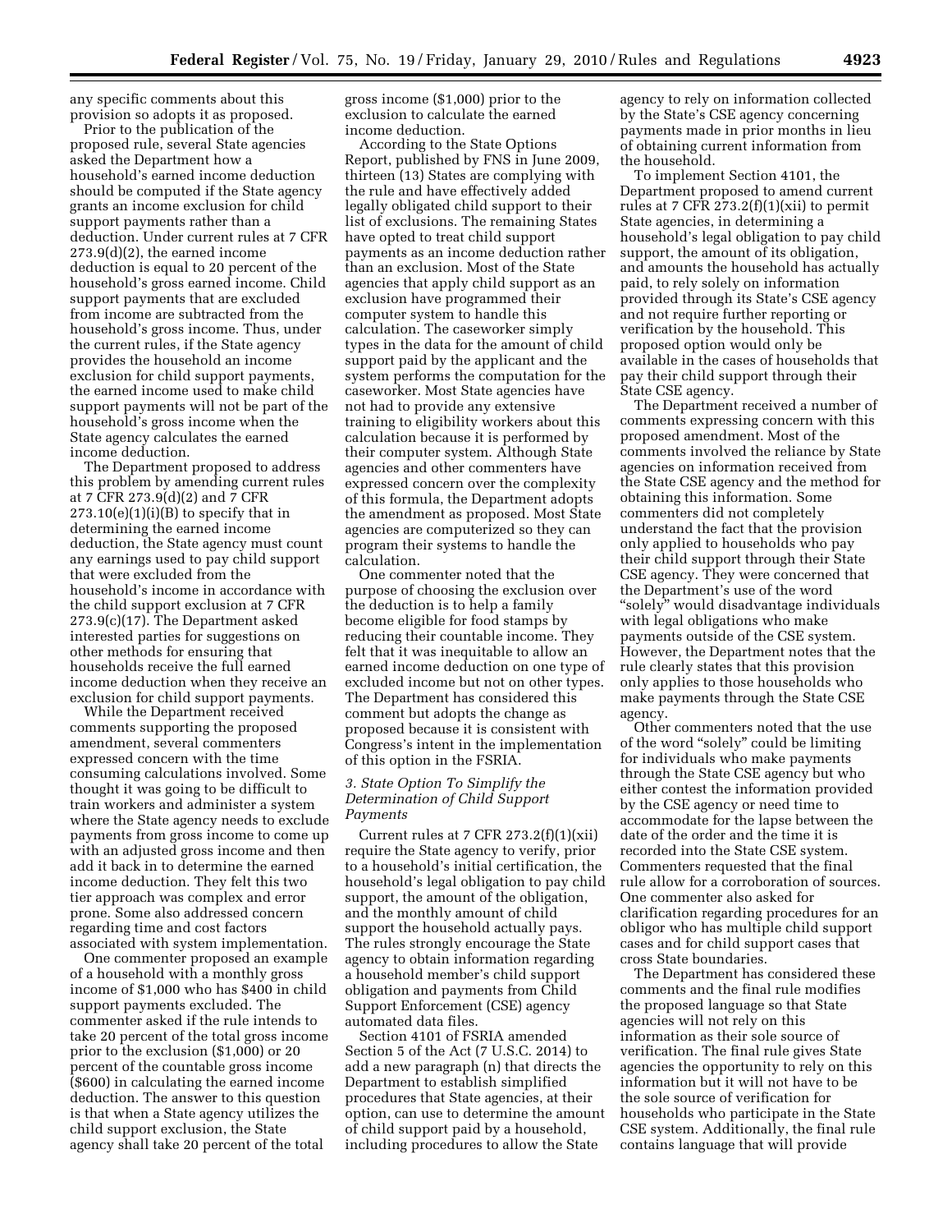any specific comments about this provision so adopts it as proposed.

Prior to the publication of the proposed rule, several State agencies asked the Department how a household's earned income deduction should be computed if the State agency grants an income exclusion for child support payments rather than a deduction. Under current rules at 7 CFR 273.9(d)(2), the earned income deduction is equal to 20 percent of the household's gross earned income. Child support payments that are excluded from income are subtracted from the household's gross income. Thus, under the current rules, if the State agency provides the household an income exclusion for child support payments, the earned income used to make child support payments will not be part of the household's gross income when the State agency calculates the earned income deduction.

The Department proposed to address this problem by amending current rules at 7 CFR 273.9(d)(2) and 7 CFR 273.10(e)(1)(i)(B) to specify that in determining the earned income deduction, the State agency must count any earnings used to pay child support that were excluded from the household's income in accordance with the child support exclusion at 7 CFR 273.9(c)(17). The Department asked interested parties for suggestions on other methods for ensuring that households receive the full earned income deduction when they receive an exclusion for child support payments.

While the Department received comments supporting the proposed amendment, several commenters expressed concern with the time consuming calculations involved. Some thought it was going to be difficult to train workers and administer a system where the State agency needs to exclude payments from gross income to come up with an adjusted gross income and then add it back in to determine the earned income deduction. They felt this two tier approach was complex and error prone. Some also addressed concern regarding time and cost factors associated with system implementation.

One commenter proposed an example of a household with a monthly gross income of $1,000 who has $400 in child support payments excluded. The commenter asked if the rule intends to take 20 percent of the total gross income prior to the exclusion ($1,000) or 20 percent of the countable gross income ($600) in calculating the earned income deduction. The answer to this question is that when a State agency utilizes the child support exclusion, the State agency shall take 20 percent of the total gross income ($1,000) prior to the exclusion to calculate the earned income deduction.

According to the State Options Report, published by FNS in June 2009, thirteen (13) States are complying with the rule and have effectively added legally obligated child support to their list of exclusions. The remaining States have opted to treat child support payments as an income deduction rather than an exclusion. Most of the State agencies that apply child support as an exclusion have programmed their computer system to handle this calculation. The caseworker simply types in the data for the amount of child support paid by the applicant and the system performs the computation for the caseworker. Most State agencies have not had to provide any extensive training to eligibility workers about this calculation because it is performed by their computer system. Although State agencies and other commenters have expressed concern over the complexity of this formula, the Department adopts the amendment as proposed. Most State agencies are computerized so they can program their systems to handle the calculation.

One commenter noted that the purpose of choosing the exclusion over the deduction is to help a family become eligible for food stamps by reducing their countable income. They felt that it was inequitable to allow an earned income deduction on one type of excluded income but not on other types. The Department has considered this comment but adopts the change as proposed because it is consistent with Congress's intent in the implementation of this option in the FSRIA.

### *3. State Option To Simplify the Determination of Child Support Payments*

Current rules at 7 CFR 273.2(f)(1)(xii) require the State agency to verify, prior to a household's initial certification, the household's legal obligation to pay child support, the amount of the obligation, and the monthly amount of child support the household actually pays. The rules strongly encourage the State agency to obtain information regarding a household member's child support obligation and payments from Child Support Enforcement (CSE) agency automated data files.

Section 4101 of FSRIA amended Section 5 of the Act (7 U.S.C. 2014) to add a new paragraph (n) that directs the Department to establish simplified procedures that State agencies, at their option, can use to determine the amount of child support paid by a household, including procedures to allow the State agency to rely on information collected by the State's CSE agency concerning payments made in prior months in lieu of obtaining current information from the household.

To implement Section 4101, the Department proposed to amend current rules at 7 CFR 273.2(f)(1)(xii) to permit State agencies, in determining a household's legal obligation to pay child support, the amount of its obligation, and amounts the household has actually paid, to rely solely on information provided through its State's CSE agency and not require further reporting or verification by the household. This proposed option would only be available in the cases of households that pay their child support through their State CSE agency.

The Department received a number of comments expressing concern with this proposed amendment. Most of the comments involved the reliance by State agencies on information received from the State CSE agency and the method for obtaining this information. Some commenters did not completely understand the fact that the provision only applied to households who pay their child support through their State CSE agency. They were concerned that the Department's use of the word "solely" would disadvantage individuals with legal obligations who make payments outside of the CSE system. However, the Department notes that the rule clearly states that this provision only applies to those households who make payments through the State CSE agency.

Other commenters noted that the use of the word "solely" could be limiting for individuals who make payments through the State CSE agency but who either contest the information provided by the CSE agency or need time to accommodate for the lapse between the date of the order and the time it is recorded into the State CSE system. Commenters requested that the final rule allow for a corroboration of sources. One commenter also asked for clarification regarding procedures for an obligor who has multiple child support cases and for child support cases that cross State boundaries.

The Department has considered these comments and the final rule modifies the proposed language so that State agencies will not rely on this information as their sole source of verification. The final rule gives State agencies the opportunity to rely on this information but it will not have to be the sole source of verification for households who participate in the State CSE system. Additionally, the final rule contains language that will provide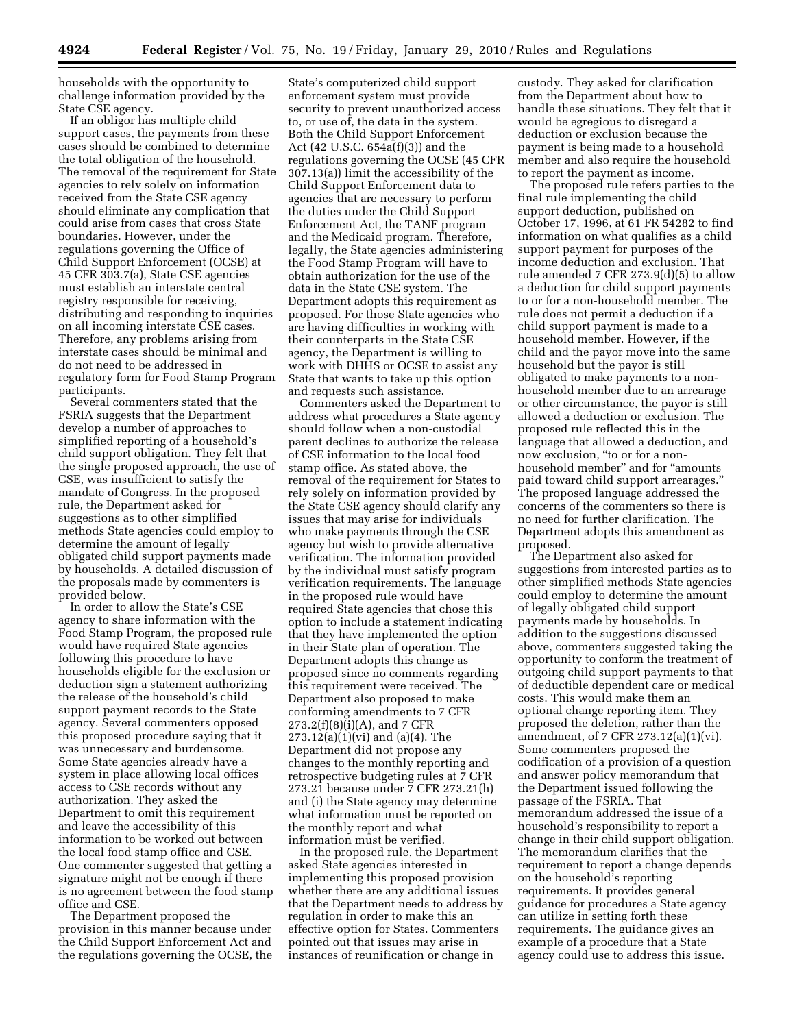households with the opportunity to challenge information provided by the State CSE agency.

If an obligor has multiple child support cases, the payments from these cases should be combined to determine the total obligation of the household. The removal of the requirement for State agencies to rely solely on information received from the State CSE agency should eliminate any complication that could arise from cases that cross State boundaries. However, under the regulations governing the Office of Child Support Enforcement (OCSE) at 45 CFR 303.7(a), State CSE agencies must establish an interstate central registry responsible for receiving, distributing and responding to inquiries on all incoming interstate CSE cases. Therefore, any problems arising from interstate cases should be minimal and do not need to be addressed in regulatory form for Food Stamp Program participants.

Several commenters stated that the FSRIA suggests that the Department develop a number of approaches to simplified reporting of a household's child support obligation. They felt that the single proposed approach, the use of CSE, was insufficient to satisfy the mandate of Congress. In the proposed rule, the Department asked for suggestions as to other simplified methods State agencies could employ to determine the amount of legally obligated child support payments made by households. A detailed discussion of the proposals made by commenters is provided below.

In order to allow the State's CSE agency to share information with the Food Stamp Program, the proposed rule would have required State agencies following this procedure to have households eligible for the exclusion or deduction sign a statement authorizing the release of the household's child support payment records to the State agency. Several commenters opposed this proposed procedure saying that it was unnecessary and burdensome. Some State agencies already have a system in place allowing local offices access to CSE records without any authorization. They asked the Department to omit this requirement and leave the accessibility of this information to be worked out between the local food stamp office and CSE. One commenter suggested that getting a signature might not be enough if there is no agreement between the food stamp office and CSE.

The Department proposed the provision in this manner because under the Child Support Enforcement Act and the regulations governing the OCSE, the State's computerized child support enforcement system must provide security to prevent unauthorized access to, or use of, the data in the system. Both the Child Support Enforcement Act (42 U.S.C. 654a(f)(3)) and the regulations governing the OCSE (45 CFR 307.13(a)) limit the accessibility of the Child Support Enforcement data to agencies that are necessary to perform the duties under the Child Support Enforcement Act, the TANF program and the Medicaid program. Therefore, legally, the State agencies administering the Food Stamp Program will have to obtain authorization for the use of the data in the State CSE system. The Department adopts this requirement as proposed. For those State agencies who are having difficulties in working with their counterparts in the State CSE agency, the Department is willing to work with DHHS or OCSE to assist any State that wants to take up this option and requests such assistance.

Commenters asked the Department to address what procedures a State agency should follow when a non-custodial parent declines to authorize the release of CSE information to the local food stamp office. As stated above, the removal of the requirement for States to rely solely on information provided by the State CSE agency should clarify any issues that may arise for individuals who make payments through the CSE agency but wish to provide alternative verification. The information provided by the individual must satisfy program verification requirements. The language in the proposed rule would have required State agencies that chose this option to include a statement indicating that they have implemented the option in their State plan of operation. The Department adopts this change as proposed since no comments regarding this requirement were received. The Department also proposed to make conforming amendments to 7 CFR 273.2(f)(8)(i)(A), and 7 CFR 273.12(a)(1)(vi) and (a)(4). The Department did not propose any changes to the monthly reporting and retrospective budgeting rules at 7 CFR 273.21 because under 7 CFR 273.21(h) and (i) the State agency may determine what information must be reported on the monthly report and what information must be verified.

In the proposed rule, the Department asked State agencies interested in implementing this proposed provision whether there are any additional issues that the Department needs to address by regulation in order to make this an effective option for States. Commenters pointed out that issues may arise in instances of reunification or change in custody. They asked for clarification from the Department about how to handle these situations. They felt that it would be egregious to disregard a deduction or exclusion because the payment is being made to a household member and also require the household to report the payment as income.

The proposed rule refers parties to the final rule implementing the child support deduction, published on October 17, 1996, at 61 FR 54282 to find information on what qualifies as a child support payment for purposes of the income deduction and exclusion. That rule amended 7 CFR 273.9(d)(5) to allow a deduction for child support payments to or for a non-household member. The rule does not permit a deduction if a child support payment is made to a household member. However, if the child and the payor move into the same household but the payor is still obligated to make payments to a non-household member due to an arrearage or other circumstance, the payor is still allowed a deduction or exclusion. The proposed rule reflected this in the language that allowed a deduction, and now exclusion, "to or for a non-household member" and for "amounts paid toward child support arrearages." The proposed language addressed the concerns of the commenters so there is no need for further clarification. The Department adopts this amendment as proposed.

The Department also asked for suggestions from interested parties as to other simplified methods State agencies could employ to determine the amount of legally obligated child support payments made by households. In addition to the suggestions discussed above, commenters suggested taking the opportunity to conform the treatment of outgoing child support payments to that of deductible dependent care or medical costs. This would make them an optional change reporting item. They proposed the deletion, rather than the amendment, of 7 CFR 273.12(a)(1)(vi). Some commenters proposed the codification of a provision of a question and answer policy memorandum that the Department issued following the passage of the FSRIA. That memorandum addressed the issue of a household's responsibility to report a change in their child support obligation. The memorandum clarifies that the requirement to report a change depends on the household's reporting requirements. It provides general guidance for procedures a State agency can utilize in setting forth these requirements. The guidance gives an example of a procedure that a State agency could use to address this issue.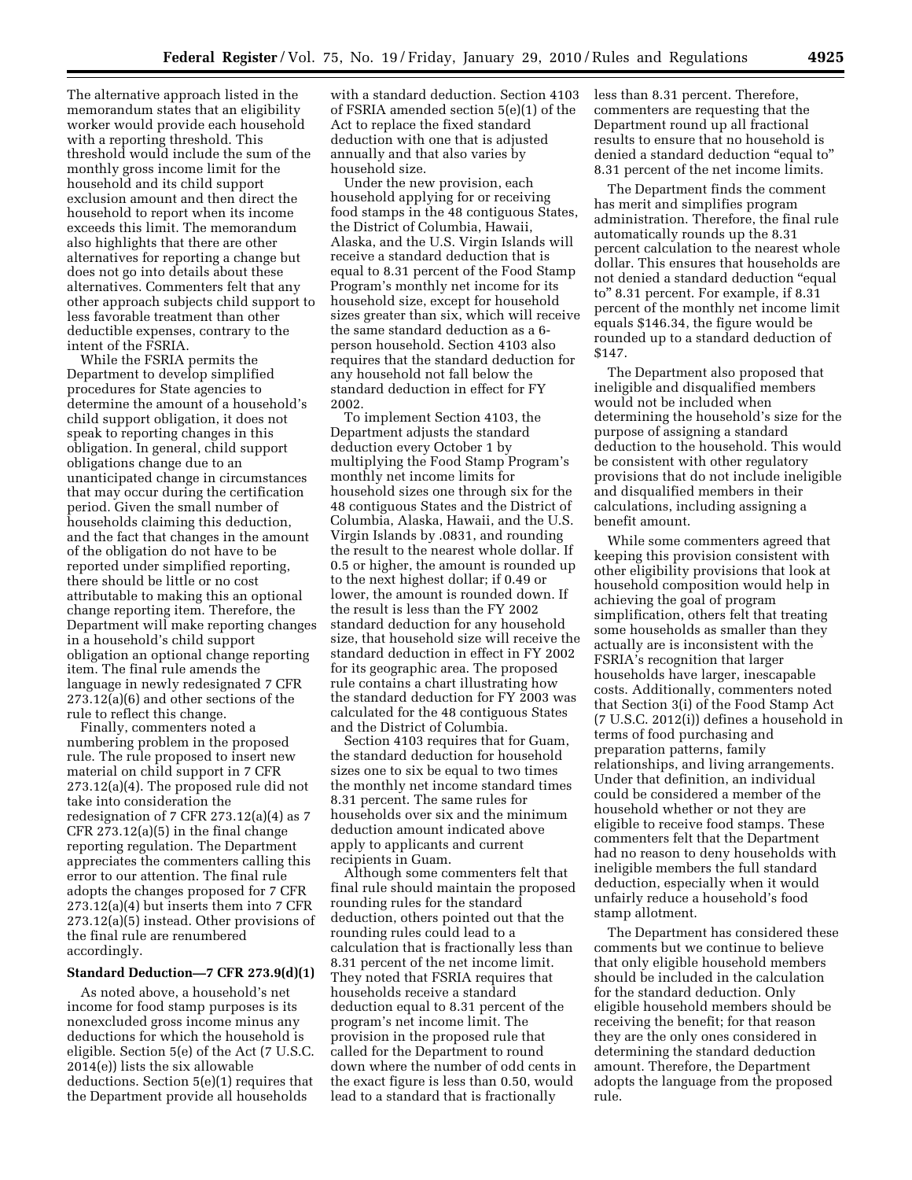The alternative approach listed in the memorandum states that an eligibility worker would provide each household with a reporting threshold. This threshold would include the sum of the monthly gross income limit for the household and its child support exclusion amount and then direct the household to report when its income exceeds this limit. The memorandum also highlights that there are other alternatives for reporting a change but does not go into details about these alternatives. Commenters felt that any other approach subjects child support to less favorable treatment than other deductible expenses, contrary to the intent of the FSRIA.

While the FSRIA permits the Department to develop simplified procedures for State agencies to determine the amount of a household's child support obligation, it does not speak to reporting changes in this obligation. In general, child support obligations change due to an unanticipated change in circumstances that may occur during the certification period. Given the small number of households claiming this deduction, and the fact that changes in the amount of the obligation do not have to be reported under simplified reporting, there should be little or no cost attributable to making this an optional change reporting item. Therefore, the Department will make reporting changes in a household's child support obligation an optional change reporting item. The final rule amends the language in newly redesignated 7 CFR 273.12(a)(6) and other sections of the rule to reflect this change.

Finally, commenters noted a numbering problem in the proposed rule. The rule proposed to insert new material on child support in 7 CFR 273.12(a)(4). The proposed rule did not take into consideration the redesignation of 7 CFR 273.12(a)(4) as 7 CFR 273.12(a)(5) in the final change reporting regulation. The Department appreciates the commenters calling this error to our attention. The final rule adopts the changes proposed for 7 CFR 273.12(a)(4) but inserts them into 7 CFR 273.12(a)(5) instead. Other provisions of the final rule are renumbered accordingly.

**Standard Deduction—7 CFR 273.9(d)(1)**

As noted above, a household's net income for food stamp purposes is its nonexcluded gross income minus any deductions for which the household is eligible. Section 5(e) of the Act (7 U.S.C. 2014(e)) lists the six allowable deductions. Section 5(e)(1) requires that the Department provide all households with a standard deduction. Section 4103 of FSRIA amended section 5(e)(1) of the Act to replace the fixed standard deduction with one that is adjusted annually and that also varies by household size.

Under the new provision, each household applying for or receiving food stamps in the 48 contiguous States, the District of Columbia, Hawaii, Alaska, and the U.S. Virgin Islands will receive a standard deduction that is equal to 8.31 percent of the Food Stamp Program's monthly net income for its household size, except for household sizes greater than six, which will receive the same standard deduction as a 6-person household. Section 4103 also requires that the standard deduction for any household not fall below the standard deduction in effect for FY 2002.

To implement Section 4103, the Department adjusts the standard deduction every October 1 by multiplying the Food Stamp Program's monthly net income limits for household sizes one through six for the 48 contiguous States and the District of Columbia, Alaska, Hawaii, and the U.S. Virgin Islands by .0831, and rounding the result to the nearest whole dollar. If 0.5 or higher, the amount is rounded up to the next highest dollar; if 0.49 or lower, the amount is rounded down. If the result is less than the FY 2002 standard deduction for any household size, that household size will receive the standard deduction in effect in FY 2002 for its geographic area. The proposed rule contains a chart illustrating how the standard deduction for FY 2003 was calculated for the 48 contiguous States and the District of Columbia.

Section 4103 requires that for Guam, the standard deduction for household sizes one to six be equal to two times the monthly net income standard times 8.31 percent. The same rules for households over six and the minimum deduction amount indicated above apply to applicants and current recipients in Guam.

Although some commenters felt that final rule should maintain the proposed rounding rules for the standard deduction, others pointed out that the rounding rules could lead to a calculation that is fractionally less than 8.31 percent of the net income limit. They noted that FSRIA requires that households receive a standard deduction equal to 8.31 percent of the program's net income limit. The provision in the proposed rule that called for the Department to round down where the number of odd cents in the exact figure is less than 0.50, would lead to a standard that is fractionally less than 8.31 percent. Therefore, commenters are requesting that the Department round up all fractional results to ensure that no household is denied a standard deduction "equal to" 8.31 percent of the net income limits.

The Department finds the comment has merit and simplifies program administration. Therefore, the final rule automatically rounds up the 8.31 percent calculation to the nearest whole dollar. This ensures that households are not denied a standard deduction "equal to" 8.31 percent. For example, if 8.31 percent of the monthly net income limit equals $146.34, the figure would be rounded up to a standard deduction of $147.

The Department also proposed that ineligible and disqualified members would not be included when determining the household's size for the purpose of assigning a standard deduction to the household. This would be consistent with other regulatory provisions that do not include ineligible and disqualified members in their calculations, including assigning a benefit amount.

While some commenters agreed that keeping this provision consistent with other eligibility provisions that look at household composition would help in achieving the goal of program simplification, others felt that treating some households as smaller than they actually are is inconsistent with the FSRIA's recognition that larger households have larger, inescapable costs. Additionally, commenters noted that Section 3(i) of the Food Stamp Act (7 U.S.C. 2012(i)) defines a household in terms of food purchasing and preparation patterns, family relationships, and living arrangements. Under that definition, an individual could be considered a member of the household whether or not they are eligible to receive food stamps. These commenters felt that the Department had no reason to deny households with ineligible members the full standard deduction, especially when it would unfairly reduce a household's food stamp allotment.

The Department has considered these comments but we continue to believe that only eligible household members should be included in the calculation for the standard deduction. Only eligible household members should be receiving the benefit; for that reason they are the only ones considered in determining the standard deduction amount. Therefore, the Department adopts the language from the proposed rule.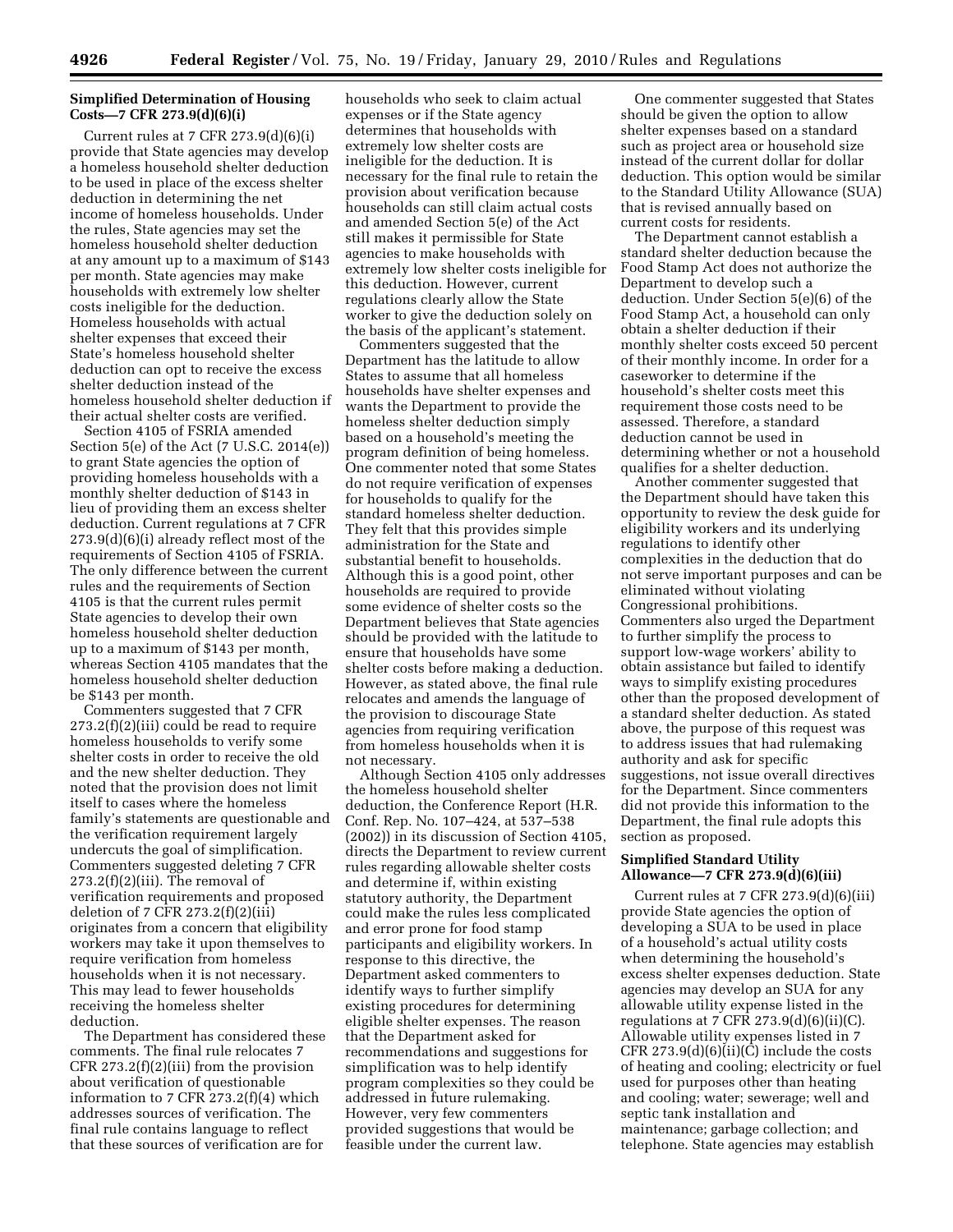### Simplified Determination of Housing Costs—7 CFR 273.9(d)(6)(i)

Current rules at 7 CFR 273.9(d)(6)(i) provide that State agencies may develop a homeless household shelter deduction to be used in place of the excess shelter deduction in determining the net income of homeless households. Under the rules, State agencies may set the homeless household shelter deduction at any amount up to a maximum of $143 per month. State agencies may make households with extremely low shelter costs ineligible for the deduction. Homeless households with actual shelter expenses that exceed their State's homeless household shelter deduction can opt to receive the excess shelter deduction instead of the homeless household shelter deduction if their actual shelter costs are verified.

Section 4105 of FSRIA amended Section 5(e) of the Act (7 U.S.C. 2014(e)) to grant State agencies the option of providing homeless households with a monthly shelter deduction of $143 in lieu of providing them an excess shelter deduction. Current regulations at 7 CFR 273.9(d)(6)(i) already reflect most of the requirements of Section 4105 of FSRIA. The only difference between the current rules and the requirements of Section 4105 is that the current rules permit State agencies to develop their own homeless household shelter deduction up to a maximum of $143 per month, whereas Section 4105 mandates that the homeless household shelter deduction be $143 per month.

Commenters suggested that 7 CFR 273.2(f)(2)(iii) could be read to require homeless households to verify some shelter costs in order to receive the old and the new shelter deduction. They noted that the provision does not limit itself to cases where the homeless family's statements are questionable and the verification requirement largely undercuts the goal of simplification. Commenters suggested deleting 7 CFR 273.2(f)(2)(iii). The removal of verification requirements and proposed deletion of 7 CFR 273.2(f)(2)(iii) originates from a concern that eligibility workers may take it upon themselves to require verification from homeless households when it is not necessary. This may lead to fewer households receiving the homeless shelter deduction.

The Department has considered these comments. The final rule relocates 7 CFR 273.2(f)(2)(iii) from the provision about verification of questionable information to 7 CFR 273.2(f)(4) which addresses sources of verification. The final rule contains language to reflect that these sources of verification are for households who seek to claim actual expenses or if the State agency determines that households with extremely low shelter costs are ineligible for the deduction. It is necessary for the final rule to retain the provision about verification because households can still claim actual costs and amended Section 5(e) of the Act still makes it permissible for State agencies to make households with extremely low shelter costs ineligible for this deduction. However, current regulations clearly allow the State worker to give the deduction solely on the basis of the applicant's statement.

Commenters suggested that the Department has the latitude to allow States to assume that all homeless households have shelter expenses and wants the Department to provide the homeless shelter deduction simply based on a household's meeting the program definition of being homeless. One commenter noted that some States do not require verification of expenses for households to qualify for the standard homeless shelter deduction. They felt that this provides simple administration for the State and substantial benefit to households. Although this is a good point, other households are required to provide some evidence of shelter costs so the Department believes that State agencies should be provided with the latitude to ensure that households have some shelter costs before making a deduction. However, as stated above, the final rule relocates and amends the language of the provision to discourage State agencies from requiring verification from homeless households when it is not necessary.

Although Section 4105 only addresses the homeless household shelter deduction, the Conference Report (H.R. Conf. Rep. No. 107–424, at 537–538 (2002)) in its discussion of Section 4105, directs the Department to review current rules regarding allowable shelter costs and determine if, within existing statutory authority, the Department could make the rules less complicated and error prone for food stamp participants and eligibility workers. In response to this directive, the Department asked commenters to identify ways to further simplify existing procedures for determining eligible shelter expenses. The reason that the Department asked for recommendations and suggestions for simplification was to help identify program complexities so they could be addressed in future rulemaking. However, very few commenters provided suggestions that would be feasible under the current law.

One commenter suggested that States should be given the option to allow shelter expenses based on a standard such as project area or household size instead of the current dollar for dollar deduction. This option would be similar to the Standard Utility Allowance (SUA) that is revised annually based on current costs for residents.

The Department cannot establish a standard shelter deduction because the Food Stamp Act does not authorize the Department to develop such a deduction. Under Section 5(e)(6) of the Food Stamp Act, a household can only obtain a shelter deduction if their monthly shelter costs exceed 50 percent of their monthly income. In order for a caseworker to determine if the household's shelter costs meet this requirement those costs need to be assessed. Therefore, a standard deduction cannot be used in determining whether or not a household qualifies for a shelter deduction.

Another commenter suggested that the Department should have taken this opportunity to review the desk guide for eligibility workers and its underlying regulations to identify other complexities in the deduction that do not serve important purposes and can be eliminated without violating Congressional prohibitions. Commenters also urged the Department to further simplify the process to support low-wage workers' ability to obtain assistance but failed to identify ways to simplify existing procedures other than the proposed development of a standard shelter deduction. As stated above, the purpose of this request was to address issues that had rulemaking authority and ask for specific suggestions, not issue overall directives for the Department. Since commenters did not provide this information to the Department, the final rule adopts this section as proposed.

### Simplified Standard Utility Allowance—7 CFR 273.9(d)(6)(iii)

Current rules at 7 CFR 273.9(d)(6)(iii) provide State agencies the option of developing a SUA to be used in place of a household's actual utility costs when determining the household's excess shelter expenses deduction. State agencies may develop an SUA for any allowable utility expense listed in the regulations at 7 CFR 273.9(d)(6)(ii)(C). Allowable utility expenses listed in 7 CFR 273.9(d)(6)(ii)(C) include the costs of heating and cooling; electricity or fuel used for purposes other than heating and cooling; water; sewerage; well and septic tank installation and maintenance; garbage collection; and telephone. State agencies may establish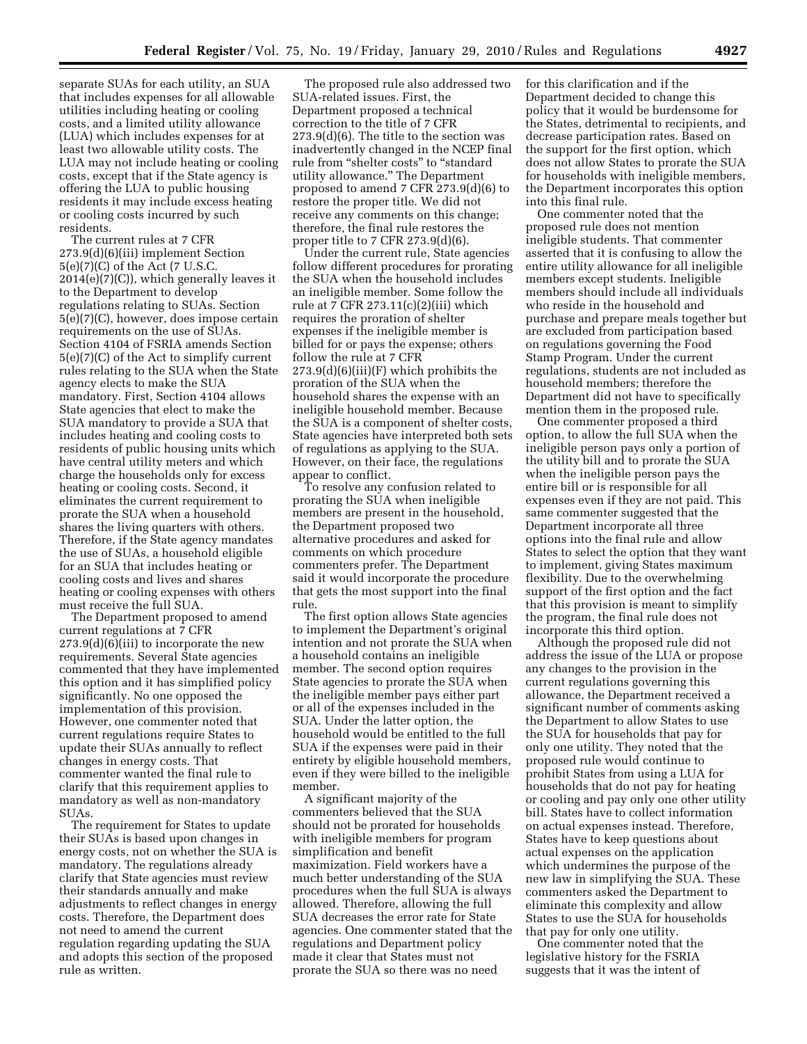separate SUAs for each utility, an SUA that includes expenses for all allowable utilities including heating or cooling costs, and a limited utility allowance (LUA) which includes expenses for at least two allowable utility costs. The LUA may not include heating or cooling costs, except that if the State agency is offering the LUA to public housing residents it may include excess heating or cooling costs incurred by such residents.

The current rules at 7 CFR 273.9(d)(6)(iii) implement Section 5(e)(7)(C) of the Act (7 U.S.C. 2014(e)(7)(C)), which generally leaves it to the Department to develop regulations relating to SUAs. Section 5(e)(7)(C), however, does impose certain requirements on the use of SUAs. Section 4104 of FSRIA amends Section 5(e)(7)(C) of the Act to simplify current rules relating to the SUA when the State agency elects to make the SUA mandatory. First, Section 4104 allows State agencies that elect to make the SUA mandatory to provide a SUA that includes heating and cooling costs to residents of public housing units which have central utility meters and which charge the households only for excess heating or cooling costs. Second, it eliminates the current requirement to prorate the SUA when a household shares the living quarters with others. Therefore, if the State agency mandates the use of SUAs, a household eligible for an SUA that includes heating or cooling costs and lives and shares heating or cooling expenses with others must receive the full SUA.

The Department proposed to amend current regulations at 7 CFR 273.9(d)(6)(iii) to incorporate the new requirements. Several State agencies commented that they have implemented this option and it has simplified policy significantly. No one opposed the implementation of this provision. However, one commenter noted that current regulations require States to update their SUAs annually to reflect changes in energy costs. That commenter wanted the final rule to clarify that this requirement applies to mandatory as well as non-mandatory SUAs.

The requirement for States to update their SUAs is based upon changes in energy costs, not on whether the SUA is mandatory. The regulations already clarify that State agencies must review their standards annually and make adjustments to reflect changes in energy costs. Therefore, the Department does not need to amend the current regulation regarding updating the SUA and adopts this section of the proposed rule as written.

The proposed rule also addressed two SUA-related issues. First, the Department proposed a technical correction to the title of 7 CFR 273.9(d)(6). The title to the section was inadvertently changed in the NCEP final rule from "shelter costs" to "standard utility allowance." The Department proposed to amend 7 CFR 273.9(d)(6) to restore the proper title. We did not receive any comments on this change; therefore, the final rule restores the proper title to 7 CFR 273.9(d)(6).

Under the current rule, State agencies follow different procedures for prorating the SUA when the household includes an ineligible member. Some follow the rule at 7 CFR 273.11(c)(2)(iii) which requires the proration of shelter expenses if the ineligible member is billed for or pays the expense; others follow the rule at 7 CFR 273.9(d)(6)(iii)(F) which prohibits the proration of the SUA when the household shares the expense with an ineligible household member. Because the SUA is a component of shelter costs, State agencies have interpreted both sets of regulations as applying to the SUA. However, on their face, the regulations appear to conflict.

To resolve any confusion related to prorating the SUA when ineligible members are present in the household, the Department proposed two alternative procedures and asked for comments on which procedure commenters prefer. The Department said it would incorporate the procedure that gets the most support into the final rule.

The first option allows State agencies to implement the Department's original intention and not prorate the SUA when a household contains an ineligible member. The second option requires State agencies to prorate the SUA when the ineligible member pays either part or all of the expenses included in the SUA. Under the latter option, the household would be entitled to the full SUA if the expenses were paid in their entirety by eligible household members, even if they were billed to the ineligible member.

A significant majority of the commenters believed that the SUA should not be prorated for households with ineligible members for program simplification and benefit maximization. Field workers have a much better understanding of the SUA procedures when the full SUA is always allowed. Therefore, allowing the full SUA decreases the error rate for State agencies. One commenter stated that the regulations and Department policy made it clear that States must not prorate the SUA so there was no need for this clarification and if the Department decided to change this policy that it would be burdensome for the States, detrimental to recipients, and decrease participation rates. Based on the support for the first option, which does not allow States to prorate the SUA for households with ineligible members, the Department incorporates this option into this final rule.

One commenter noted that the proposed rule does not mention ineligible students. That commenter asserted that it is confusing to allow the entire utility allowance for all ineligible members except students. Ineligible members should include all individuals who reside in the household and purchase and prepare meals together but are excluded from participation based on regulations governing the Food Stamp Program. Under the current regulations, students are not included as household members; therefore the Department did not have to specifically mention them in the proposed rule.

One commenter proposed a third option, to allow the full SUA when the ineligible person pays only a portion of the utility bill and to prorate the SUA when the ineligible person pays the entire bill or is responsible for all expenses even if they are not paid. This same commenter suggested that the Department incorporate all three options into the final rule and allow States to select the option that they want to implement, giving States maximum flexibility. Due to the overwhelming support of the first option and the fact that this provision is meant to simplify the program, the final rule does not incorporate this third option.

Although the proposed rule did not address the issue of the LUA or propose any changes to the provision in the current regulations governing this allowance, the Department received a significant number of comments asking the Department to allow States to use the SUA for households that pay for only one utility. They noted that the proposed rule would continue to prohibit States from using a LUA for households that do not pay for heating or cooling and pay only one other utility bill. States have to collect information on actual expenses instead. Therefore, States have to keep questions about actual expenses on the application which undermines the purpose of the new law in simplifying the SUA. These commenters asked the Department to eliminate this complexity and allow States to use the SUA for households that pay for only one utility.

One commenter noted that the legislative history for the FSRIA suggests that it was the intent of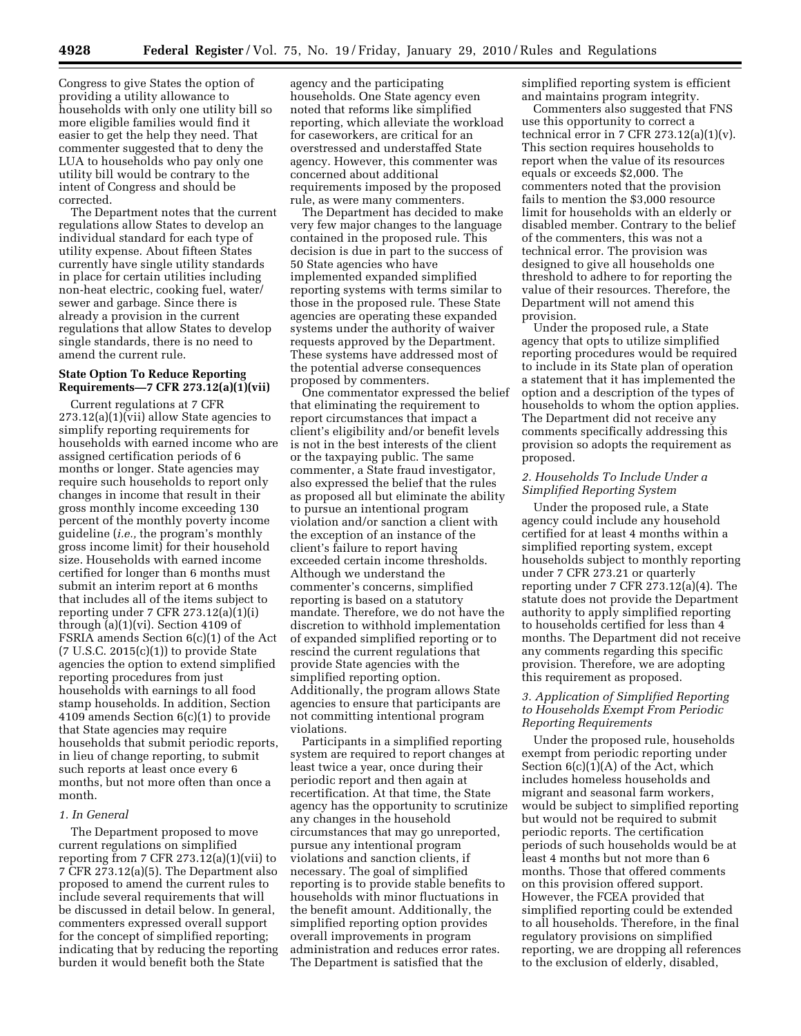Congress to give States the option of providing a utility allowance to households with only one utility bill so more eligible families would find it easier to get the help they need. That commenter suggested that to deny the LUA to households who pay only one utility bill would be contrary to the intent of Congress and should be corrected.

The Department notes that the current regulations allow States to develop an individual standard for each type of utility expense. About fifteen States currently have single utility standards in place for certain utilities including non-heat electric, cooking fuel, water/sewer and garbage. Since there is already a provision in the current regulations that allow States to develop single standards, there is no need to amend the current rule.

### State Option To Reduce Reporting Requirements—7 CFR 273.12(a)(1)(vii)

Current regulations at 7 CFR 273.12(a)(1)(vii) allow State agencies to simplify reporting requirements for households with earned income who are assigned certification periods of 6 months or longer. State agencies may require such households to report only changes in income that result in their gross monthly income exceeding 130 percent of the monthly poverty income guideline (*i.e.,* the program's monthly gross income limit) for their household size. Households with earned income certified for longer than 6 months must submit an interim report at 6 months that includes all of the items subject to reporting under 7 CFR 273.12(a)(1)(i) through (a)(1)(vi). Section 4109 of FSRIA amends Section 6(c)(1) of the Act (7 U.S.C. 2015(c)(1)) to provide State agencies the option to extend simplified reporting procedures from just households with earnings to all food stamp households. In addition, Section 4109 amends Section 6(c)(1) to provide that State agencies may require households that submit periodic reports, in lieu of change reporting, to submit such reports at least once every 6 months, but not more often than once a month.

#### *1. In General*

The Department proposed to move current regulations on simplified reporting from 7 CFR 273.12(a)(1)(vii) to 7 CFR 273.12(a)(5). The Department also proposed to amend the current rules to include several requirements that will be discussed in detail below. In general, commenters expressed overall support for the concept of simplified reporting; indicating that by reducing the reporting burden it would benefit both the State agency and the participating households. One State agency even noted that reforms like simplified reporting, which alleviate the workload for caseworkers, are critical for an overstressed and understaffed State agency. However, this commenter was concerned about additional requirements imposed by the proposed rule, as were many commenters.

The Department has decided to make very few major changes to the language contained in the proposed rule. This decision is due in part to the success of 50 State agencies who have implemented expanded simplified reporting systems with terms similar to those in the proposed rule. These State agencies are operating these expanded systems under the authority of waiver requests approved by the Department. These systems have addressed most of the potential adverse consequences proposed by commenters.

One commentator expressed the belief that eliminating the requirement to report circumstances that impact a client's eligibility and/or benefit levels is not in the best interests of the client or the taxpaying public. The same commenter, a State fraud investigator, also expressed the belief that the rules as proposed all but eliminate the ability to pursue an intentional program violation and/or sanction a client with the exception of an instance of the client's failure to report having exceeded certain income thresholds. Although we understand the commenter's concerns, simplified reporting is based on a statutory mandate. Therefore, we do not have the discretion to withhold implementation of expanded simplified reporting or to rescind the current regulations that provide State agencies with the simplified reporting option. Additionally, the program allows State agencies to ensure that participants are not committing intentional program violations.

Participants in a simplified reporting system are required to report changes at least twice a year, once during their periodic report and then again at recertification. At that time, the State agency has the opportunity to scrutinize any changes in the household circumstances that may go unreported, pursue any intentional program violations and sanction clients, if necessary. The goal of simplified reporting is to provide stable benefits to households with minor fluctuations in the benefit amount. Additionally, the simplified reporting option provides overall improvements in program administration and reduces error rates. The Department is satisfied that the simplified reporting system is efficient and maintains program integrity.

Commenters also suggested that FNS use this opportunity to correct a technical error in 7 CFR 273.12(a)(1)(v). This section requires households to report when the value of its resources equals or exceeds $2,000. The commenters noted that the provision fails to mention the $3,000 resource limit for households with an elderly or disabled member. Contrary to the belief of the commenters, this was not a technical error. The provision was designed to give all households one threshold to adhere to for reporting the value of their resources. Therefore, the Department will not amend this provision.

Under the proposed rule, a State agency that opts to utilize simplified reporting procedures would be required to include in its State plan of operation a statement that it has implemented the option and a description of the types of households to whom the option applies. The Department did not receive any comments specifically addressing this provision so adopts the requirement as proposed.

#### *2. Households To Include Under a Simplified Reporting System*

Under the proposed rule, a State agency could include any household certified for at least 4 months within a simplified reporting system, except households subject to monthly reporting under 7 CFR 273.21 or quarterly reporting under 7 CFR 273.12(a)(4). The statute does not provide the Department authority to apply simplified reporting to households certified for less than 4 months. The Department did not receive any comments regarding this specific provision. Therefore, we are adopting this requirement as proposed.

#### *3. Application of Simplified Reporting to Households Exempt From Periodic Reporting Requirements*

Under the proposed rule, households exempt from periodic reporting under Section 6(c)(1)(A) of the Act, which includes homeless households and migrant and seasonal farm workers, would be subject to simplified reporting but would not be required to submit periodic reports. The certification periods of such households would be at least 4 months but not more than 6 months. Those that offered comments on this provision offered support. However, the FCEA provided that simplified reporting could be extended to all households. Therefore, in the final regulatory provisions on simplified reporting, we are dropping all references to the exclusion of elderly, disabled,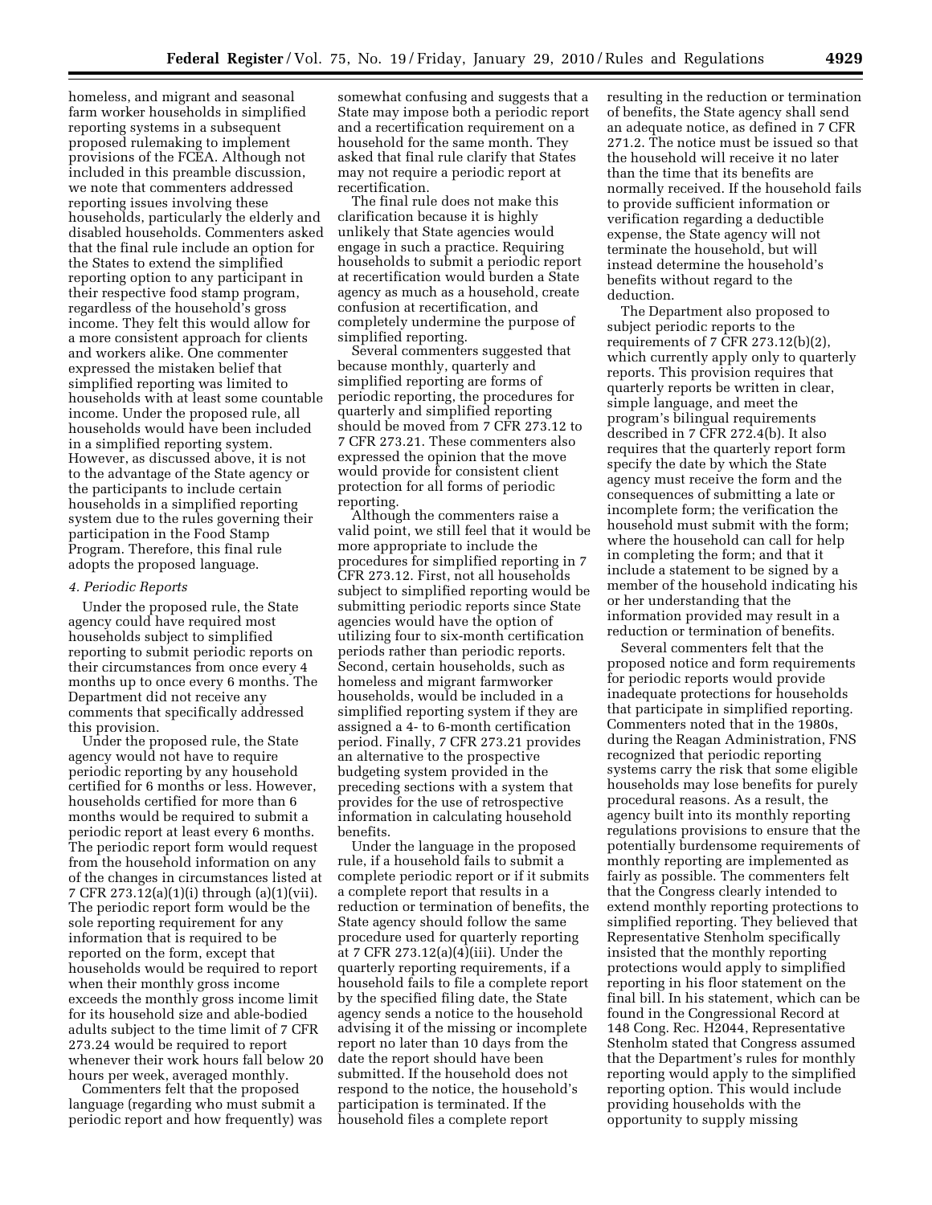homeless, and migrant and seasonal farm worker households in simplified reporting systems in a subsequent proposed rulemaking to implement provisions of the FCEA. Although not included in this preamble discussion, we note that commenters addressed reporting issues involving these households, particularly the elderly and disabled households. Commenters asked that the final rule include an option for the States to extend the simplified reporting option to any participant in their respective food stamp program, regardless of the household's gross income. They felt this would allow for a more consistent approach for clients and workers alike. One commenter expressed the mistaken belief that simplified reporting was limited to households with at least some countable income. Under the proposed rule, all households would have been included in a simplified reporting system. However, as discussed above, it is not to the advantage of the State agency or the participants to include certain households in a simplified reporting system due to the rules governing their participation in the Food Stamp Program. Therefore, this final rule adopts the proposed language.

*4. Periodic Reports*

Under the proposed rule, the State agency could have required most households subject to simplified reporting to submit periodic reports on their circumstances from once every 4 months up to once every 6 months. The Department did not receive any comments that specifically addressed this provision.

Under the proposed rule, the State agency would not have to require periodic reporting by any household certified for 6 months or less. However, households certified for more than 6 months would be required to submit a periodic report at least every 6 months. The periodic report form would request from the household information on any of the changes in circumstances listed at 7 CFR 273.12(a)(1)(i) through (a)(1)(vii). The periodic report form would be the sole reporting requirement for any information that is required to be reported on the form, except that households would be required to report when their monthly gross income exceeds the monthly gross income limit for its household size and able-bodied adults subject to the time limit of 7 CFR 273.24 would be required to report whenever their work hours fall below 20 hours per week, averaged monthly.

Commenters felt that the proposed language (regarding who must submit a periodic report and how frequently) was somewhat confusing and suggests that a State may impose both a periodic report and a recertification requirement on a household for the same month. They asked that final rule clarify that States may not require a periodic report at recertification.

The final rule does not make this clarification because it is highly unlikely that State agencies would engage in such a practice. Requiring households to submit a periodic report at recertification would burden a State agency as much as a household, create confusion at recertification, and completely undermine the purpose of simplified reporting.

Several commenters suggested that because monthly, quarterly and simplified reporting are forms of periodic reporting, the procedures for quarterly and simplified reporting should be moved from 7 CFR 273.12 to 7 CFR 273.21. These commenters also expressed the opinion that the move would provide for consistent client protection for all forms of periodic reporting.

Although the commenters raise a valid point, we still feel that it would be more appropriate to include the procedures for simplified reporting in 7 CFR 273.12. First, not all households subject to simplified reporting would be submitting periodic reports since State agencies would have the option of utilizing four to six-month certification periods rather than periodic reports. Second, certain households, such as homeless and migrant farmworker households, would be included in a simplified reporting system if they are assigned a 4- to 6-month certification period. Finally, 7 CFR 273.21 provides an alternative to the prospective budgeting system provided in the preceding sections with a system that provides for the use of retrospective information in calculating household benefits.

Under the language in the proposed rule, if a household fails to submit a complete periodic report or if it submits a complete report that results in a reduction or termination of benefits, the State agency should follow the same procedure used for quarterly reporting at 7 CFR 273.12(a)(4)(iii). Under the quarterly reporting requirements, if a household fails to file a complete report by the specified filing date, the State agency sends a notice to the household advising it of the missing or incomplete report no later than 10 days from the date the report should have been submitted. If the household does not respond to the notice, the household's participation is terminated. If the household files a complete report resulting in the reduction or termination of benefits, the State agency shall send an adequate notice, as defined in 7 CFR 271.2. The notice must be issued so that the household will receive it no later than the time that its benefits are normally received. If the household fails to provide sufficient information or verification regarding a deductible expense, the State agency will not terminate the household, but will instead determine the household's benefits without regard to the deduction.

The Department also proposed to subject periodic reports to the requirements of 7 CFR 273.12(b)(2), which currently apply only to quarterly reports. This provision requires that quarterly reports be written in clear, simple language, and meet the program's bilingual requirements described in 7 CFR 272.4(b). It also requires that the quarterly report form specify the date by which the State agency must receive the form and the consequences of submitting a late or incomplete form; the verification the household must submit with the form; where the household can call for help in completing the form; and that it include a statement to be signed by a member of the household indicating his or her understanding that the information provided may result in a reduction or termination of benefits.

Several commenters felt that the proposed notice and form requirements for periodic reports would provide inadequate protections for households that participate in simplified reporting. Commenters noted that in the 1980s, during the Reagan Administration, FNS recognized that periodic reporting systems carry the risk that some eligible households may lose benefits for purely procedural reasons. As a result, the agency built into its monthly reporting regulations provisions to ensure that the potentially burdensome requirements of monthly reporting are implemented as fairly as possible. The commenters felt that the Congress clearly intended to extend monthly reporting protections to simplified reporting. They believed that Representative Stenholm specifically insisted that the monthly reporting protections would apply to simplified reporting in his floor statement on the final bill. In his statement, which can be found in the Congressional Record at 148 Cong. Rec. H2044, Representative Stenholm stated that Congress assumed that the Department's rules for monthly reporting would apply to the simplified reporting option. This would include providing households with the opportunity to supply missing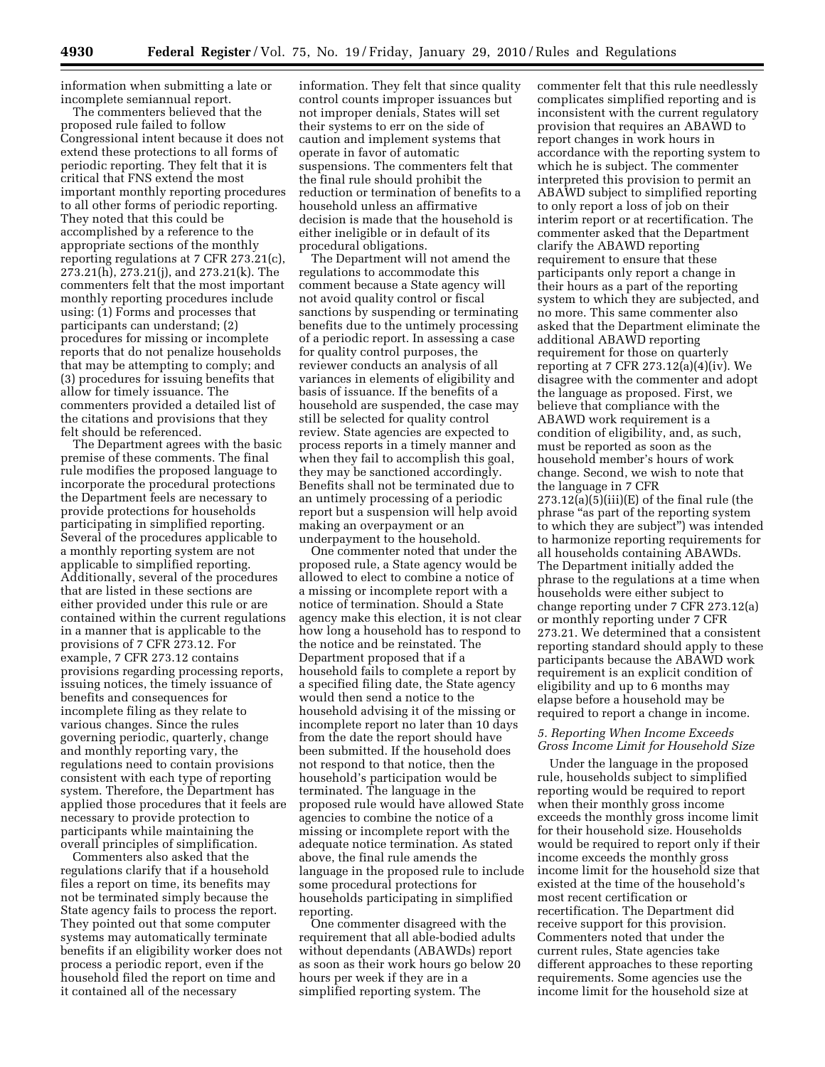information when submitting a late or incomplete semiannual report.

The commenters believed that the proposed rule failed to follow Congressional intent because it does not extend these protections to all forms of periodic reporting. They felt that it is critical that FNS extend the most important monthly reporting procedures to all other forms of periodic reporting. They noted that this could be accomplished by a reference to the appropriate sections of the monthly reporting regulations at 7 CFR 273.21(c), 273.21(h), 273.21(j), and 273.21(k). The commenters felt that the most important monthly reporting procedures include using: (1) Forms and processes that participants can understand; (2) procedures for missing or incomplete reports that do not penalize households that may be attempting to comply; and (3) procedures for issuing benefits that allow for timely issuance. The commenters provided a detailed list of the citations and provisions that they felt should be referenced.

The Department agrees with the basic premise of these comments. The final rule modifies the proposed language to incorporate the procedural protections the Department feels are necessary to provide protections for households participating in simplified reporting. Several of the procedures applicable to a monthly reporting system are not applicable to simplified reporting. Additionally, several of the procedures that are listed in these sections are either provided under this rule or are contained within the current regulations in a manner that is applicable to the provisions of 7 CFR 273.12. For example, 7 CFR 273.12 contains provisions regarding processing reports, issuing notices, the timely issuance of benefits and consequences for incomplete filing as they relate to various changes. Since the rules governing periodic, quarterly, change and monthly reporting vary, the regulations need to contain provisions consistent with each type of reporting system. Therefore, the Department has applied those procedures that it feels are necessary to provide protection to participants while maintaining the overall principles of simplification.

Commenters also asked that the regulations clarify that if a household files a report on time, its benefits may not be terminated simply because the State agency fails to process the report. They pointed out that some computer systems may automatically terminate benefits if an eligibility worker does not process a periodic report, even if the household filed the report on time and it contained all of the necessary information. They felt that since quality control counts improper issuances but not improper denials, States will set their systems to err on the side of caution and implement systems that operate in favor of automatic suspensions. The commenters felt that the final rule should prohibit the reduction or termination of benefits to a household unless an affirmative decision is made that the household is either ineligible or in default of its procedural obligations.

The Department will not amend the regulations to accommodate this comment because a State agency will not avoid quality control or fiscal sanctions by suspending or terminating benefits due to the untimely processing of a periodic report. In assessing a case for quality control purposes, the reviewer conducts an analysis of all variances in elements of eligibility and basis of issuance. If the benefits of a household are suspended, the case may still be selected for quality control review. State agencies are expected to process reports in a timely manner and when they fail to accomplish this goal, they may be sanctioned accordingly. Benefits shall not be terminated due to an untimely processing of a periodic report but a suspension will help avoid making an overpayment or an underpayment to the household.

One commenter noted that under the proposed rule, a State agency would be allowed to elect to combine a notice of a missing or incomplete report with a notice of termination. Should a State agency make this election, it is not clear how long a household has to respond to the notice and be reinstated. The Department proposed that if a household fails to complete a report by a specified filing date, the State agency would then send a notice to the household advising it of the missing or incomplete report no later than 10 days from the date the report should have been submitted. If the household does not respond to that notice, then the household's participation would be terminated. The language in the proposed rule would have allowed State agencies to combine the notice of a missing or incomplete report with the adequate notice termination. As stated above, the final rule amends the language in the proposed rule to include some procedural protections for households participating in simplified reporting.

One commenter disagreed with the requirement that all able-bodied adults without dependants (ABAWDs) report as soon as their work hours go below 20 hours per week if they are in a simplified reporting system. The commenter felt that this rule needlessly complicates simplified reporting and is inconsistent with the current regulatory provision that requires an ABAWD to report changes in work hours in accordance with the reporting system to which he is subject. The commenter interpreted this provision to permit an ABAWD subject to simplified reporting to only report a loss of job on their interim report or at recertification. The commenter asked that the Department clarify the ABAWD reporting requirement to ensure that these participants only report a change in their hours as a part of the reporting system to which they are subjected, and no more. This same commenter also asked that the Department eliminate the additional ABAWD reporting requirement for those on quarterly reporting at 7 CFR 273.12(a)(4)(iv). We disagree with the commenter and adopt the language as proposed. First, we believe that compliance with the ABAWD work requirement is a condition of eligibility, and, as such, must be reported as soon as the household member's hours of work change. Second, we wish to note that the language in 7 CFR 273.12(a)(5)(iii)(E) of the final rule (the phrase "as part of the reporting system to which they are subject") was intended to harmonize reporting requirements for all households containing ABAWDs. The Department initially added the phrase to the regulations at a time when households were either subject to change reporting under 7 CFR 273.12(a) or monthly reporting under 7 CFR 273.21. We determined that a consistent reporting standard should apply to these participants because the ABAWD work requirement is an explicit condition of eligibility and up to 6 months may elapse before a household may be required to report a change in income.

*5. Reporting When Income Exceeds Gross Income Limit for Household Size*

Under the language in the proposed rule, households subject to simplified reporting would be required to report when their monthly gross income exceeds the monthly gross income limit for their household size. Households would be required to report only if their income exceeds the monthly gross income limit for the household size that existed at the time of the household's most recent certification or recertification. The Department did receive support for this provision. Commenters noted that under the current rules, State agencies take different approaches to these reporting requirements. Some agencies use the income limit for the household size at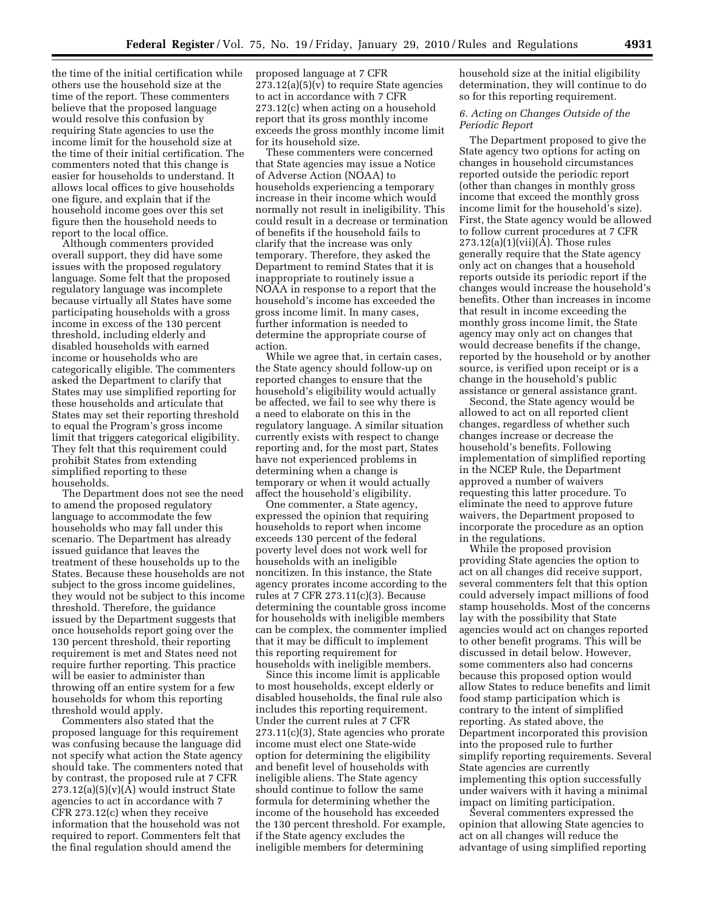the time of the initial certification while others use the household size at the time of the report. These commenters believe that the proposed language would resolve this confusion by requiring State agencies to use the income limit for the household size at the time of their initial certification. The commenters noted that this change is easier for households to understand. It allows local offices to give households one figure, and explain that if the household income goes over this set figure then the household needs to report to the local office.

Although commenters provided overall support, they did have some issues with the proposed regulatory language. Some felt that the proposed regulatory language was incomplete because virtually all States have some participating households with a gross income in excess of the 130 percent threshold, including elderly and disabled households with earned income or households who are categorically eligible. The commenters asked the Department to clarify that States may use simplified reporting for these households and articulate that States may set their reporting threshold to equal the Program's gross income limit that triggers categorical eligibility. They felt that this requirement could prohibit States from extending simplified reporting to these households.

The Department does not see the need to amend the proposed regulatory language to accommodate the few households who may fall under this scenario. The Department has already issued guidance that leaves the treatment of these households up to the States. Because these households are not subject to the gross income guidelines, they would not be subject to this income threshold. Therefore, the guidance issued by the Department suggests that once households report going over the 130 percent threshold, their reporting requirement is met and States need not require further reporting. This practice will be easier to administer than throwing off an entire system for a few households for whom this reporting threshold would apply.

Commenters also stated that the proposed language for this requirement was confusing because the language did not specify what action the State agency should take. The commenters noted that by contrast, the proposed rule at 7 CFR 273.12(a)(5)(v)(A) would instruct State agencies to act in accordance with 7 CFR 273.12(c) when they receive information that the household was not required to report. Commenters felt that the final regulation should amend the proposed language at 7 CFR 273.12(a)(5)(v) to require State agencies to act in accordance with 7 CFR 273.12(c) when acting on a household report that its gross monthly income exceeds the gross monthly income limit for its household size.

These commenters were concerned that State agencies may issue a Notice of Adverse Action (NOAA) to households experiencing a temporary increase in their income which would normally not result in ineligibility. This could result in a decrease or termination of benefits if the household fails to clarify that the increase was only temporary. Therefore, they asked the Department to remind States that it is inappropriate to routinely issue a NOAA in response to a report that the household's income has exceeded the gross income limit. In many cases, further information is needed to determine the appropriate course of action.

While we agree that, in certain cases, the State agency should follow-up on reported changes to ensure that the household's eligibility would actually be affected, we fail to see why there is a need to elaborate on this in the regulatory language. A similar situation currently exists with respect to change reporting and, for the most part, States have not experienced problems in determining when a change is temporary or when it would actually affect the household's eligibility.

One commenter, a State agency, expressed the opinion that requiring households to report when income exceeds 130 percent of the federal poverty level does not work well for households with an ineligible noncitizen. In this instance, the State agency prorates income according to the rules at 7 CFR 273.11(c)(3). Because determining the countable gross income for households with ineligible members can be complex, the commenter implied that it may be difficult to implement this reporting requirement for households with ineligible members.

Since this income limit is applicable to most households, except elderly or disabled households, the final rule also includes this reporting requirement. Under the current rules at 7 CFR 273.11(c)(3), State agencies who prorate income must elect one State-wide option for determining the eligibility and benefit level of households with ineligible aliens. The State agency should continue to follow the same formula for determining whether the income of the household has exceeded the 130 percent threshold. For example, if the State agency excludes the ineligible members for determining household size at the initial eligibility determination, they will continue to do so for this reporting requirement.

### *6. Acting on Changes Outside of the Periodic Report*

The Department proposed to give the State agency two options for acting on changes in household circumstances reported outside the periodic report (other than changes in monthly gross income that exceed the monthly gross income limit for the household's size). First, the State agency would be allowed to follow current procedures at 7 CFR 273.12(a)(1)(vii)(A). Those rules generally require that the State agency only act on changes that a household reports outside its periodic report if the changes would increase the household's benefits. Other than increases in income that result in income exceeding the monthly gross income limit, the State agency may only act on changes that would decrease benefits if the change, reported by the household or by another source, is verified upon receipt or is a change in the household's public assistance or general assistance grant.

Second, the State agency would be allowed to act on all reported client changes, regardless of whether such changes increase or decrease the household's benefits. Following implementation of simplified reporting in the NCEP Rule, the Department approved a number of waivers requesting this latter procedure. To eliminate the need to approve future waivers, the Department proposed to incorporate the procedure as an option in the regulations.

While the proposed provision providing State agencies the option to act on all changes did receive support, several commenters felt that this option could adversely impact millions of food stamp households. Most of the concerns lay with the possibility that State agencies would act on changes reported to other benefit programs. This will be discussed in detail below. However, some commenters also had concerns because this proposed option would allow States to reduce benefits and limit food stamp participation which is contrary to the intent of simplified reporting. As stated above, the Department incorporated this provision into the proposed rule to further simplify reporting requirements. Several State agencies are currently implementing this option successfully under waivers with it having a minimal impact on limiting participation.

Several commenters expressed the opinion that allowing State agencies to act on all changes will reduce the advantage of using simplified reporting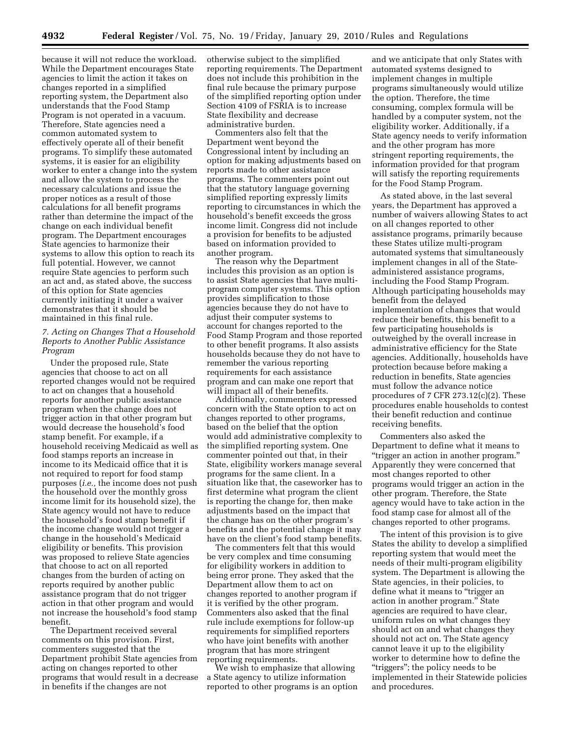because it will not reduce the workload. While the Department encourages State agencies to limit the action it takes on changes reported in a simplified reporting system, the Department also understands that the Food Stamp Program is not operated in a vacuum. Therefore, State agencies need a common automated system to effectively operate all of their benefit programs. To simplify these automated systems, it is easier for an eligibility worker to enter a change into the system and allow the system to process the necessary calculations and issue the proper notices as a result of those calculations for all benefit programs rather than determine the impact of the change on each individual benefit program. The Department encourages State agencies to harmonize their systems to allow this option to reach its full potential. However, we cannot require State agencies to perform such an act and, as stated above, the success of this option for State agencies currently initiating it under a waiver demonstrates that it should be maintained in this final rule.

### *7. Acting on Changes That a Household Reports to Another Public Assistance Program*

Under the proposed rule, State agencies that choose to act on all reported changes would not be required to act on changes that a household reports for another public assistance program when the change does not trigger action in that other program but would decrease the household's food stamp benefit. For example, if a household receiving Medicaid as well as food stamps reports an increase in income to its Medicaid office that it is not required to report for food stamp purposes (*i.e.,* the income does not push the household over the monthly gross income limit for its household size), the State agency would not have to reduce the household's food stamp benefit if the income change would not trigger a change in the household's Medicaid eligibility or benefits. This provision was proposed to relieve State agencies that choose to act on all reported changes from the burden of acting on reports required by another public assistance program that do not trigger action in that other program and would not increase the household's food stamp benefit.

The Department received several comments on this provision. First, commenters suggested that the Department prohibit State agencies from acting on changes reported to other programs that would result in a decrease in benefits if the changes are not otherwise subject to the simplified reporting requirements. The Department does not include this prohibition in the final rule because the primary purpose of the simplified reporting option under Section 4109 of FSRIA is to increase State flexibility and decrease administrative burden.

Commenters also felt that the Department went beyond the Congressional intent by including an option for making adjustments based on reports made to other assistance programs. The commenters point out that the statutory language governing simplified reporting expressly limits reporting to circumstances in which the household's benefit exceeds the gross income limit. Congress did not include a provision for benefits to be adjusted based on information provided to another program.

The reason why the Department includes this provision as an option is to assist State agencies that have multi-program computer systems. This option provides simplification to those agencies because they do not have to adjust their computer systems to account for changes reported to the Food Stamp Program and those reported to other benefit programs. It also assists households because they do not have to remember the various reporting requirements for each assistance program and can make one report that will impact all of their benefits.

Additionally, commenters expressed concern with the State option to act on changes reported to other programs, based on the belief that the option would add administrative complexity to the simplified reporting system. One commenter pointed out that, in their State, eligibility workers manage several programs for the same client. In a situation like that, the caseworker has to first determine what program the client is reporting the change for, then make adjustments based on the impact that the change has on the other program's benefits and the potential change it may have on the client's food stamp benefits.

The commenters felt that this would be very complex and time consuming for eligibility workers in addition to being error prone. They asked that the Department allow them to act on changes reported to another program if it is verified by the other program. Commenters also asked that the final rule include exemptions for follow-up requirements for simplified reporters who have joint benefits with another program that has more stringent reporting requirements.

We wish to emphasize that allowing a State agency to utilize information reported to other programs is an option and we anticipate that only States with automated systems designed to implement changes in multiple programs simultaneously would utilize the option. Therefore, the time consuming, complex formula will be handled by a computer system, not the eligibility worker. Additionally, if a State agency needs to verify information and the other program has more stringent reporting requirements, the information provided for that program will satisfy the reporting requirements for the Food Stamp Program.

As stated above, in the last several years, the Department has approved a number of waivers allowing States to act on all changes reported to other assistance programs, primarily because these States utilize multi-program automated systems that simultaneously implement changes in all of the State-administered assistance programs, including the Food Stamp Program. Although participating households may benefit from the delayed implementation of changes that would reduce their benefits, this benefit to a few participating households is outweighed by the overall increase in administrative efficiency for the State agencies. Additionally, households have protection because before making a reduction in benefits, State agencies must follow the advance notice procedures of 7 CFR 273.12(c)(2). These procedures enable households to contest their benefit reduction and continue receiving benefits.

Commenters also asked the Department to define what it means to "trigger an action in another program." Apparently they were concerned that most changes reported to other programs would trigger an action in the other program. Therefore, the State agency would have to take action in the food stamp case for almost all of the changes reported to other programs.

The intent of this provision is to give States the ability to develop a simplified reporting system that would meet the needs of their multi-program eligibility system. The Department is allowing the State agencies, in their policies, to define what it means to "trigger an action in another program." State agencies are required to have clear, uniform rules on what changes they should act on and what changes they should not act on. The State agency cannot leave it up to the eligibility worker to determine how to define the "triggers"; the policy needs to be implemented in their Statewide policies and procedures.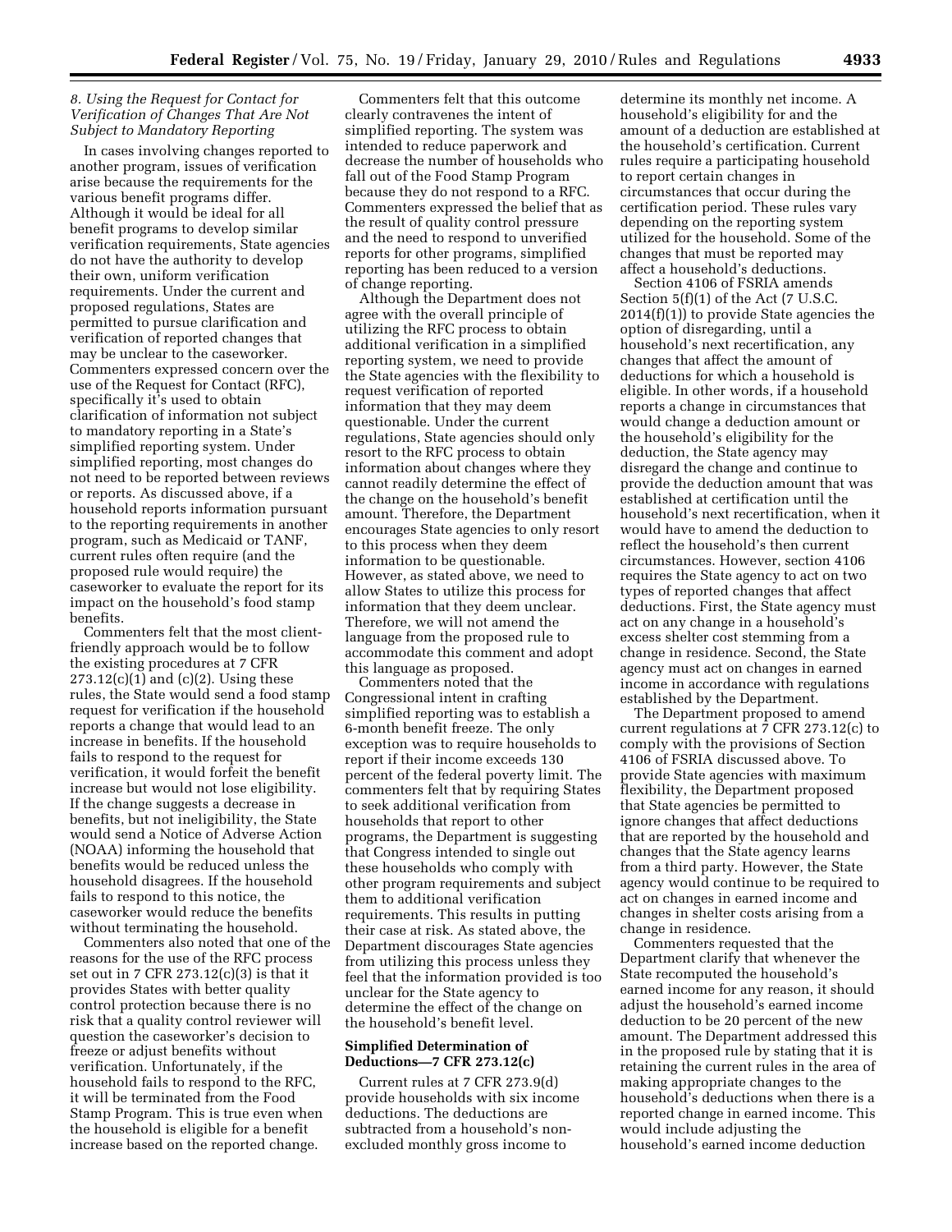### *8. Using the Request for Contact for Verification of Changes That Are Not Subject to Mandatory Reporting*

In cases involving changes reported to another program, issues of verification arise because the requirements for the various benefit programs differ. Although it would be ideal for all benefit programs to develop similar verification requirements, State agencies do not have the authority to develop their own, uniform verification requirements. Under the current and proposed regulations, States are permitted to pursue clarification and verification of reported changes that may be unclear to the caseworker. Commenters expressed concern over the use of the Request for Contact (RFC), specifically it's used to obtain clarification of information not subject to mandatory reporting in a State's simplified reporting system. Under simplified reporting, most changes do not need to be reported between reviews or reports. As discussed above, if a household reports information pursuant to the reporting requirements in another program, such as Medicaid or TANF, current rules often require (and the proposed rule would require) the caseworker to evaluate the report for its impact on the household's food stamp benefits.

Commenters felt that the most client-friendly approach would be to follow the existing procedures at 7 CFR 273.12(c)(1) and (c)(2). Using these rules, the State would send a food stamp request for verification if the household reports a change that would lead to an increase in benefits. If the household fails to respond to the request for verification, it would forfeit the benefit increase but would not lose eligibility. If the change suggests a decrease in benefits, but not ineligibility, the State would send a Notice of Adverse Action (NOAA) informing the household that benefits would be reduced unless the household disagrees. If the household fails to respond to this notice, the caseworker would reduce the benefits without terminating the household.

Commenters also noted that one of the reasons for the use of the RFC process set out in 7 CFR 273.12(c)(3) is that it provides States with better quality control protection because there is no risk that a quality control reviewer will question the caseworker's decision to freeze or adjust benefits without verification. Unfortunately, if the household fails to respond to the RFC, it will be terminated from the Food Stamp Program. This is true even when the household is eligible for a benefit increase based on the reported change.

Commenters felt that this outcome clearly contravenes the intent of simplified reporting. The system was intended to reduce paperwork and decrease the number of households who fall out of the Food Stamp Program because they do not respond to a RFC. Commenters expressed the belief that as the result of quality control pressure and the need to respond to unverified reports for other programs, simplified reporting has been reduced to a version of change reporting.

Although the Department does not agree with the overall principle of utilizing the RFC process to obtain additional verification in a simplified reporting system, we need to provide the State agencies with the flexibility to request verification of reported information that they may deem questionable. Under the current regulations, State agencies should only resort to the RFC process to obtain information about changes where they cannot readily determine the effect of the change on the household's benefit amount. Therefore, the Department encourages State agencies to only resort to this process when they deem information to be questionable. However, as stated above, we need to allow States to utilize this process for information that they deem unclear. Therefore, we will not amend the language from the proposed rule to accommodate this comment and adopt this language as proposed.

Commenters noted that the Congressional intent in crafting simplified reporting was to establish a 6-month benefit freeze. The only exception was to require households to report if their income exceeds 130 percent of the federal poverty limit. The commenters felt that by requiring States to seek additional verification from households that report to other programs, the Department is suggesting that Congress intended to single out these households who comply with other program requirements and subject them to additional verification requirements. This results in putting their case at risk. As stated above, the Department discourages State agencies from utilizing this process unless they feel that the information provided is too unclear for the State agency to determine the effect of the change on the household's benefit level.

## Simplified Determination of Deductions—7 CFR 273.12(c)

Current rules at 7 CFR 273.9(d) provide households with six income deductions. The deductions are subtracted from a household's non-excluded monthly gross income to determine its monthly net income. A household's eligibility for and the amount of a deduction are established at the household's certification. Current rules require a participating household to report certain changes in circumstances that occur during the certification period. These rules vary depending on the reporting system utilized for the household. Some of the changes that must be reported may affect a household's deductions.

Section 4106 of FSRIA amends Section 5(f)(1) of the Act (7 U.S.C. 2014(f)(1)) to provide State agencies the option of disregarding, until a household's next recertification, any changes that affect the amount of deductions for which a household is eligible. In other words, if a household reports a change in circumstances that would change a deduction amount or the household's eligibility for the deduction, the State agency may disregard the change and continue to provide the deduction amount that was established at certification until the household's next recertification, when it would have to amend the deduction to reflect the household's then current circumstances. However, section 4106 requires the State agency to act on two types of reported changes that affect deductions. First, the State agency must act on any change in a household's excess shelter cost stemming from a change in residence. Second, the State agency must act on changes in earned income in accordance with regulations established by the Department.

The Department proposed to amend current regulations at 7 CFR 273.12(c) to comply with the provisions of Section 4106 of FSRIA discussed above. To provide State agencies with maximum flexibility, the Department proposed that State agencies be permitted to ignore changes that affect deductions that are reported by the household and changes that the State agency learns from a third party. However, the State agency would continue to be required to act on changes in earned income and changes in shelter costs arising from a change in residence.

Commenters requested that the Department clarify that whenever the State recomputed the household's earned income for any reason, it should adjust the household's earned income deduction to be 20 percent of the new amount. The Department addressed this in the proposed rule by stating that it is retaining the current rules in the area of making appropriate changes to the household's deductions when there is a reported change in earned income. This would include adjusting the household's earned income deduction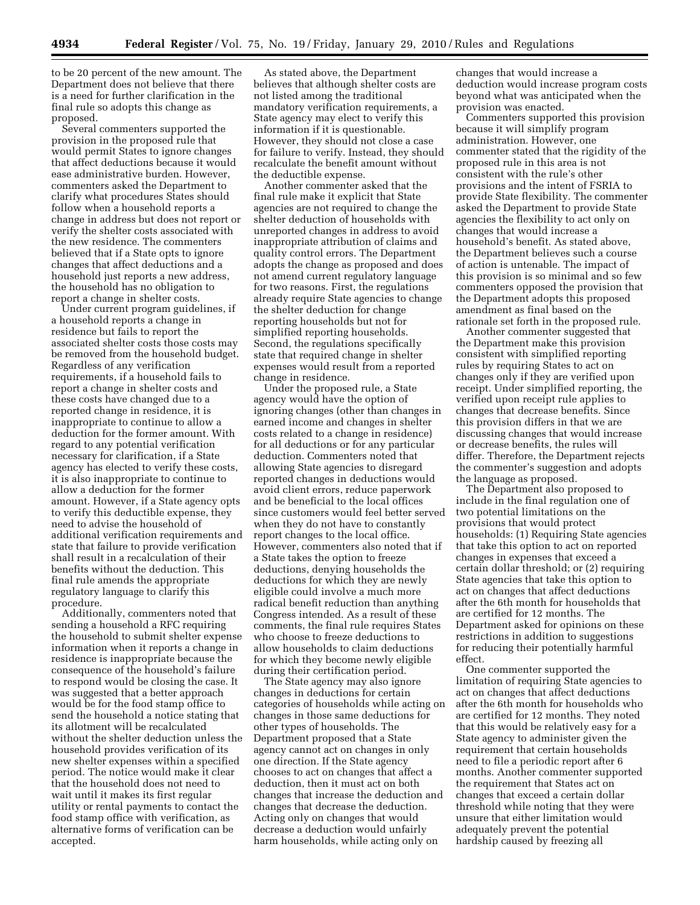to be 20 percent of the new amount. The Department does not believe that there is a need for further clarification in the final rule so adopts this change as proposed.

Several commenters supported the provision in the proposed rule that would permit States to ignore changes that affect deductions because it would ease administrative burden. However, commenters asked the Department to clarify what procedures States should follow when a household reports a change in address but does not report or verify the shelter costs associated with the new residence. The commenters believed that if a State opts to ignore changes that affect deductions and a household just reports a new address, the household has no obligation to report a change in shelter costs.

Under current program guidelines, if a household reports a change in residence but fails to report the associated shelter costs those costs may be removed from the household budget. Regardless of any verification requirements, if a household fails to report a change in shelter costs and these costs have changed due to a reported change in residence, it is inappropriate to continue to allow a deduction for the former amount. With regard to any potential verification necessary for clarification, if a State agency has elected to verify these costs, it is also inappropriate to continue to allow a deduction for the former amount. However, if a State agency opts to verify this deductible expense, they need to advise the household of additional verification requirements and state that failure to provide verification shall result in a recalculation of their benefits without the deduction. This final rule amends the appropriate regulatory language to clarify this procedure.

Additionally, commenters noted that sending a household a RFC requiring the household to submit shelter expense information when it reports a change in residence is inappropriate because the consequence of the household's failure to respond would be closing the case. It was suggested that a better approach would be for the food stamp office to send the household a notice stating that its allotment will be recalculated without the shelter deduction unless the household provides verification of its new shelter expenses within a specified period. The notice would make it clear that the household does not need to wait until it makes its first regular utility or rental payments to contact the food stamp office with verification, as alternative forms of verification can be accepted.

As stated above, the Department believes that although shelter costs are not listed among the traditional mandatory verification requirements, a State agency may elect to verify this information if it is questionable. However, they should not close a case for failure to verify. Instead, they should recalculate the benefit amount without the deductible expense.

Another commenter asked that the final rule make it explicit that State agencies are not required to change the shelter deduction of households with unreported changes in address to avoid inappropriate attribution of claims and quality control errors. The Department adopts the change as proposed and does not amend current regulatory language for two reasons. First, the regulations already require State agencies to change the shelter deduction for change reporting households but not for simplified reporting households. Second, the regulations specifically state that required change in shelter expenses would result from a reported change in residence.

Under the proposed rule, a State agency would have the option of ignoring changes (other than changes in earned income and changes in shelter costs related to a change in residence) for all deductions or for any particular deduction. Commenters noted that allowing State agencies to disregard reported changes in deductions would avoid client errors, reduce paperwork and be beneficial to the local offices since customers would feel better served when they do not have to constantly report changes to the local office. However, commenters also noted that if a State takes the option to freeze deductions, denying households the deductions for which they are newly eligible could involve a much more radical benefit reduction than anything Congress intended. As a result of these comments, the final rule requires States who choose to freeze deductions to allow households to claim deductions for which they become newly eligible during their certification period.

The State agency may also ignore changes in deductions for certain categories of households while acting on changes in those same deductions for other types of households. The Department proposed that a State agency cannot act on changes in only one direction. If the State agency chooses to act on changes that affect a deduction, then it must act on both changes that increase the deduction and changes that decrease the deduction. Acting only on changes that would decrease a deduction would unfairly harm households, while acting only on changes that would increase a deduction would increase program costs beyond what was anticipated when the provision was enacted.

Commenters supported this provision because it will simplify program administration. However, one commenter stated that the rigidity of the proposed rule in this area is not consistent with the rule's other provisions and the intent of FSRIA to provide State flexibility. The commenter asked the Department to provide State agencies the flexibility to act only on changes that would increase a household's benefit. As stated above, the Department believes such a course of action is untenable. The impact of this provision is so minimal and so few commenters opposed the provision that the Department adopts this proposed amendment as final based on the rationale set forth in the proposed rule.

Another commenter suggested that the Department make this provision consistent with simplified reporting rules by requiring States to act on changes only if they are verified upon receipt. Under simplified reporting, the verified upon receipt rule applies to changes that decrease benefits. Since this provision differs in that we are discussing changes that would increase or decrease benefits, the rules will differ. Therefore, the Department rejects the commenter's suggestion and adopts the language as proposed.

The Department also proposed to include in the final regulation one of two potential limitations on the provisions that would protect households: (1) Requiring State agencies that take this option to act on reported changes in expenses that exceed a certain dollar threshold; or (2) requiring State agencies that take this option to act on changes that affect deductions after the 6th month for households that are certified for 12 months. The Department asked for opinions on these restrictions in addition to suggestions for reducing their potentially harmful effect.

One commenter supported the limitation of requiring State agencies to act on changes that affect deductions after the 6th month for households who are certified for 12 months. They noted that this would be relatively easy for a State agency to administer given the requirement that certain households need to file a periodic report after 6 months. Another commenter supported the requirement that States act on changes that exceed a certain dollar threshold while noting that they were unsure that either limitation would adequately prevent the potential hardship caused by freezing all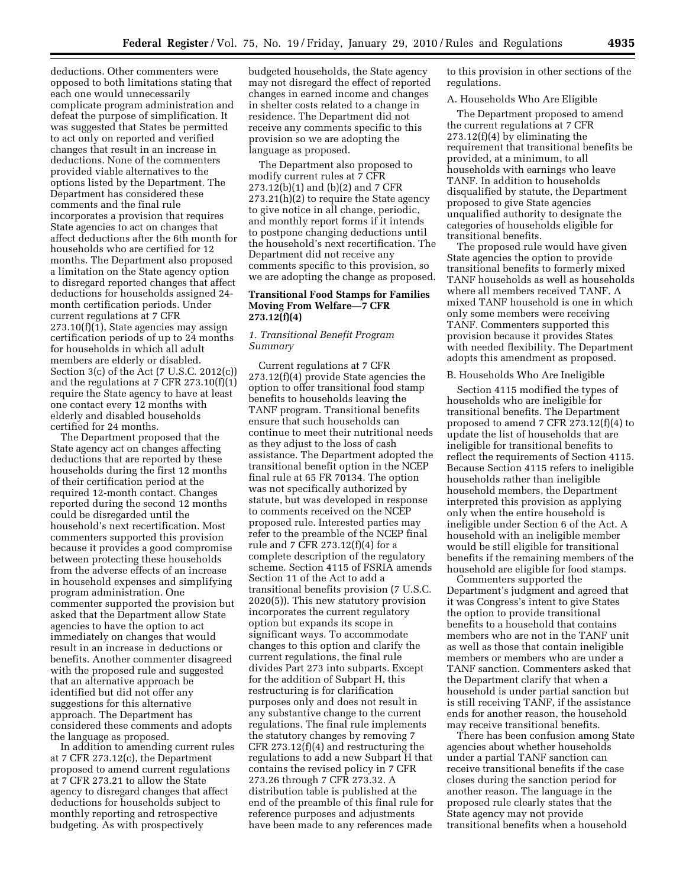deductions. Other commenters were opposed to both limitations stating that each one would unnecessarily complicate program administration and defeat the purpose of simplification. It was suggested that States be permitted to act only on reported and verified changes that result in an increase in deductions. None of the commenters provided viable alternatives to the options listed by the Department. The Department has considered these comments and the final rule incorporates a provision that requires State agencies to act on changes that affect deductions after the 6th month for households who are certified for 12 months. The Department also proposed a limitation on the State agency option to disregard reported changes that affect deductions for households assigned 24-month certification periods. Under current regulations at 7 CFR 273.10(f)(1), State agencies may assign certification periods of up to 24 months for households in which all adult members are elderly or disabled. Section 3(c) of the Act (7 U.S.C. 2012(c)) and the regulations at 7 CFR 273.10(f)(1) require the State agency to have at least one contact every 12 months with elderly and disabled households certified for 24 months.

The Department proposed that the State agency act on changes affecting deductions that are reported by these households during the first 12 months of their certification period at the required 12-month contact. Changes reported during the second 12 months could be disregarded until the household's next recertification. Most commenters supported this provision because it provides a good compromise between protecting these households from the adverse effects of an increase in household expenses and simplifying program administration. One commenter supported the provision but asked that the Department allow State agencies to have the option to act immediately on changes that would result in an increase in deductions or benefits. Another commenter disagreed with the proposed rule and suggested that an alternative approach be identified but did not offer any suggestions for this alternative approach. The Department has considered these comments and adopts the language as proposed.

In addition to amending current rules at 7 CFR 273.12(c), the Department proposed to amend current regulations at 7 CFR 273.21 to allow the State agency to disregard changes that affect deductions for households subject to monthly reporting and retrospective budgeting. As with prospectively budgeted households, the State agency may not disregard the effect of reported changes in earned income and changes in shelter costs related to a change in residence. The Department did not receive any comments specific to this provision so we are adopting the language as proposed.

The Department also proposed to modify current rules at 7 CFR 273.12(b)(1) and (b)(2) and 7 CFR 273.21(h)(2) to require the State agency to give notice in all change, periodic, and monthly report forms if it intends to postpone changing deductions until the household's next recertification. The Department did not receive any comments specific to this provision, so we are adopting the change as proposed.

**Transitional Food Stamps for Families Moving From Welfare—7 CFR 273.12(f)(4)**

*1. Transitional Benefit Program Summary*

Current regulations at 7 CFR 273.12(f)(4) provide State agencies the option to offer transitional food stamp benefits to households leaving the TANF program. Transitional benefits ensure that such households can continue to meet their nutritional needs as they adjust to the loss of cash assistance. The Department adopted the transitional benefit option in the NCEP final rule at 65 FR 70134. The option was not specifically authorized by statute, but was developed in response to comments received on the NCEP proposed rule. Interested parties may refer to the preamble of the NCEP final rule and 7 CFR 273.12(f)(4) for a complete description of the regulatory scheme. Section 4115 of FSRIA amends Section 11 of the Act to add a transitional benefits provision (7 U.S.C. 2020(5)). This new statutory provision incorporates the current regulatory option but expands its scope in significant ways. To accommodate changes to this option and clarify the current regulations, the final rule divides Part 273 into subparts. Except for the addition of Subpart H, this restructuring is for clarification purposes only and does not result in any substantive change to the current regulations. The final rule implements the statutory changes by removing 7 CFR 273.12(f)(4) and restructuring the regulations to add a new Subpart H that contains the revised policy in 7 CFR 273.26 through 7 CFR 273.32. A distribution table is published at the end of the preamble of this final rule for reference purposes and adjustments have been made to any references made to this provision in other sections of the regulations.

A. Households Who Are Eligible

The Department proposed to amend the current regulations at 7 CFR 273.12(f)(4) by eliminating the requirement that transitional benefits be provided, at a minimum, to all households with earnings who leave TANF. In addition to households disqualified by statute, the Department proposed to give State agencies unqualified authority to designate the categories of households eligible for transitional benefits.

The proposed rule would have given State agencies the option to provide transitional benefits to formerly mixed TANF households as well as households where all members received TANF. A mixed TANF household is one in which only some members were receiving TANF. Commenters supported this provision because it provides States with needed flexibility. The Department adopts this amendment as proposed.

B. Households Who Are Ineligible

Section 4115 modified the types of households who are ineligible for transitional benefits. The Department proposed to amend 7 CFR 273.12(f)(4) to update the list of households that are ineligible for transitional benefits to reflect the requirements of Section 4115. Because Section 4115 refers to ineligible households rather than ineligible household members, the Department interpreted this provision as applying only when the entire household is ineligible under Section 6 of the Act. A household with an ineligible member would be still eligible for transitional benefits if the remaining members of the household are eligible for food stamps.

Commenters supported the Department's judgment and agreed that it was Congress's intent to give States the option to provide transitional benefits to a household that contains members who are not in the TANF unit as well as those that contain ineligible members or members who are under a TANF sanction. Commenters asked that the Department clarify that when a household is under partial sanction but is still receiving TANF, if the assistance ends for another reason, the household may receive transitional benefits.

There has been confusion among State agencies about whether households under a partial TANF sanction can receive transitional benefits if the case closes during the sanction period for another reason. The language in the proposed rule clearly states that the State agency may not provide transitional benefits when a household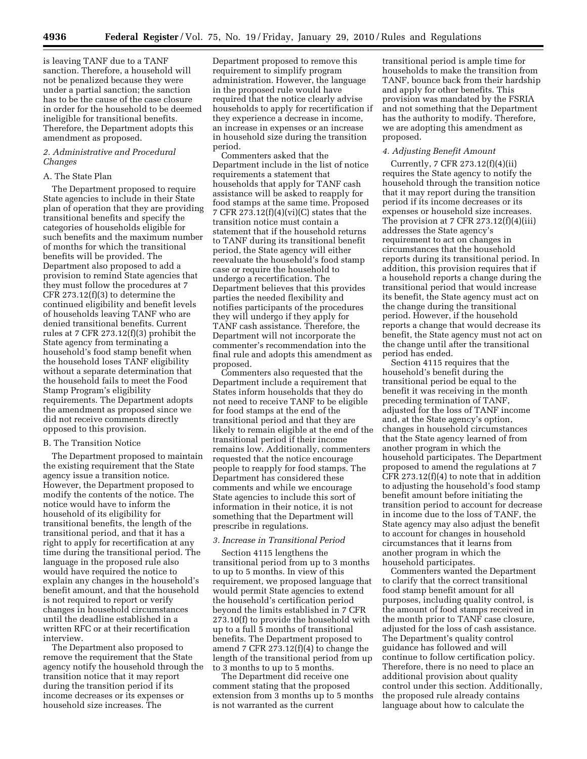is leaving TANF due to a TANF sanction. Therefore, a household will not be penalized because they were under a partial sanction; the sanction has to be the cause of the case closure in order for the household to be deemed ineligible for transitional benefits. Therefore, the Department adopts this amendment as proposed.

### *2. Administrative and Procedural Changes*

#### A. The State Plan

The Department proposed to require State agencies to include in their State plan of operation that they are providing transitional benefits and specify the categories of households eligible for such benefits and the maximum number of months for which the transitional benefits will be provided. The Department also proposed to add a provision to remind State agencies that they must follow the procedures at 7 CFR 273.12(f)(3) to determine the continued eligibility and benefit levels of households leaving TANF who are denied transitional benefits. Current rules at 7 CFR 273.12(f)(3) prohibit the State agency from terminating a household's food stamp benefit when the household loses TANF eligibility without a separate determination that the household fails to meet the Food Stamp Program's eligibility requirements. The Department adopts the amendment as proposed since we did not receive comments directly opposed to this provision.

#### B. The Transition Notice

The Department proposed to maintain the existing requirement that the State agency issue a transition notice. However, the Department proposed to modify the contents of the notice. The notice would have to inform the household of its eligibility for transitional benefits, the length of the transitional period, and that it has a right to apply for recertification at any time during the transitional period. The language in the proposed rule also would have required the notice to explain any changes in the household's benefit amount, and that the household is not required to report or verify changes in household circumstances until the deadline established in a written RFC or at their recertification interview.

The Department also proposed to remove the requirement that the State agency notify the household through the transition notice that it may report during the transition period if its income decreases or its expenses or household size increases. The Department proposed to remove this requirement to simplify program administration. However, the language in the proposed rule would have required that the notice clearly advise households to apply for recertification if they experience a decrease in income, an increase in expenses or an increase in household size during the transition period.

Commenters asked that the Department include in the list of notice requirements a statement that households that apply for TANF cash assistance will be asked to reapply for food stamps at the same time. Proposed 7 CFR 273.12(f)(4)(vi)(C) states that the transition notice must contain a statement that if the household returns to TANF during its transitional benefit period, the State agency will either reevaluate the household's food stamp case or require the household to undergo a recertification. The Department believes that this provides parties the needed flexibility and notifies participants of the procedures they will undergo if they apply for TANF cash assistance. Therefore, the Department will not incorporate the commenter's recommendation into the final rule and adopts this amendment as proposed.

Commenters also requested that the Department include a requirement that States inform households that they do not need to receive TANF to be eligible for food stamps at the end of the transitional period and that they are likely to remain eligible at the end of the transitional period if their income remains low. Additionally, commenters requested that the notice encourage people to reapply for food stamps. The Department has considered these comments and while we encourage State agencies to include this sort of information in their notice, it is not something that the Department will prescribe in regulations.

### *3. Increase in Transitional Period*

Section 4115 lengthens the transitional period from up to 3 months to up to 5 months. In view of this requirement, we proposed language that would permit State agencies to extend the household's certification period beyond the limits established in 7 CFR 273.10(f) to provide the household with up to a full 5 months of transitional benefits. The Department proposed to amend 7 CFR 273.12(f)(4) to change the length of the transitional period from up to 3 months to up to 5 months.

The Department did receive one comment stating that the proposed extension from 3 months up to 5 months is not warranted as the current transitional period is ample time for households to make the transition from TANF, bounce back from their hardship and apply for other benefits. This provision was mandated by the FSRIA and not something that the Department has the authority to modify. Therefore, we are adopting this amendment as proposed.

### *4. Adjusting Benefit Amount*

Currently, 7 CFR 273.12(f)(4)(ii) requires the State agency to notify the household through the transition notice that it may report during the transition period if its income decreases or its expenses or household size increases. The provision at 7 CFR 273.12(f)(4)(iii) addresses the State agency's requirement to act on changes in circumstances that the household reports during its transitional period. In addition, this provision requires that if a household reports a change during the transitional period that would increase its benefit, the State agency must act on the change during the transitional period. However, if the household reports a change that would decrease its benefit, the State agency must not act on the change until after the transitional period has ended.

Section 4115 requires that the household's benefit during the transitional period be equal to the benefit it was receiving in the month preceding termination of TANF, adjusted for the loss of TANF income and, at the State agency's option, changes in household circumstances that the State agency learned of from another program in which the household participates. The Department proposed to amend the regulations at 7 CFR 273.12(f)(4) to note that in addition to adjusting the household's food stamp benefit amount before initiating the transition period to account for decrease in income due to the loss of TANF, the State agency may also adjust the benefit to account for changes in household circumstances that it learns from another program in which the household participates.

Commenters wanted the Department to clarify that the correct transitional food stamp benefit amount for all purposes, including quality control, is the amount of food stamps received in the month prior to TANF case closure, adjusted for the loss of cash assistance. The Department's quality control guidance has followed and will continue to follow certification policy. Therefore, there is no need to place an additional provision about quality control under this section. Additionally, the proposed rule already contains language about how to calculate the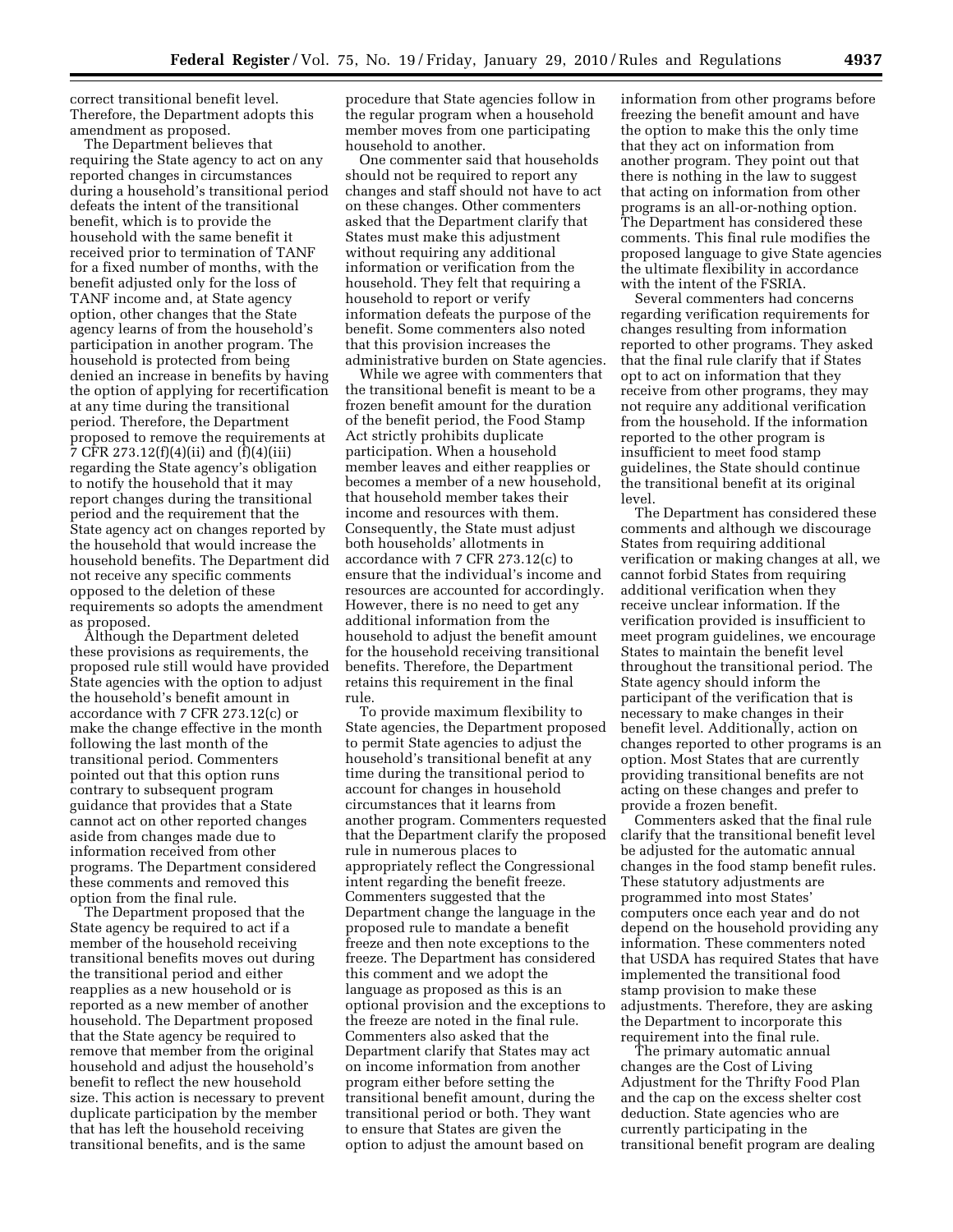correct transitional benefit level. Therefore, the Department adopts this amendment as proposed.

The Department believes that requiring the State agency to act on any reported changes in circumstances during a household's transitional period defeats the intent of the transitional benefit, which is to provide the household with the same benefit it received prior to termination of TANF for a fixed number of months, with the benefit adjusted only for the loss of TANF income and, at State agency option, other changes that the State agency learns of from the household's participation in another program. The household is protected from being denied an increase in benefits by having the option of applying for recertification at any time during the transitional period. Therefore, the Department proposed to remove the requirements at 7 CFR 273.12(f)(4)(ii) and (f)(4)(iii) regarding the State agency's obligation to notify the household that it may report changes during the transitional period and the requirement that the State agency act on changes reported by the household that would increase the household benefits. The Department did not receive any specific comments opposed to the deletion of these requirements so adopts the amendment as proposed.

Although the Department deleted these provisions as requirements, the proposed rule still would have provided State agencies with the option to adjust the household's benefit amount in accordance with 7 CFR 273.12(c) or make the change effective in the month following the last month of the transitional period. Commenters pointed out that this option runs contrary to subsequent program guidance that provides that a State cannot act on other reported changes aside from changes made due to information received from other programs. The Department considered these comments and removed this option from the final rule.

The Department proposed that the State agency be required to act if a member of the household receiving transitional benefits moves out during the transitional period and either reapplies as a new household or is reported as a new member of another household. The Department proposed that the State agency be required to remove that member from the original household and adjust the household's benefit to reflect the new household size. This action is necessary to prevent duplicate participation by the member that has left the household receiving transitional benefits, and is the same procedure that State agencies follow in the regular program when a household member moves from one participating household to another.

One commenter said that households should not be required to report any changes and staff should not have to act on these changes. Other commenters asked that the Department clarify that States must make this adjustment without requiring any additional information or verification from the household. They felt that requiring a household to report or verify information defeats the purpose of the benefit. Some commenters also noted that this provision increases the administrative burden on State agencies.

While we agree with commenters that the transitional benefit is meant to be a frozen benefit amount for the duration of the benefit period, the Food Stamp Act strictly prohibits duplicate participation. When a household member leaves and either reapplies or becomes a member of a new household, that household member takes their income and resources with them. Consequently, the State must adjust both households' allotments in accordance with 7 CFR 273.12(c) to ensure that the individual's income and resources are accounted for accordingly. However, there is no need to get any additional information from the household to adjust the benefit amount for the household receiving transitional benefits. Therefore, the Department retains this requirement in the final rule.

To provide maximum flexibility to State agencies, the Department proposed to permit State agencies to adjust the household's transitional benefit at any time during the transitional period to account for changes in household circumstances that it learns from another program. Commenters requested that the Department clarify the proposed rule in numerous places to appropriately reflect the Congressional intent regarding the benefit freeze. Commenters suggested that the Department change the language in the proposed rule to mandate a benefit freeze and then note exceptions to the freeze. The Department has considered this comment and we adopt the language as proposed as this is an optional provision and the exceptions to the freeze are noted in the final rule. Commenters also asked that the Department clarify that States may act on income information from another program either before setting the transitional benefit amount, during the transitional period or both. They want to ensure that States are given the option to adjust the amount based on information from other programs before freezing the benefit amount and have the option to make this the only time that they act on information from another program. They point out that there is nothing in the law to suggest that acting on information from other programs is an all-or-nothing option. The Department has considered these comments. This final rule modifies the proposed language to give State agencies the ultimate flexibility in accordance with the intent of the FSRIA.

Several commenters had concerns regarding verification requirements for changes resulting from information reported to other programs. They asked that the final rule clarify that if States opt to act on information that they receive from other programs, they may not require any additional verification from the household. If the information reported to the other program is insufficient to meet food stamp guidelines, the State should continue the transitional benefit at its original level.

The Department has considered these comments and although we discourage States from requiring additional verification or making changes at all, we cannot forbid States from requiring additional verification when they receive unclear information. If the verification provided is insufficient to meet program guidelines, we encourage States to maintain the benefit level throughout the transitional period. The State agency should inform the participant of the verification that is necessary to make changes in their benefit level. Additionally, action on changes reported to other programs is an option. Most States that are currently providing transitional benefits are not acting on these changes and prefer to provide a frozen benefit.

Commenters asked that the final rule clarify that the transitional benefit level be adjusted for the automatic annual changes in the food stamp benefit rules. These statutory adjustments are programmed into most States' computers once each year and do not depend on the household providing any information. These commenters noted that USDA has required States that have implemented the transitional food stamp provision to make these adjustments. Therefore, they are asking the Department to incorporate this requirement into the final rule.

The primary automatic annual changes are the Cost of Living Adjustment for the Thrifty Food Plan and the cap on the excess shelter cost deduction. State agencies who are currently participating in the transitional benefit program are dealing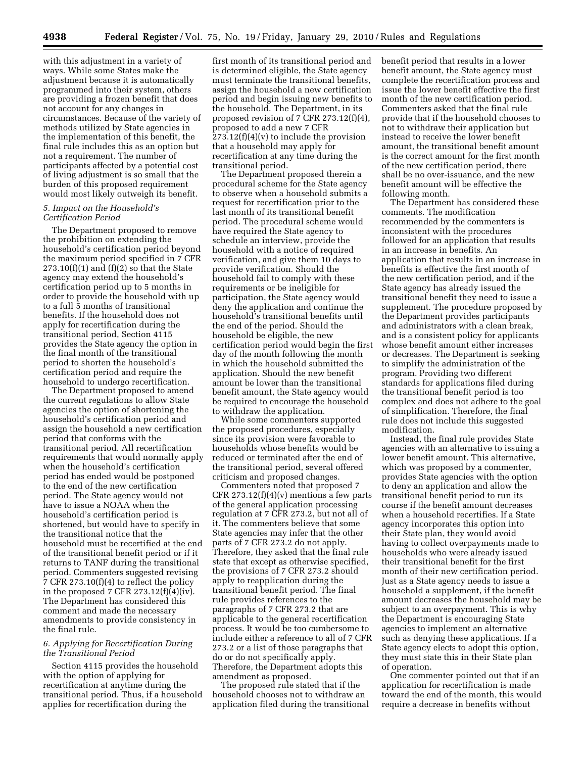with this adjustment in a variety of ways. While some States make the adjustment because it is automatically programmed into their system, others are providing a frozen benefit that does not account for any changes in circumstances. Because of the variety of methods utilized by State agencies in the implementation of this benefit, the final rule includes this as an option but not a requirement. The number of participants affected by a potential cost of living adjustment is so small that the burden of this proposed requirement would most likely outweigh its benefit.

### *5. Impact on the Household's Certification Period*

The Department proposed to remove the prohibition on extending the household's certification period beyond the maximum period specified in 7 CFR 273.10(f)(1) and (f)(2) so that the State agency may extend the household's certification period up to 5 months in order to provide the household with up to a full 5 months of transitional benefits. If the household does not apply for recertification during the transitional period, Section 4115 provides the State agency the option in the final month of the transitional period to shorten the household's certification period and require the household to undergo recertification.

The Department proposed to amend the current regulations to allow State agencies the option of shortening the household's certification period and assign the household a new certification period that conforms with the transitional period. All recertification requirements that would normally apply when the household's certification period has ended would be postponed to the end of the new certification period. The State agency would not have to issue a NOAA when the household's certification period is shortened, but would have to specify in the transitional notice that the household must be recertified at the end of the transitional benefit period or if it returns to TANF during the transitional period. Commenters suggested revising 7 CFR 273.10(f)(4) to reflect the policy in the proposed 7 CFR 273.12(f)(4)(iv). The Department has considered this comment and made the necessary amendments to provide consistency in the final rule.

### *6. Applying for Recertification During the Transitional Period*

Section 4115 provides the household with the option of applying for recertification at anytime during the transitional period. Thus, if a household applies for recertification during the first month of its transitional period and is determined eligible, the State agency must terminate the transitional benefits, assign the household a new certification period and begin issuing new benefits to the household. The Department, in its proposed revision of 7 CFR 273.12(f)(4), proposed to add a new 7 CFR 273.12(f)(4)(v) to include the provision that a household may apply for recertification at any time during the transitional period.

The Department proposed therein a procedural scheme for the State agency to observe when a household submits a request for recertification prior to the last month of its transitional benefit period. The procedural scheme would have required the State agency to schedule an interview, provide the household with a notice of required verification, and give them 10 days to provide verification. Should the household fail to comply with these requirements or be ineligible for participation, the State agency would deny the application and continue the household's transitional benefits until the end of the period. Should the household be eligible, the new certification period would begin the first day of the month following the month in which the household submitted the application. Should the new benefit amount be lower than the transitional benefit amount, the State agency would be required to encourage the household to withdraw the application.

While some commenters supported the proposed procedures, especially since its provision were favorable to households whose benefits would be reduced or terminated after the end of the transitional period, several offered criticism and proposed changes.

Commenters noted that proposed 7 CFR 273.12(f)(4)(v) mentions a few parts of the general application processing regulation at 7 CFR 273.2, but not all of it. The commenters believe that some State agencies may infer that the other parts of 7 CFR 273.2 do not apply. Therefore, they asked that the final rule state that except as otherwise specified, the provisions of 7 CFR 273.2 should apply to reapplication during the transitional benefit period. The final rule provides references to the paragraphs of 7 CFR 273.2 that are applicable to the general recertification process. It would be too cumbersome to include either a reference to all of 7 CFR 273.2 or a list of those paragraphs that do or do not specifically apply. Therefore, the Department adopts this amendment as proposed.

The proposed rule stated that if the household chooses not to withdraw an application filed during the transitional benefit period that results in a lower benefit amount, the State agency must complete the recertification process and issue the lower benefit effective the first month of the new certification period. Commenters asked that the final rule provide that if the household chooses to not to withdraw their application but instead to receive the lower benefit amount, the transitional benefit amount is the correct amount for the first month of the new certification period, there shall be no over-issuance, and the new benefit amount will be effective the following month.

The Department has considered these comments. The modification recommended by the commenters is inconsistent with the procedures followed for an application that results in an increase in benefits. An application that results in an increase in benefits is effective the first month of the new certification period, and if the State agency has already issued the transitional benefit they need to issue a supplement. The procedure proposed by the Department provides participants and administrators with a clean break, and is a consistent policy for applicants whose benefit amount either increases or decreases. The Department is seeking to simplify the administration of the program. Providing two different standards for applications filed during the transitional benefit period is too complex and does not adhere to the goal of simplification. Therefore, the final rule does not include this suggested modification.

Instead, the final rule provides State agencies with an alternative to issuing a lower benefit amount. This alternative, which was proposed by a commenter, provides State agencies with the option to deny an application and allow the transitional benefit period to run its course if the benefit amount decreases when a household recertifies. If a State agency incorporates this option into their State plan, they would avoid having to collect overpayments made to households who were already issued their transitional benefit for the first month of their new certification period. Just as a State agency needs to issue a household a supplement, if the benefit amount decreases the household may be subject to an overpayment. This is why the Department is encouraging State agencies to implement an alternative such as denying these applications. If a State agency elects to adopt this option, they must state this in their State plan of operation.

One commenter pointed out that if an application for recertification is made toward the end of the month, this would require a decrease in benefits without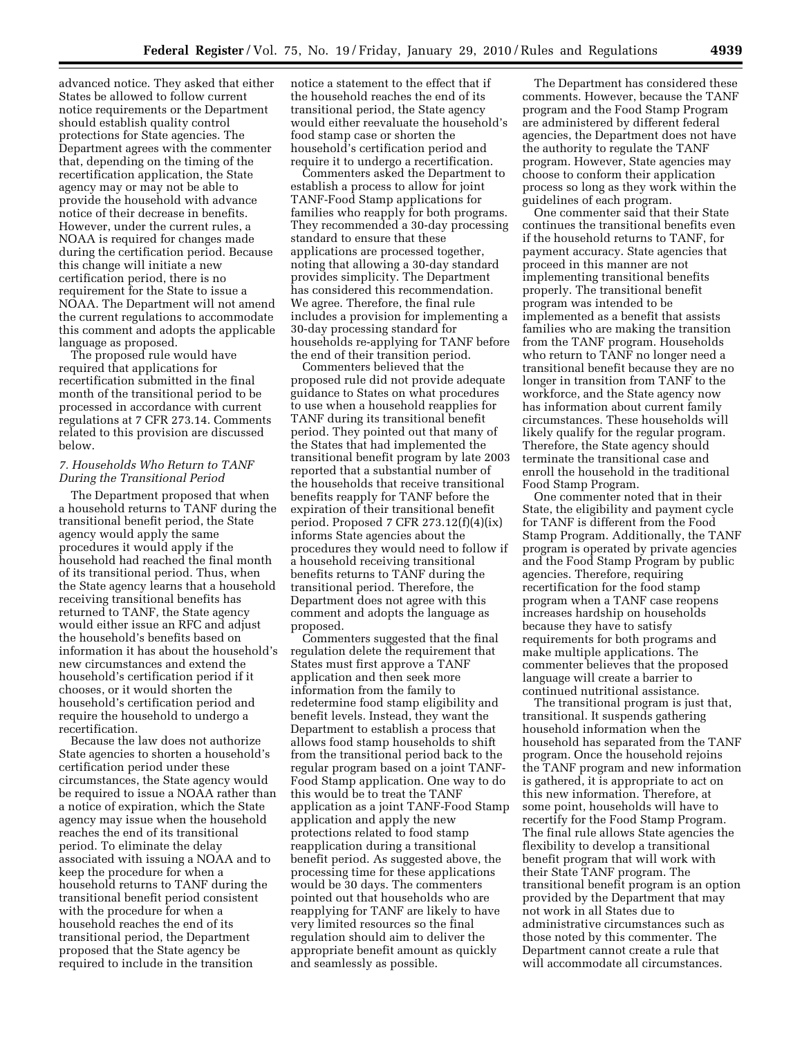advanced notice. They asked that either States be allowed to follow current notice requirements or the Department should establish quality control protections for State agencies. The Department agrees with the commenter that, depending on the timing of the recertification application, the State agency may or may not be able to provide the household with advance notice of their decrease in benefits. However, under the current rules, a NOAA is required for changes made during the certification period. Because this change will initiate a new certification period, there is no requirement for the State to issue a NOAA. The Department will not amend the current regulations to accommodate this comment and adopts the applicable language as proposed.

The proposed rule would have required that applications for recertification submitted in the final month of the transitional period to be processed in accordance with current regulations at 7 CFR 273.14. Comments related to this provision are discussed below.

### *7. Households Who Return to TANF During the Transitional Period*

The Department proposed that when a household returns to TANF during the transitional benefit period, the State agency would apply the same procedures it would apply if the household had reached the final month of its transitional period. Thus, when the State agency learns that a household receiving transitional benefits has returned to TANF, the State agency would either issue an RFC and adjust the household's benefits based on information it has about the household's new circumstances and extend the household's certification period if it chooses, or it would shorten the household's certification period and require the household to undergo a recertification.

Because the law does not authorize State agencies to shorten a household's certification period under these circumstances, the State agency would be required to issue a NOAA rather than a notice of expiration, which the State agency may issue when the household reaches the end of its transitional period. To eliminate the delay associated with issuing a NOAA and to keep the procedure for when a household returns to TANF during the transitional benefit period consistent with the procedure for when a household reaches the end of its transitional period, the Department proposed that the State agency be required to include in the transition notice a statement to the effect that if the household reaches the end of its transitional period, the State agency would either reevaluate the household's food stamp case or shorten the household's certification period and require it to undergo a recertification.

Commenters asked the Department to establish a process to allow for joint TANF-Food Stamp applications for families who reapply for both programs. They recommended a 30-day processing standard to ensure that these applications are processed together, noting that allowing a 30-day standard provides simplicity. The Department has considered this recommendation. We agree. Therefore, the final rule includes a provision for implementing a 30-day processing standard for households re-applying for TANF before the end of their transition period.

Commenters believed that the proposed rule did not provide adequate guidance to States on what procedures to use when a household reapplies for TANF during its transitional benefit period. They pointed out that many of the States that had implemented the transitional benefit program by late 2003 reported that a substantial number of the households that receive transitional benefits reapply for TANF before the expiration of their transitional benefit period. Proposed 7 CFR 273.12(f)(4)(ix) informs State agencies about the procedures they would need to follow if a household receiving transitional benefits returns to TANF during the transitional period. Therefore, the Department does not agree with this comment and adopts the language as proposed.

Commenters suggested that the final regulation delete the requirement that States must first approve a TANF application and then seek more information from the family to redetermine food stamp eligibility and benefit levels. Instead, they want the Department to establish a process that allows food stamp households to shift from the transitional period back to the regular program based on a joint TANF-Food Stamp application. One way to do this would be to treat the TANF application as a joint TANF-Food Stamp application and apply the new protections related to food stamp reapplication during a transitional benefit period. As suggested above, the processing time for these applications would be 30 days. The commenters pointed out that households who are reapplying for TANF are likely to have very limited resources so the final regulation should aim to deliver the appropriate benefit amount as quickly and seamlessly as possible.

The Department has considered these comments. However, because the TANF program and the Food Stamp Program are administered by different federal agencies, the Department does not have the authority to regulate the TANF program. However, State agencies may choose to conform their application process so long as they work within the guidelines of each program.

One commenter said that their State continues the transitional benefits even if the household returns to TANF, for payment accuracy. State agencies that proceed in this manner are not implementing transitional benefits properly. The transitional benefit program was intended to be implemented as a benefit that assists families who are making the transition from the TANF program. Households who return to TANF no longer need a transitional benefit because they are no longer in transition from TANF to the workforce, and the State agency now has information about current family circumstances. These households will likely qualify for the regular program. Therefore, the State agency should terminate the transitional case and enroll the household in the traditional Food Stamp Program.

One commenter noted that in their State, the eligibility and payment cycle for TANF is different from the Food Stamp Program. Additionally, the TANF program is operated by private agencies and the Food Stamp Program by public agencies. Therefore, requiring recertification for the food stamp program when a TANF case reopens increases hardship on households because they have to satisfy requirements for both programs and make multiple applications. The commenter believes that the proposed language will create a barrier to continued nutritional assistance.

The transitional program is just that, transitional. It suspends gathering household information when the household has separated from the TANF program. Once the household rejoins the TANF program and new information is gathered, it is appropriate to act on this new information. Therefore, at some point, households will have to recertify for the Food Stamp Program. The final rule allows State agencies the flexibility to develop a transitional benefit program that will work with their State TANF program. The transitional benefit program is an option provided by the Department that may not work in all States due to administrative circumstances such as those noted by this commenter. The Department cannot create a rule that will accommodate all circumstances.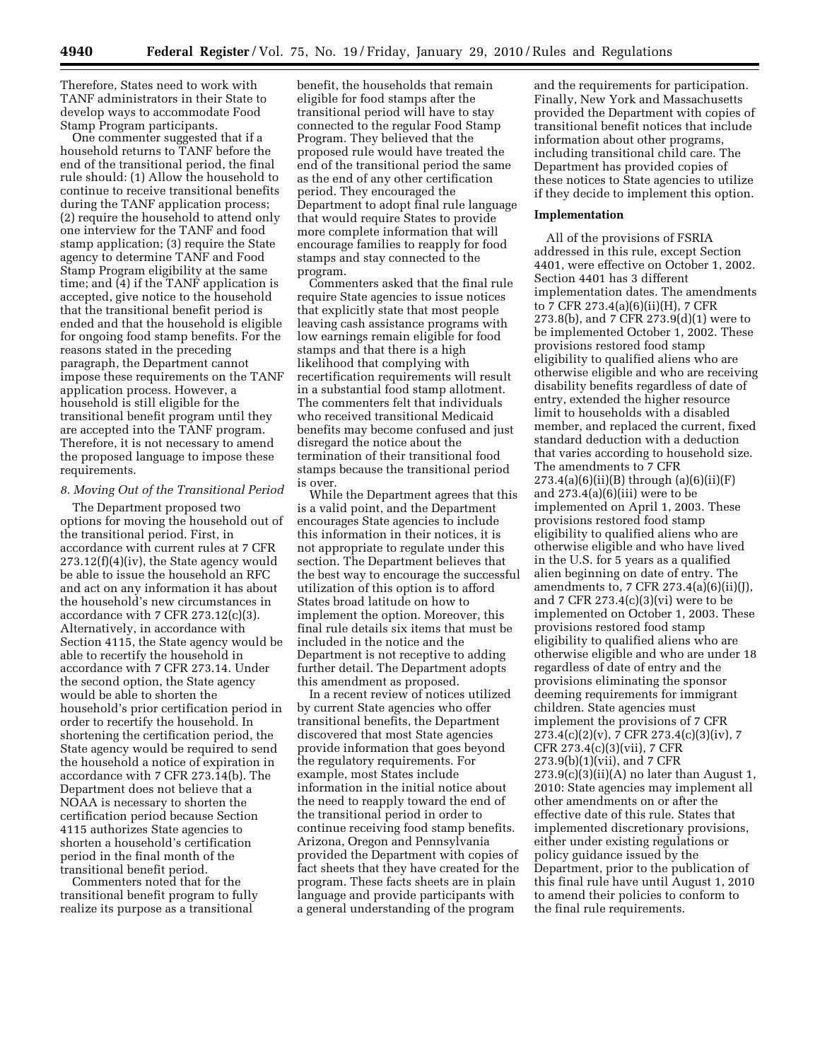Therefore, States need to work with TANF administrators in their State to develop ways to accommodate Food Stamp Program participants.

One commenter suggested that if a household returns to TANF before the end of the transitional period, the final rule should: (1) Allow the household to continue to receive transitional benefits during the TANF application process; (2) require the household to attend only one interview for the TANF and food stamp application; (3) require the State agency to determine TANF and Food Stamp Program eligibility at the same time; and (4) if the TANF application is accepted, give notice to the household that the transitional benefit period is ended and that the household is eligible for ongoing food stamp benefits. For the reasons stated in the preceding paragraph, the Department cannot impose these requirements on the TANF application process. However, a household is still eligible for the transitional benefit program until they are accepted into the TANF program. Therefore, it is not necessary to amend the proposed language to impose these requirements.

*8. Moving Out of the Transitional Period*

The Department proposed two options for moving the household out of the transitional period. First, in accordance with current rules at 7 CFR 273.12(f)(4)(iv), the State agency would be able to issue the household an RFC and act on any information it has about the household's new circumstances in accordance with 7 CFR 273.12(c)(3). Alternatively, in accordance with Section 4115, the State agency would be able to recertify the household in accordance with 7 CFR 273.14. Under the second option, the State agency would be able to shorten the household's prior certification period in order to recertify the household. In shortening the certification period, the State agency would be required to send the household a notice of expiration in accordance with 7 CFR 273.14(b). The Department does not believe that a NOAA is necessary to shorten the certification period because Section 4115 authorizes State agencies to shorten a household's certification period in the final month of the transitional benefit period.

Commenters noted that for the transitional benefit program to fully realize its purpose as a transitional benefit, the households that remain eligible for food stamps after the transitional period will have to stay connected to the regular Food Stamp Program. They believed that the proposed rule would have treated the end of the transitional period the same as the end of any other certification period. They encouraged the Department to adopt final rule language that would require States to provide more complete information that will encourage families to reapply for food stamps and stay connected to the program.

Commenters asked that the final rule require State agencies to issue notices that explicitly state that most people leaving cash assistance programs with low earnings remain eligible for food stamps and that there is a high likelihood that complying with recertification requirements will result in a substantial food stamp allotment. The commenters felt that individuals who received transitional Medicaid benefits may become confused and just disregard the notice about the termination of their transitional food stamps because the transitional period is over.

While the Department agrees that this is a valid point, and the Department encourages State agencies to include this information in their notices, it is not appropriate to regulate under this section. The Department believes that the best way to encourage the successful utilization of this option is to afford States broad latitude on how to implement the option. Moreover, this final rule details six items that must be included in the notice and the Department is not receptive to adding further detail. The Department adopts this amendment as proposed.

In a recent review of notices utilized by current State agencies who offer transitional benefits, the Department discovered that most State agencies provide information that goes beyond the regulatory requirements. For example, most States include information in the initial notice about the need to reapply toward the end of the transitional period in order to continue receiving food stamp benefits. Arizona, Oregon and Pennsylvania provided the Department with copies of fact sheets that they have created for the program. These facts sheets are in plain language and provide participants with a general understanding of the program and the requirements for participation. Finally, New York and Massachusetts provided the Department with copies of transitional benefit notices that include information about other programs, including transitional child care. The Department has provided copies of these notices to State agencies to utilize if they decide to implement this option.

## Implementation

All of the provisions of FSRIA addressed in this rule, except Section 4401, were effective on October 1, 2002. Section 4401 has 3 different implementation dates. The amendments to 7 CFR 273.4(a)(6)(ii)(H), 7 CFR 273.8(b), and 7 CFR 273.9(d)(1) were to be implemented October 1, 2002. These provisions restored food stamp eligibility to qualified aliens who are otherwise eligible and who are receiving disability benefits regardless of date of entry, extended the higher resource limit to households with a disabled member, and replaced the current, fixed standard deduction with a deduction that varies according to household size. The amendments to 7 CFR 273.4(a)(6)(ii)(B) through (a)(6)(ii)(F) and 273.4(a)(6)(iii) were to be implemented on April 1, 2003. These provisions restored food stamp eligibility to qualified aliens who are otherwise eligible and who have lived in the U.S. for 5 years as a qualified alien beginning on date of entry. The amendments to, 7 CFR 273.4(a)(6)(ii)(J), and 7 CFR 273.4(c)(3)(vi) were to be implemented on October 1, 2003. These provisions restored food stamp eligibility to qualified aliens who are otherwise eligible and who are under 18 regardless of date of entry and the provisions eliminating the sponsor deeming requirements for immigrant children. State agencies must implement the provisions of 7 CFR 273.4(c)(2)(v), 7 CFR 273.4(c)(3)(iv), 7 CFR 273.4(c)(3)(vii), 7 CFR 273.9(b)(1)(vii), and 7 CFR 273.9(c)(3)(ii)(A) no later than August 1, 2010: State agencies may implement all other amendments on or after the effective date of this rule. States that implemented discretionary provisions, either under existing regulations or policy guidance issued by the Department, prior to the publication of this final rule have until August 1, 2010 to amend their policies to conform to the final rule requirements.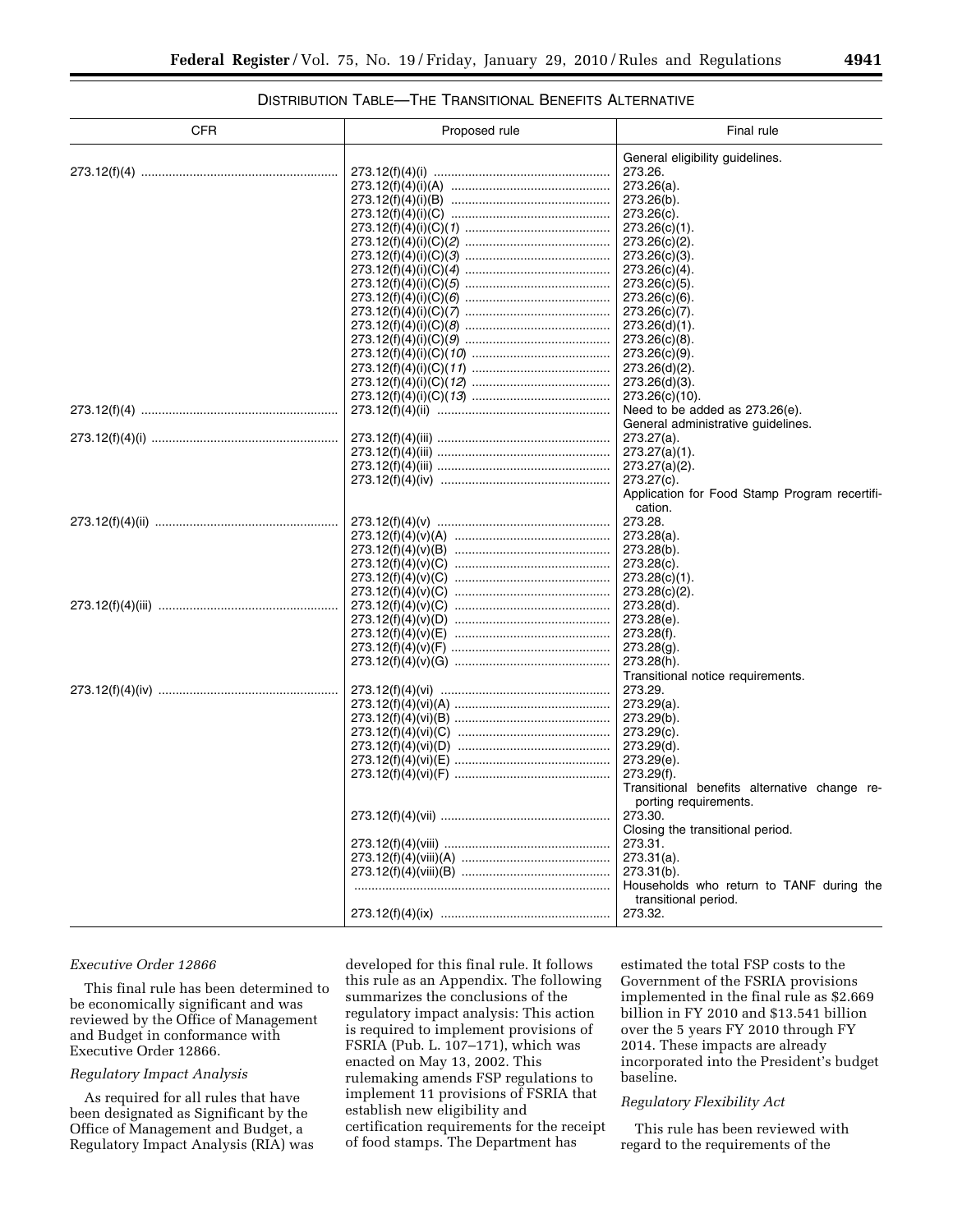DISTRIBUTION TABLE—THE TRANSITIONAL BENEFITS ALTERNATIVE

| CFR | Proposed rule | Final rule |
|---|---|---|
| | | General eligibility guidelines. |
| 273.12(f)(4) | 273.12(f)(4)(i) | 273.26. |
| | 273.12(f)(4)(i)(A) | 273.26(a). |
| | 273.12(f)(4)(i)(B) | 273.26(b). |
| | 273.12(f)(4)(i)(C) | 273.26(c). |
| | 273.12(f)(4)(i)(C)(*1*) | 273.26(c)(1). |
| | 273.12(f)(4)(i)(C)(*2*) | 273.26(c)(2). |
| | 273.12(f)(4)(i)(C)(*3*) | 273.26(c)(3). |
| | 273.12(f)(4)(i)(C)(*4*) | 273.26(c)(4). |
| | 273.12(f)(4)(i)(C)(*5*) | 273.26(c)(5). |
| | 273.12(f)(4)(i)(C)(*6*) | 273.26(c)(6). |
| | 273.12(f)(4)(i)(C)(*7*) | 273.26(c)(7). |
| | 273.12(f)(4)(i)(C)(*8*) | 273.26(d)(1). |
| | 273.12(f)(4)(i)(C)(*9*) | 273.26(c)(8). |
| | 273.12(f)(4)(i)(C)(*10*) | 273.26(c)(9). |
| | 273.12(f)(4)(i)(C)(*11*) | 273.26(d)(2). |
| | 273.12(f)(4)(i)(C)(*12*) | 273.26(d)(3). |
| | 273.12(f)(4)(i)(C)(*13*) | 273.26(c)(10). |
| 273.12(f)(4) | 273.12(f)(4)(ii) | Need to be added as 273.26(e). |
| | | General administrative guidelines. |
| 273.12(f)(4)(i) | 273.12(f)(4)(iii) | 273.27(a). |
| | 273.12(f)(4)(iii) | 273.27(a)(1). |
| | 273.12(f)(4)(iii) | 273.27(a)(2). |
| | 273.12(f)(4)(iv) | 273.27(c). |
| | | Application for Food Stamp Program recertification. |
| 273.12(f)(4)(ii) | 273.12(f)(4)(v) | 273.28. |
| | 273.12(f)(4)(v)(A) | 273.28(a). |
| | 273.12(f)(4)(v)(B) | 273.28(b). |
| | 273.12(f)(4)(v)(C) | 273.28(c). |
| | 273.12(f)(4)(v)(C) | 273.28(c)(1). |
| | 273.12(f)(4)(v)(C) | 273.28(c)(2). |
| 273.12(f)(4)(iii) | 273.12(f)(4)(v)(C) | 273.28(d). |
| | 273.12(f)(4)(v)(D) | 273.28(e). |
| | 273.12(f)(4)(v)(E) | 273.28(f). |
| | 273.12(f)(4)(v)(F) | 273.28(g). |
| | 273.12(f)(4)(v)(G) | 273.28(h). |
| | | Transitional notice requirements. |
| 273.12(f)(4)(iv) | 273.12(f)(4)(vi) | 273.29. |
| | 273.12(f)(4)(vi)(A) | 273.29(a). |
| | 273.12(f)(4)(vi)(B) | 273.29(b). |
| | 273.12(f)(4)(vi)(C) | 273.29(c). |
| | 273.12(f)(4)(vi)(D) | 273.29(d). |
| | 273.12(f)(4)(vi)(E) | 273.29(e). |
| | 273.12(f)(4)(vi)(F) | 273.29(f). |
| | | Transitional benefits alternative change reporting requirements. |
| | 273.12(f)(4)(vii) | 273.30. |
| | | Closing the transitional period. |
| | 273.12(f)(4)(viii) | 273.31. |
| | 273.12(f)(4)(viii)(A) | 273.31(a). |
| | 273.12(f)(4)(viii)(B) | 273.31(b). |
| | | Households who return to TANF during the transitional period. |
| | 273.12(f)(4)(ix) | 273.32. |

*Executive Order 12866*

This final rule has been determined to be economically significant and was reviewed by the Office of Management and Budget in conformance with Executive Order 12866.

*Regulatory Impact Analysis*

As required for all rules that have been designated as Significant by the Office of Management and Budget, a Regulatory Impact Analysis (RIA) was developed for this final rule. It follows this rule as an Appendix. The following summarizes the conclusions of the regulatory impact analysis: This action is required to implement provisions of FSRIA (Pub. L. 107–171), which was enacted on May 13, 2002. This rulemaking amends FSP regulations to implement 11 provisions of FSRIA that establish new eligibility and certification requirements for the receipt of food stamps. The Department has estimated the total FSP costs to the Government of the FSRIA provisions implemented in the final rule as $2.669 billion in FY 2010 and $13.541 billion over the 5 years FY 2010 through FY 2014. These impacts are already incorporated into the President's budget baseline.

*Regulatory Flexibility Act*

This rule has been reviewed with regard to the requirements of the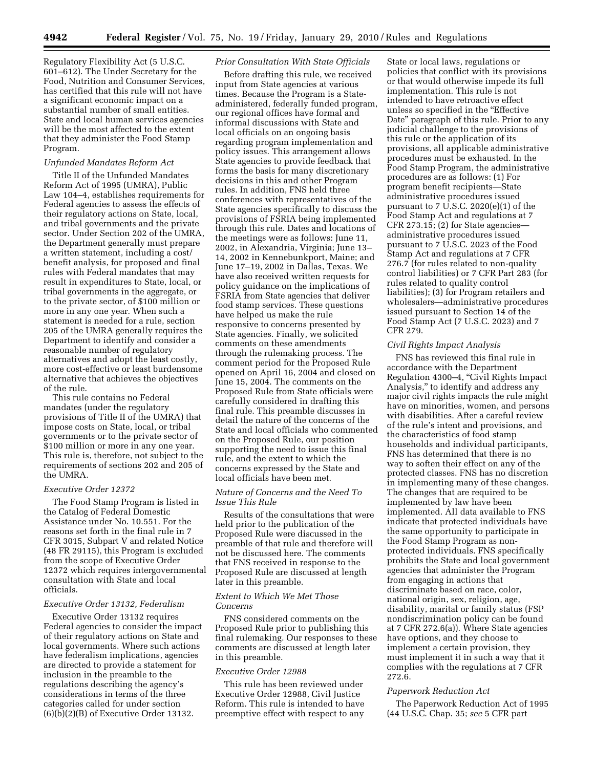Regulatory Flexibility Act (5 U.S.C. 601–612). The Under Secretary for the Food, Nutrition and Consumer Services, has certified that this rule will not have a significant economic impact on a substantial number of small entities. State and local human services agencies will be the most affected to the extent that they administer the Food Stamp Program.

*Unfunded Mandates Reform Act*

Title II of the Unfunded Mandates Reform Act of 1995 (UMRA), Public Law 104–4, establishes requirements for Federal agencies to assess the effects of their regulatory actions on State, local, and tribal governments and the private sector. Under Section 202 of the UMRA, the Department generally must prepare a written statement, including a cost/benefit analysis, for proposed and final rules with Federal mandates that may result in expenditures to State, local, or tribal governments in the aggregate, or to the private sector, of $100 million or more in any one year. When such a statement is needed for a rule, section 205 of the UMRA generally requires the Department to identify and consider a reasonable number of regulatory alternatives and adopt the least costly, more cost-effective or least burdensome alternative that achieves the objectives of the rule.

This rule contains no Federal mandates (under the regulatory provisions of Title II of the UMRA) that impose costs on State, local, or tribal governments or to the private sector of $100 million or more in any one year. This rule is, therefore, not subject to the requirements of sections 202 and 205 of the UMRA.

*Executive Order 12372*

The Food Stamp Program is listed in the Catalog of Federal Domestic Assistance under No. 10.551. For the reasons set forth in the final rule in 7 CFR 3015, Subpart V and related Notice (48 FR 29115), this Program is excluded from the scope of Executive Order 12372 which requires intergovernmental consultation with State and local officials.

*Executive Order 13132, Federalism*

Executive Order 13132 requires Federal agencies to consider the impact of their regulatory actions on State and local governments. Where such actions have federalism implications, agencies are directed to provide a statement for inclusion in the preamble to the regulations describing the agency's considerations in terms of the three categories called for under section (6)(b)(2)(B) of Executive Order 13132.

*Prior Consultation With State Officials*

Before drafting this rule, we received input from State agencies at various times. Because the Program is a State-administered, federally funded program, our regional offices have formal and informal discussions with State and local officials on an ongoing basis regarding program implementation and policy issues. This arrangement allows State agencies to provide feedback that forms the basis for many discretionary decisions in this and other Program rules. In addition, FNS held three conferences with representatives of the State agencies specifically to discuss the provisions of FSRIA being implemented through this rule. Dates and locations of the meetings were as follows: June 11, 2002, in Alexandria, Virginia; June 13–14, 2002 in Kennebunkport, Maine; and June 17–19, 2002 in Dallas, Texas. We have also received written requests for policy guidance on the implications of FSRIA from State agencies that deliver food stamp services. These questions have helped us make the rule responsive to concerns presented by State agencies. Finally, we solicited comments on these amendments through the rulemaking process. The comment period for the Proposed Rule opened on April 16, 2004 and closed on June 15, 2004. The comments on the Proposed Rule from State officials were carefully considered in drafting this final rule. This preamble discusses in detail the nature of the concerns of the State and local officials who commented on the Proposed Rule, our position supporting the need to issue this final rule, and the extent to which the concerns expressed by the State and local officials have been met.

*Nature of Concerns and the Need To Issue This Rule*

Results of the consultations that were held prior to the publication of the Proposed Rule were discussed in the preamble of that rule and therefore will not be discussed here. The comments that FNS received in response to the Proposed Rule are discussed at length later in this preamble.

*Extent to Which We Met Those Concerns*

FNS considered comments on the Proposed Rule prior to publishing this final rulemaking. Our responses to these comments are discussed at length later in this preamble.

*Executive Order 12988*

This rule has been reviewed under Executive Order 12988, Civil Justice Reform. This rule is intended to have preemptive effect with respect to any State or local laws, regulations or policies that conflict with its provisions or that would otherwise impede its full implementation. This rule is not intended to have retroactive effect unless so specified in the "Effective Date" paragraph of this rule. Prior to any judicial challenge to the provisions of this rule or the application of its provisions, all applicable administrative procedures must be exhausted. In the Food Stamp Program, the administrative procedures are as follows: (1) For program benefit recipients—State administrative procedures issued pursuant to 7 U.S.C. 2020(e)(1) of the Food Stamp Act and regulations at 7 CFR 273.15; (2) for State agencies—administrative procedures issued pursuant to 7 U.S.C. 2023 of the Food Stamp Act and regulations at 7 CFR 276.7 (for rules related to non-quality control liabilities) or 7 CFR Part 283 (for rules related to quality control liabilities); (3) for Program retailers and wholesalers—administrative procedures issued pursuant to Section 14 of the Food Stamp Act (7 U.S.C. 2023) and 7 CFR 279.

*Civil Rights Impact Analysis*

FNS has reviewed this final rule in accordance with the Department Regulation 4300–4, "Civil Rights Impact Analysis," to identify and address any major civil rights impacts the rule might have on minorities, women, and persons with disabilities. After a careful review of the rule's intent and provisions, and the characteristics of food stamp households and individual participants, FNS has determined that there is no way to soften their effect on any of the protected classes. FNS has no discretion in implementing many of these changes. The changes that are required to be implemented by law have been implemented. All data available to FNS indicate that protected individuals have the same opportunity to participate in the Food Stamp Program as non-protected individuals. FNS specifically prohibits the State and local government agencies that administer the Program from engaging in actions that discriminate based on race, color, national origin, sex, religion, age, disability, marital or family status (FSP nondiscrimination policy can be found at 7 CFR 272.6(a)). Where State agencies have options, and they choose to implement a certain provision, they must implement it in such a way that it complies with the regulations at 7 CFR 272.6.

*Paperwork Reduction Act*

The Paperwork Reduction Act of 1995 (44 U.S.C. Chap. 35; *see* 5 CFR part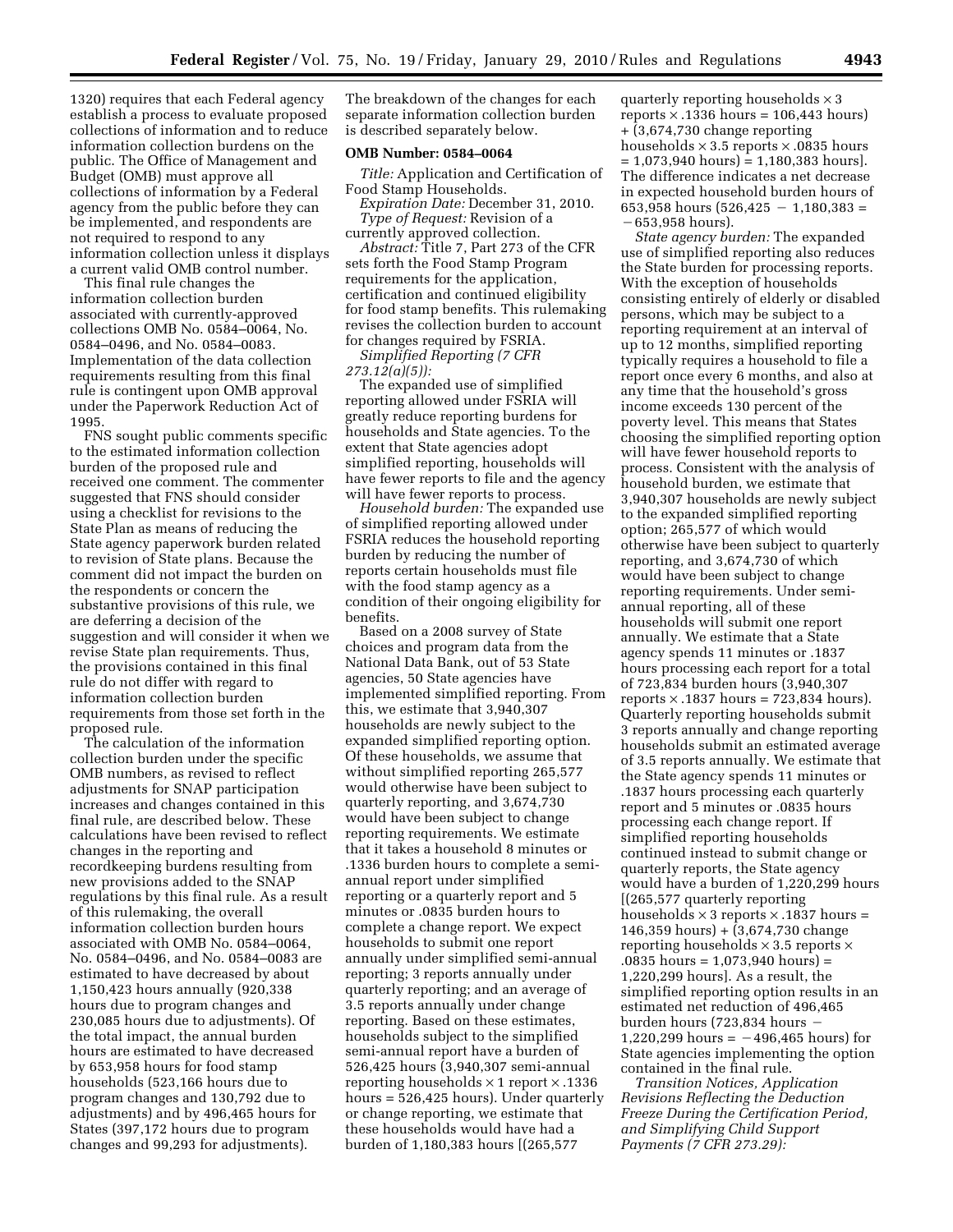1320) requires that each Federal agency establish a process to evaluate proposed collections of information and to reduce information collection burdens on the public. The Office of Management and Budget (OMB) must approve all collections of information by a Federal agency from the public before they can be implemented, and respondents are not required to respond to any information collection unless it displays a current valid OMB control number.

This final rule changes the information collection burden associated with currently-approved collections OMB No. 0584–0064, No. 0584–0496, and No. 0584–0083. Implementation of the data collection requirements resulting from this final rule is contingent upon OMB approval under the Paperwork Reduction Act of 1995.

FNS sought public comments specific to the estimated information collection burden of the proposed rule and received one comment. The commenter suggested that FNS should consider using a checklist for revisions to the State Plan as means of reducing the State agency paperwork burden related to revision of State plans. Because the comment did not impact the burden on the respondents or concern the substantive provisions of this rule, we are deferring a decision of the suggestion and will consider it when we revise State plan requirements. Thus, the provisions contained in this final rule do not differ with regard to information collection burden requirements from those set forth in the proposed rule.

The calculation of the information collection burden under the specific OMB numbers, as revised to reflect adjustments for SNAP participation increases and changes contained in this final rule, are described below. These calculations have been revised to reflect changes in the reporting and recordkeeping burdens resulting from new provisions added to the SNAP regulations by this final rule. As a result of this rulemaking, the overall information collection burden hours associated with OMB No. 0584–0064, No. 0584–0496, and No. 0584–0083 are estimated to have decreased by about 1,150,423 hours annually (920,338 hours due to program changes and 230,085 hours due to adjustments). Of the total impact, the annual burden hours are estimated to have decreased by 653,958 hours for food stamp households (523,166 hours due to program changes and 130,792 due to adjustments) and by 496,465 hours for States (397,172 hours due to program changes and 99,293 for adjustments). The breakdown of the changes for each separate information collection burden is described separately below.

**OMB Number: 0584–0064**

*Title:* Application and Certification of Food Stamp Households.

*Expiration Date:* December 31, 2010.

*Type of Request:* Revision of a currently approved collection.

*Abstract:* Title 7, Part 273 of the CFR sets forth the Food Stamp Program requirements for the application, certification and continued eligibility for food stamp benefits. This rulemaking revises the collection burden to account for changes required by FSRIA.

*Simplified Reporting (7 CFR 273.12(a)(5)):*

The expanded use of simplified reporting allowed under FSRIA will greatly reduce reporting burdens for households and State agencies. To the extent that State agencies adopt simplified reporting, households will have fewer reports to file and the agency will have fewer reports to process.

*Household burden:* The expanded use of simplified reporting allowed under FSRIA reduces the household reporting burden by reducing the number of reports certain households must file with the food stamp agency as a condition of their ongoing eligibility for benefits.

Based on a 2008 survey of State choices and program data from the National Data Bank, out of 53 State agencies, 50 State agencies have implemented simplified reporting. From this, we estimate that 3,940,307 households are newly subject to the expanded simplified reporting option. Of these households, we assume that without simplified reporting 265,577 would otherwise have been subject to quarterly reporting, and 3,674,730 would have been subject to change reporting requirements. We estimate that it takes a household 8 minutes or .1336 burden hours to complete a semi-annual report under simplified reporting or a quarterly report and 5 minutes or .0835 burden hours to complete a change report. We expect households to submit one report annually under simplified semi-annual reporting; 3 reports annually under quarterly reporting; and an average of 3.5 reports annually under change reporting. Based on these estimates, households subject to the simplified semi-annual report have a burden of 526,425 hours (3,940,307 semi-annual reporting households × 1 report × .1336 hours = 526,425 hours). Under quarterly or change reporting, we estimate that these households would have had a burden of 1,180,383 hours [(265,577 quarterly reporting households × 3 reports × .1336 hours = 106,443 hours) + (3,674,730 change reporting households × 3.5 reports × .0835 hours = 1,073,940 hours) = 1,180,383 hours]. The difference indicates a net decrease in expected household burden hours of 653,958 hours (526,425 − 1,180,383 = −653,958 hours).

*State agency burden:* The expanded use of simplified reporting also reduces the State burden for processing reports. With the exception of households consisting entirely of elderly or disabled persons, which may be subject to a reporting requirement at an interval of up to 12 months, simplified reporting typically requires a household to file a report once every 6 months, and also at any time that the household's gross income exceeds 130 percent of the poverty level. This means that States choosing the simplified reporting option will have fewer household reports to process. Consistent with the analysis of household burden, we estimate that 3,940,307 households are newly subject to the expanded simplified reporting option; 265,577 of which would otherwise have been subject to quarterly reporting, and 3,674,730 of which would have been subject to change reporting requirements. Under semi-annual reporting, all of these households will submit one report annually. We estimate that a State agency spends 11 minutes or .1837 hours processing each report for a total of 723,834 burden hours (3,940,307 reports × .1837 hours = 723,834 hours). Quarterly reporting households submit 3 reports annually and change reporting households submit an estimated average of 3.5 reports annually. We estimate that the State agency spends 11 minutes or .1837 hours processing each quarterly report and 5 minutes or .0835 hours processing each change report. If simplified reporting households continued instead to submit change or quarterly reports, the State agency would have a burden of 1,220,299 hours [(265,577 quarterly reporting households × 3 reports × .1837 hours = 146,359 hours) + (3,674,730 change reporting households × 3.5 reports × .0835 hours = 1,073,940 hours) = 1,220,299 hours]. As a result, the simplified reporting option results in an estimated net reduction of 496,465 burden hours (723,834 hours − 1,220,299 hours = −496,465 hours) for State agencies implementing the option contained in the final rule.

*Transition Notices, Application Revisions Reflecting the Deduction Freeze During the Certification Period, and Simplifying Child Support Payments (7 CFR 273.29):*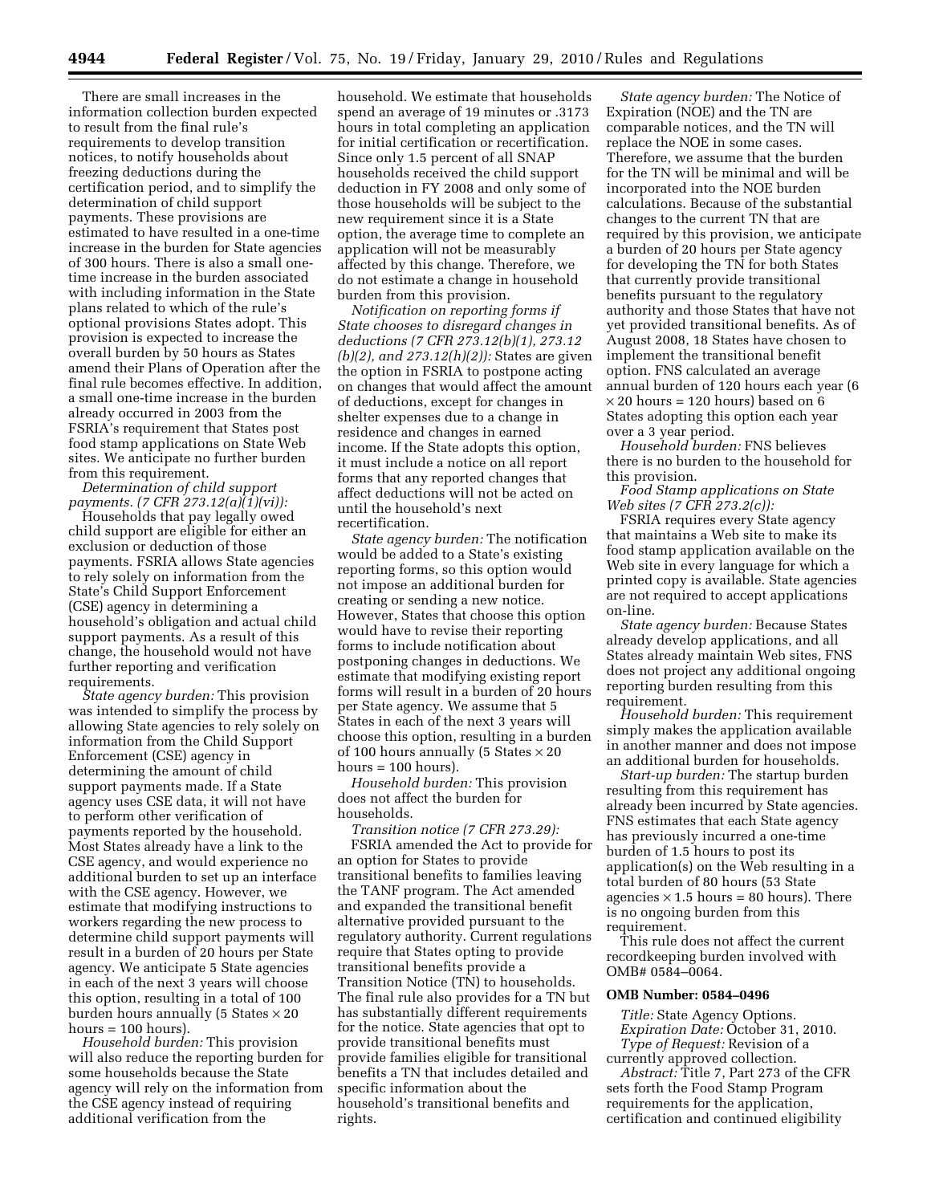There are small increases in the information collection burden expected to result from the final rule's requirements to develop transition notices, to notify households about freezing deductions during the certification period, and to simplify the determination of child support payments. These provisions are estimated to have resulted in a one-time increase in the burden for State agencies of 300 hours. There is also a small one-time increase in the burden associated with including information in the State plans related to which of the rule's optional provisions States adopt. This provision is expected to increase the overall burden by 50 hours as States amend their Plans of Operation after the final rule becomes effective. In addition, a small one-time increase in the burden already occurred in 2003 from the FSRIA's requirement that States post food stamp applications on State Web sites. We anticipate no further burden from this requirement.

*Determination of child support payments. (7 CFR 273.12(a)(1)(vi)):*

Households that pay legally owed child support are eligible for either an exclusion or deduction of those payments. FSRIA allows State agencies to rely solely on information from the State's Child Support Enforcement (CSE) agency in determining a household's obligation and actual child support payments. As a result of this change, the household would not have further reporting and verification requirements.

*State agency burden:* This provision was intended to simplify the process by allowing State agencies to rely solely on information from the Child Support Enforcement (CSE) agency in determining the amount of child support payments made. If a State agency uses CSE data, it will not have to perform other verification of payments reported by the household. Most States already have a link to the CSE agency, and would experience no additional burden to set up an interface with the CSE agency. However, we estimate that modifying instructions to workers regarding the new process to determine child support payments will result in a burden of 20 hours per State agency. We anticipate 5 State agencies in each of the next 3 years will choose this option, resulting in a total of 100 burden hours annually (5 States × 20 hours = 100 hours).

*Household burden:* This provision will also reduce the reporting burden for some households because the State agency will rely on the information from the CSE agency instead of requiring additional verification from the household. We estimate that households spend an average of 19 minutes or .3173 hours in total completing an application for initial certification or recertification. Since only 1.5 percent of all SNAP households received the child support deduction in FY 2008 and only some of those households will be subject to the new requirement since it is a State option, the average time to complete an application will not be measurably affected by this change. Therefore, we do not estimate a change in household burden from this provision.

*Notification on reporting forms if State chooses to disregard changes in deductions (7 CFR 273.12(b)(1), 273.12 (b)(2), and 273.12(h)(2)):* States are given the option in FSRIA to postpone acting on changes that would affect the amount of deductions, except for changes in shelter expenses due to a change in residence and changes in earned income. If the State adopts this option, it must include a notice on all report forms that any reported changes that affect deductions will not be acted on until the household's next recertification.

*State agency burden:* The notification would be added to a State's existing reporting forms, so this option would not impose an additional burden for creating or sending a new notice. However, States that choose this option would have to revise their reporting forms to include notification about postponing changes in deductions. We estimate that modifying existing report forms will result in a burden of 20 hours per State agency. We assume that 5 States in each of the next 3 years will choose this option, resulting in a burden of 100 hours annually (5 States × 20 hours = 100 hours).

*Household burden:* This provision does not affect the burden for households.

*Transition notice (7 CFR 273.29):*

FSRIA amended the Act to provide for an option for States to provide transitional benefits to families leaving the TANF program. The Act amended and expanded the transitional benefit alternative provided pursuant to the regulatory authority. Current regulations require that States opting to provide transitional benefits provide a Transition Notice (TN) to households. The final rule also provides for a TN but has substantially different requirements for the notice. State agencies that opt to provide transitional benefits must provide families eligible for transitional benefits a TN that includes detailed and specific information about the household's transitional benefits and rights.

*State agency burden:* The Notice of Expiration (NOE) and the TN are comparable notices, and the TN will replace the NOE in some cases. Therefore, we assume that the burden for the TN will be minimal and will be incorporated into the NOE burden calculations. Because of the substantial changes to the current TN that are required by this provision, we anticipate a burden of 20 hours per State agency for developing the TN for both States that currently provide transitional benefits pursuant to the regulatory authority and those States that have not yet provided transitional benefits. As of August 2008, 18 States have chosen to implement the transitional benefit option. FNS calculated an average annual burden of 120 hours each year (6 × 20 hours = 120 hours) based on 6 States adopting this option each year over a 3 year period.

*Household burden:* FNS believes there is no burden to the household for this provision.

*Food Stamp applications on State Web sites (7 CFR 273.2(c)):*

FSRIA requires every State agency that maintains a Web site to make its food stamp application available on the Web site in every language for which a printed copy is available. State agencies are not required to accept applications on-line.

*State agency burden:* Because States already develop applications, and all States already maintain Web sites, FNS does not project any additional ongoing reporting burden resulting from this requirement.

*Household burden:* This requirement simply makes the application available in another manner and does not impose an additional burden for households.

*Start-up burden:* The startup burden resulting from this requirement has already been incurred by State agencies. FNS estimates that each State agency has previously incurred a one-time burden of 1.5 hours to post its application(s) on the Web resulting in a total burden of 80 hours (53 State agencies × 1.5 hours = 80 hours). There is no ongoing burden from this requirement.

This rule does not affect the current recordkeeping burden involved with OMB# 0584–0064.

**OMB Number: 0584–0496**

*Title:* State Agency Options.

*Expiration Date:* October 31, 2010.

*Type of Request:* Revision of a currently approved collection.

*Abstract:* Title 7, Part 273 of the CFR sets forth the Food Stamp Program requirements for the application, certification and continued eligibility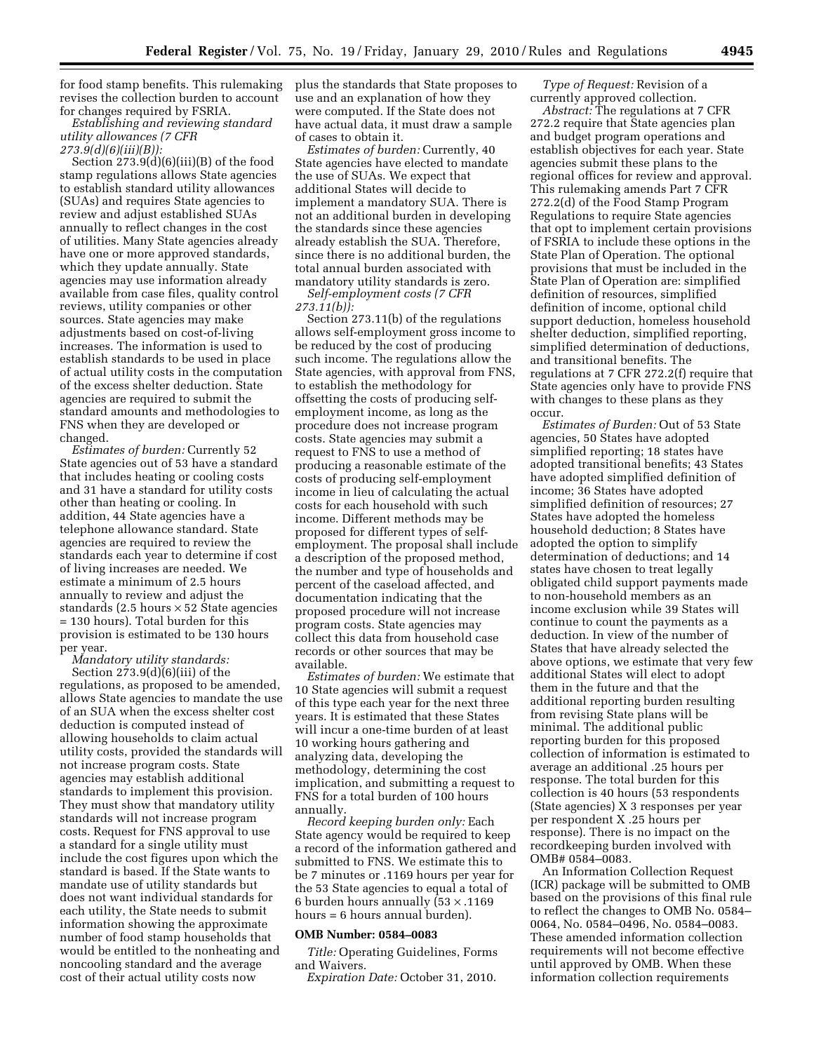for food stamp benefits. This rulemaking revises the collection burden to account for changes required by FSRIA.

*Establishing and reviewing standard utility allowances (7 CFR 273.9(d)(6)(iii)(B)):*

Section 273.9(d)(6)(iii)(B) of the food stamp regulations allows State agencies to establish standard utility allowances (SUAs) and requires State agencies to review and adjust established SUAs annually to reflect changes in the cost of utilities. Many State agencies already have one or more approved standards, which they update annually. State agencies may use information already available from case files, quality control reviews, utility companies or other sources. State agencies may make adjustments based on cost-of-living increases. The information is used to establish standards to be used in place of actual utility costs in the computation of the excess shelter deduction. State agencies are required to submit the standard amounts and methodologies to FNS when they are developed or changed.

*Estimates of burden:* Currently 52 State agencies out of 53 have a standard that includes heating or cooling costs and 31 have a standard for utility costs other than heating or cooling. In addition, 44 State agencies have a telephone allowance standard. State agencies are required to review the standards each year to determine if cost of living increases are needed. We estimate a minimum of 2.5 hours annually to review and adjust the standards (2.5 hours × 52 State agencies = 130 hours). Total burden for this provision is estimated to be 130 hours per year.

*Mandatory utility standards:*

Section 273.9(d)(6)(iii) of the regulations, as proposed to be amended, allows State agencies to mandate the use of an SUA when the excess shelter cost deduction is computed instead of allowing households to claim actual utility costs, provided the standards will not increase program costs. State agencies may establish additional standards to implement this provision. They must show that mandatory utility standards will not increase program costs. Request for FNS approval to use a standard for a single utility must include the cost figures upon which the standard is based. If the State wants to mandate use of utility standards but does not want individual standards for each utility, the State needs to submit information showing the approximate number of food stamp households that would be entitled to the nonheating and noncooling standard and the average cost of their actual utility costs now plus the standards that State proposes to use and an explanation of how they were computed. If the State does not have actual data, it must draw a sample of cases to obtain it.

*Estimates of burden:* Currently, 40 State agencies have elected to mandate the use of SUAs. We expect that additional States will decide to implement a mandatory SUA. There is not an additional burden in developing the standards since these agencies already establish the SUA. Therefore, since there is no additional burden, the total annual burden associated with mandatory utility standards is zero.

*Self-employment costs (7 CFR 273.11(b)):*

Section 273.11(b) of the regulations allows self-employment gross income to be reduced by the cost of producing such income. The regulations allow the State agencies, with approval from FNS, to establish the methodology for offsetting the costs of producing self-employment income, as long as the procedure does not increase program costs. State agencies may submit a request to FNS to use a method of producing a reasonable estimate of the costs of producing self-employment income in lieu of calculating the actual costs for each household with such income. Different methods may be proposed for different types of self-employment. The proposal shall include a description of the proposed method, the number and type of households and percent of the caseload affected, and documentation indicating that the proposed procedure will not increase program costs. State agencies may collect this data from household case records or other sources that may be available.

*Estimates of burden:* We estimate that 10 State agencies will submit a request of this type each year for the next three years. It is estimated that these States will incur a one-time burden of at least 10 working hours gathering and analyzing data, developing the methodology, determining the cost implication, and submitting a request to FNS for a total burden of 100 hours annually.

*Record keeping burden only:* Each State agency would be required to keep a record of the information gathered and submitted to FNS. We estimate this to be 7 minutes or .1169 hours per year for the 53 State agencies to equal a total of 6 burden hours annually (53 × .1169 hours = 6 hours annual burden).

**OMB Number: 0584–0083**

*Title:* Operating Guidelines, Forms and Waivers.

*Expiration Date:* October 31, 2010.

*Type of Request:* Revision of a currently approved collection.

*Abstract:* The regulations at 7 CFR 272.2 require that State agencies plan and budget program operations and establish objectives for each year. State agencies submit these plans to the regional offices for review and approval. This rulemaking amends Part 7 CFR 272.2(d) of the Food Stamp Program Regulations to require State agencies that opt to implement certain provisions of FSRIA to include these options in the State Plan of Operation. The optional provisions that must be included in the State Plan of Operation are: simplified definition of resources, simplified definition of income, optional child support deduction, homeless household shelter deduction, simplified reporting, simplified determination of deductions, and transitional benefits. The regulations at 7 CFR 272.2(f) require that State agencies only have to provide FNS with changes to these plans as they occur.

*Estimates of Burden:* Out of 53 State agencies, 50 States have adopted simplified reporting; 18 states have adopted transitional benefits; 43 States have adopted simplified definition of income; 36 States have adopted simplified definition of resources; 27 States have adopted the homeless household deduction; 8 States have adopted the option to simplify determination of deductions; and 14 states have chosen to treat legally obligated child support payments made to non-household members as an income exclusion while 39 States will continue to count the payments as a deduction. In view of the number of States that have already selected the above options, we estimate that very few additional States will elect to adopt them in the future and that the additional reporting burden resulting from revising State plans will be minimal. The additional public reporting burden for this proposed collection of information is estimated to average an additional .25 hours per response. The total burden for this collection is 40 hours (53 respondents (State agencies) X 3 responses per year per respondent X .25 hours per response). There is no impact on the recordkeeping burden involved with OMB# 0584–0083.

An Information Collection Request (ICR) package will be submitted to OMB based on the provisions of this final rule to reflect the changes to OMB No. 0584–0064, No. 0584–0496, No. 0584–0083. These amended information collection requirements will not become effective until approved by OMB. When these information collection requirements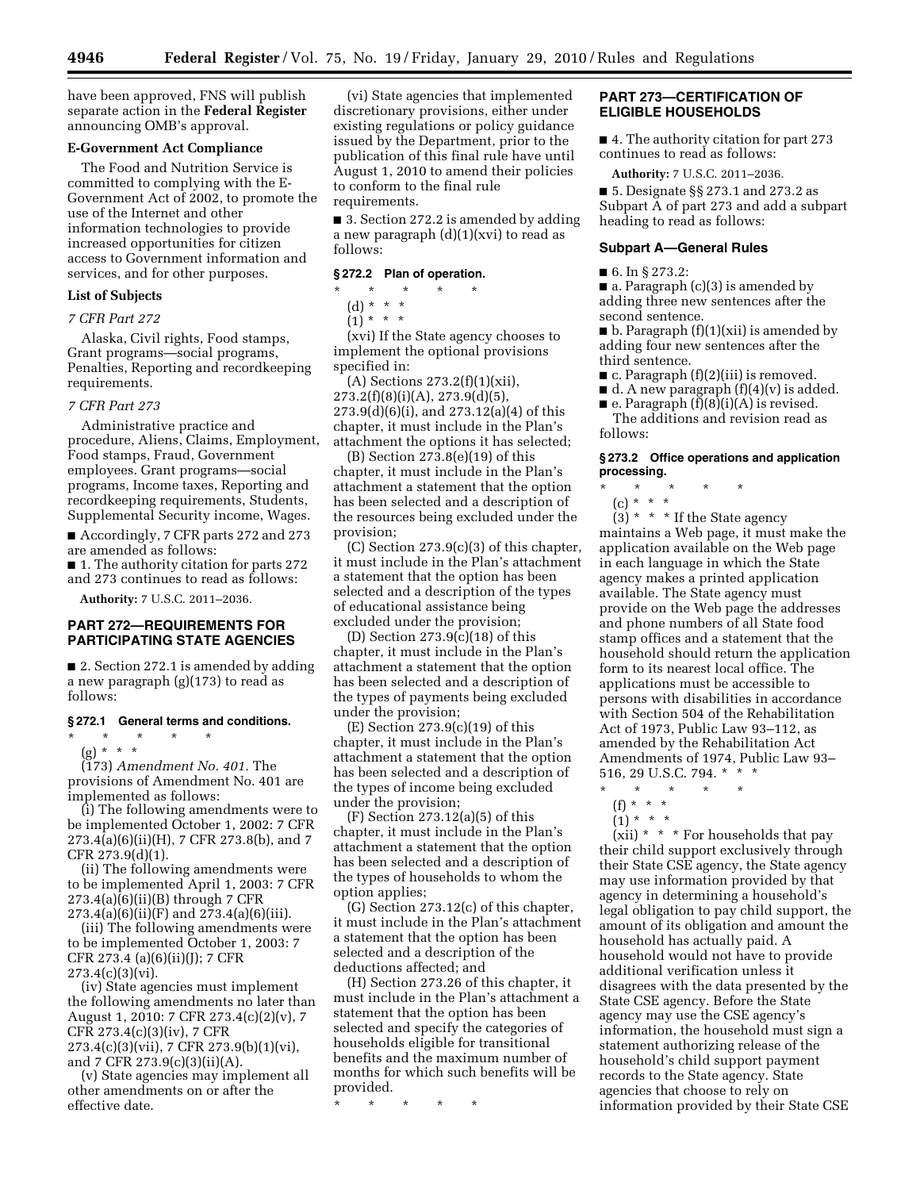have been approved, FNS will publish separate action in the **Federal Register** announcing OMB's approval.

**E-Government Act Compliance**

The Food and Nutrition Service is committed to complying with the E-Government Act of 2002, to promote the use of the Internet and other information technologies to provide increased opportunities for citizen access to Government information and services, and for other purposes.

**List of Subjects**

*7 CFR Part 272*

Alaska, Civil rights, Food stamps, Grant programs—social programs, Penalties, Reporting and recordkeeping requirements.

*7 CFR Part 273*

Administrative practice and procedure, Aliens, Claims, Employment, Food stamps, Fraud, Government employees. Grant programs—social programs, Income taxes, Reporting and recordkeeping requirements, Students, Supplemental Security income, Wages.

■ Accordingly, 7 CFR parts 272 and 273 are amended as follows:

■ 1. The authority citation for parts 272 and 273 continues to read as follows:

**Authority:** 7 U.S.C. 2011–2036.

## PART 272—REQUIREMENTS FOR PARTICIPATING STATE AGENCIES

■ 2. Section 272.1 is amended by adding a new paragraph (g)(173) to read as follows:

**§ 272.1 General terms and conditions.**

\* \* \* \* \*

(g) \* \* \*

(173) *Amendment No. 401.* The provisions of Amendment No. 401 are implemented as follows:

(i) The following amendments were to be implemented October 1, 2002: 7 CFR 273.4(a)(6)(ii)(H), 7 CFR 273.8(b), and 7 CFR 273.9(d)(1).

(ii) The following amendments were to be implemented April 1, 2003: 7 CFR 273.4(a)(6)(ii)(B) through 7 CFR 273.4(a)(6)(ii)(F) and 273.4(a)(6)(iii).

(iii) The following amendments were to be implemented October 1, 2003: 7 CFR 273.4 (a)(6)(ii)(J); 7 CFR 273.4(c)(3)(vi).

(iv) State agencies must implement the following amendments no later than August 1, 2010: 7 CFR 273.4(c)(2)(v), 7 CFR 273.4(c)(3)(iv), 7 CFR 273.4(c)(3)(vii), 7 CFR 273.9(b)(1)(vi), and 7 CFR 273.9(c)(3)(ii)(A).

(v) State agencies may implement all other amendments on or after the effective date.

(vi) State agencies that implemented discretionary provisions, either under existing regulations or policy guidance issued by the Department, prior to the publication of this final rule have until August 1, 2010 to amend their policies to conform to the final rule requirements.

■ 3. Section 272.2 is amended by adding a new paragraph (d)(1)(xvi) to read as follows:

**§ 272.2 Plan of operation.**

\* \* \* \* \*

(d) \* \* \*

(1) \* \* \*

(xvi) If the State agency chooses to implement the optional provisions specified in:

(A) Sections 273.2(f)(1)(xii), 273.2(f)(8)(i)(A), 273.9(d)(5), 273.9(d)(6)(i), and 273.12(a)(4) of this chapter, it must include in the Plan's attachment the options it has selected;

(B) Section 273.8(e)(19) of this chapter, it must include in the Plan's attachment a statement that the option has been selected and a description of the resources being excluded under the provision;

(C) Section 273.9(c)(3) of this chapter, it must include in the Plan's attachment a statement that the option has been selected and a description of the types of educational assistance being excluded under the provision;

(D) Section 273.9(c)(18) of this chapter, it must include in the Plan's attachment a statement that the option has been selected and a description of the types of payments being excluded under the provision;

(E) Section 273.9(c)(19) of this chapter, it must include in the Plan's attachment a statement that the option has been selected and a description of the types of income being excluded under the provision;

(F) Section 273.12(a)(5) of this chapter, it must include in the Plan's attachment a statement that the option has been selected and a description of the types of households to whom the option applies;

(G) Section 273.12(c) of this chapter, it must include in the Plan's attachment a statement that the option has been selected and a description of the deductions affected; and

(H) Section 273.26 of this chapter, it must include in the Plan's attachment a statement that the option has been selected and specify the categories of households eligible for transitional benefits and the maximum number of months for which such benefits will be provided.

\* \* \* \* \*

## PART 273—CERTIFICATION OF ELIGIBLE HOUSEHOLDS

■ 4. The authority citation for part 273 continues to read as follows:

**Authority:** 7 U.S.C. 2011–2036.

■ 5. Designate §§ 273.1 and 273.2 as Subpart A of part 273 and add a subpart heading to read as follows:

### Subpart A—General Rules

■ 6. In § 273.2:

■ a. Paragraph (c)(3) is amended by adding three new sentences after the second sentence.

■ b. Paragraph (f)(1)(xii) is amended by adding four new sentences after the third sentence.

■ c. Paragraph (f)(2)(iii) is removed.

■ d. A new paragraph (f)(4)(v) is added.

■ e. Paragraph (f)(8)(i)(A) is revised.

The additions and revision read as follows:

**§ 273.2 Office operations and application processing.**

\* \* \* \* \*

(c) \* \* \*

(3) \* \* \* If the State agency maintains a Web page, it must make the application available on the Web page in each language in which the State agency makes a printed application available. The State agency must provide on the Web page the addresses and phone numbers of all State food stamp offices and a statement that the household should return the application form to its nearest local office. The applications must be accessible to persons with disabilities in accordance with Section 504 of the Rehabilitation Act of 1973, Public Law 93–112, as amended by the Rehabilitation Act Amendments of 1974, Public Law 93–516, 29 U.S.C. 794. \* \* \*

\* \* \* \* \*

(f) \* \* \*

(1) \* \* \*

(xii) \* \* \* For households that pay their child support exclusively through their State CSE agency, the State agency may use information provided by that agency in determining a household's legal obligation to pay child support, the amount of its obligation and amount the household has actually paid. A household would not have to provide additional verification unless it disagrees with the data presented by the State CSE agency. Before the State agency may use the CSE agency's information, the household must sign a statement authorizing release of the household's child support payment records to the State agency. State agencies that choose to rely on information provided by their State CSE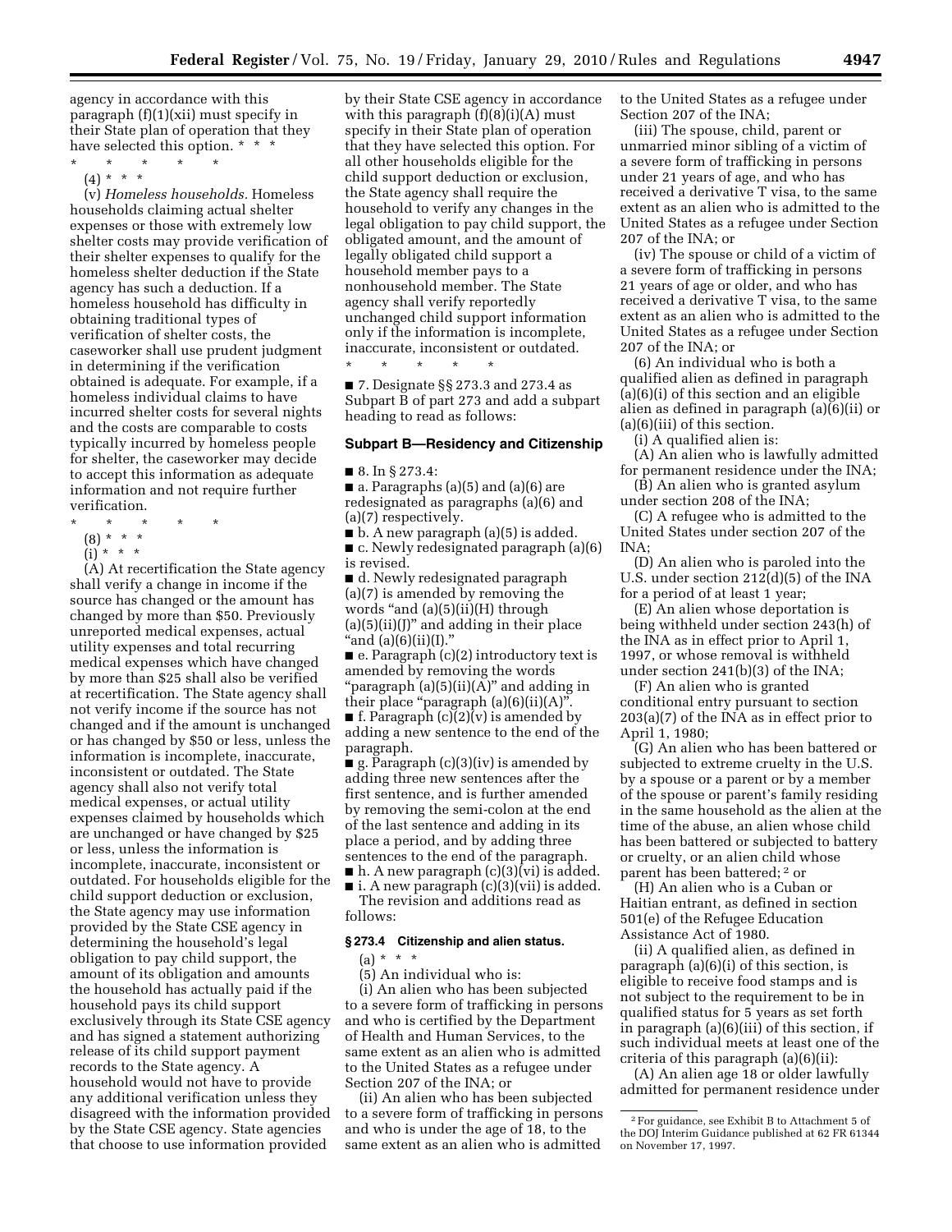agency in accordance with this paragraph (f)(1)(xii) must specify in their State plan of operation that they have selected this option. * * *

\* \* \* \* \*

(4) * * *

(v) *Homeless households.* Homeless households claiming actual shelter expenses or those with extremely low shelter costs may provide verification of their shelter expenses to qualify for the homeless shelter deduction if the State agency has such a deduction. If a homeless household has difficulty in obtaining traditional types of verification of shelter costs, the caseworker shall use prudent judgment in determining if the verification obtained is adequate. For example, if a homeless individual claims to have incurred shelter costs for several nights and the costs are comparable to costs typically incurred by homeless people for shelter, the caseworker may decide to accept this information as adequate information and not require further verification.

\* \* \* \* \*

(8) * * *

(i) * * *

(A) At recertification the State agency shall verify a change in income if the source has changed or the amount has changed by more than $50. Previously unreported medical expenses, actual utility expenses and total recurring medical expenses which have changed by more than $25 shall also be verified at recertification. The State agency shall not verify income if the source has not changed and if the amount is unchanged or has changed by $50 or less, unless the information is incomplete, inaccurate, inconsistent or outdated. The State agency shall also not verify total medical expenses, or actual utility expenses claimed by households which are unchanged or have changed by $25 or less, unless the information is incomplete, inaccurate, inconsistent or outdated. For households eligible for the child support deduction or exclusion, the State agency may use information provided by the State CSE agency in determining the household's legal obligation to pay child support, the amount of its obligation and amounts the household has actually paid if the household pays its child support exclusively through its State CSE agency and has signed a statement authorizing release of its child support payment records to the State agency. A household would not have to provide any additional verification unless they disagreed with the information provided by the State CSE agency. State agencies that choose to use information provided by their State CSE agency in accordance with this paragraph (f)(8)(i)(A) must specify in their State plan of operation that they have selected this option. For all other households eligible for the child support deduction or exclusion, the State agency shall require the household to verify any changes in the legal obligation to pay child support, the obligated amount, and the amount of legally obligated child support a household member pays to a nonhousehold member. The State agency shall verify reportedly unchanged child support information only if the information is incomplete, inaccurate, inconsistent or outdated.

\* \* \* \* \*

■ 7. Designate §§ 273.3 and 273.4 as Subpart B of part 273 and add a subpart heading to read as follows:

### Subpart B—Residency and Citizenship

■ 8. In § 273.4:

■ a. Paragraphs (a)(5) and (a)(6) are redesignated as paragraphs (a)(6) and (a)(7) respectively.

■ b. A new paragraph (a)(5) is added.

■ c. Newly redesignated paragraph (a)(6) is revised.

■ d. Newly redesignated paragraph (a)(7) is amended by removing the words "and (a)(5)(ii)(H) through (a)(5)(ii)(J)" and adding in their place "and (a)(6)(ii)(I)."

■ e. Paragraph (c)(2) introductory text is amended by removing the words "paragraph (a)(5)(ii)(A)" and adding in their place "paragraph (a)(6)(ii)(A)".

■ f. Paragraph (c)(2)(v) is amended by adding a new sentence to the end of the paragraph.

■ g. Paragraph (c)(3)(iv) is amended by adding three new sentences after the first sentence, and is further amended by removing the semi-colon at the end of the last sentence and adding in its place a period, and by adding three sentences to the end of the paragraph.

■ h. A new paragraph (c)(3)(vi) is added.

■ i. A new paragraph (c)(3)(vii) is added.

The revision and additions read as follows:

#### § 273.4 Citizenship and alien status.

(a) * * *

(5) An individual who is:

(i) An alien who has been subjected to a severe form of trafficking in persons and who is certified by the Department of Health and Human Services, to the same extent as an alien who is admitted to the United States as a refugee under Section 207 of the INA; or

(ii) An alien who has been subjected to a severe form of trafficking in persons and who is under the age of 18, to the same extent as an alien who is admitted to the United States as a refugee under Section 207 of the INA;

(iii) The spouse, child, parent or unmarried minor sibling of a victim of a severe form of trafficking in persons under 21 years of age, and who has received a derivative T visa, to the same extent as an alien who is admitted to the United States as a refugee under Section 207 of the INA; or

(iv) The spouse or child of a victim of a severe form of trafficking in persons 21 years of age or older, and who has received a derivative T visa, to the same extent as an alien who is admitted to the United States as a refugee under Section 207 of the INA; or

(6) An individual who is both a qualified alien as defined in paragraph (a)(6)(i) of this section and an eligible alien as defined in paragraph (a)(6)(ii) or (a)(6)(iii) of this section.

(i) A qualified alien is:

(A) An alien who is lawfully admitted for permanent residence under the INA;

(B) An alien who is granted asylum under section 208 of the INA;

(C) A refugee who is admitted to the United States under section 207 of the INA;

(D) An alien who is paroled into the U.S. under section 212(d)(5) of the INA for a period of at least 1 year;

(E) An alien whose deportation is being withheld under section 243(h) of the INA as in effect prior to April 1, 1997, or whose removal is withheld under section 241(b)(3) of the INA;

(F) An alien who is granted conditional entry pursuant to section 203(a)(7) of the INA as in effect prior to April 1, 1980;

(G) An alien who has been battered or subjected to extreme cruelty in the U.S. by a spouse or a parent or by a member of the spouse or parent's family residing in the same household as the alien at the time of the abuse, an alien whose child has been battered or subjected to battery or cruelty, or an alien child whose parent has been battered; [2] or

(H) An alien who is a Cuban or Haitian entrant, as defined in section 501(e) of the Refugee Education Assistance Act of 1980.

(ii) A qualified alien, as defined in paragraph (a)(6)(i) of this section, is eligible to receive food stamps and is not subject to the requirement to be in qualified status for 5 years as set forth in paragraph (a)(6)(iii) of this section, if such individual meets at least one of the criteria of this paragraph (a)(6)(ii):

(A) An alien age 18 or older lawfully admitted for permanent residence under

[2] For guidance, see Exhibit B to Attachment 5 of the DOJ Interim Guidance published at 62 FR 61344 on November 17, 1997.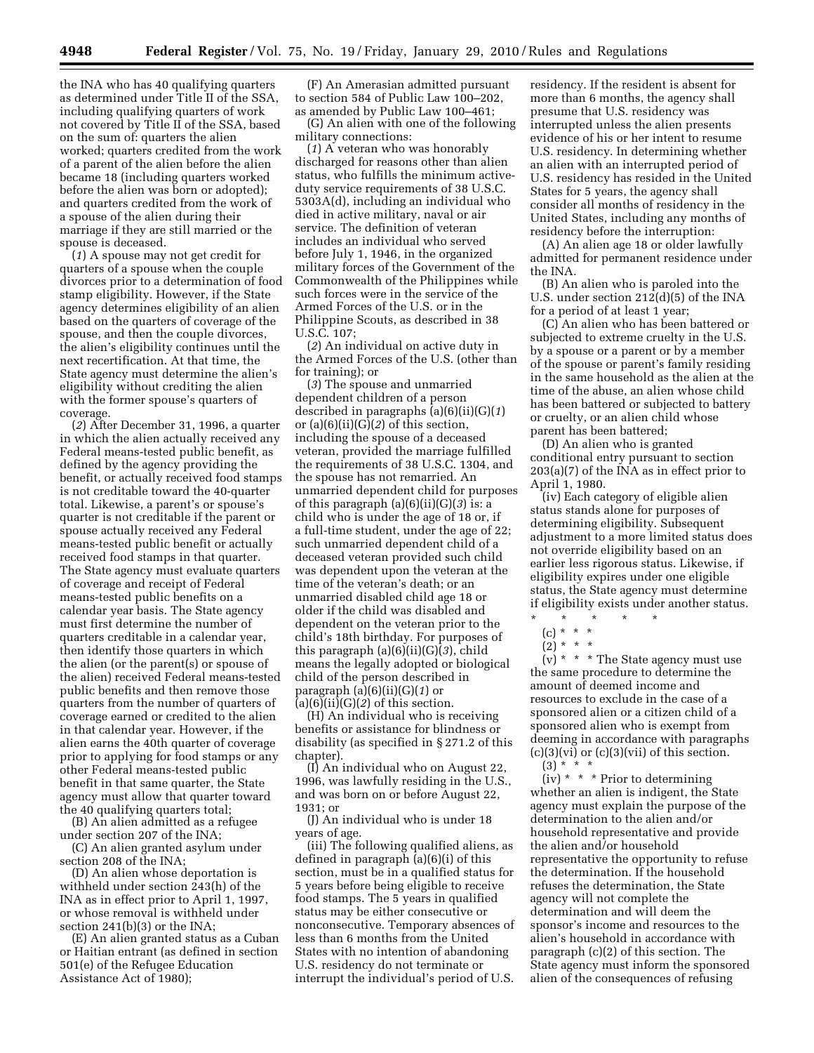the INA who has 40 qualifying quarters as determined under Title II of the SSA, including qualifying quarters of work not covered by Title II of the SSA, based on the sum of: quarters the alien worked; quarters credited from the work of a parent of the alien before the alien became 18 (including quarters worked before the alien was born or adopted); and quarters credited from the work of a spouse of the alien during their marriage if they are still married or the spouse is deceased.

(*1*) A spouse may not get credit for quarters of a spouse when the couple divorces prior to a determination of food stamp eligibility. However, if the State agency determines eligibility of an alien based on the quarters of coverage of the spouse, and then the couple divorces, the alien's eligibility continues until the next recertification. At that time, the State agency must determine the alien's eligibility without crediting the alien with the former spouse's quarters of coverage.

(*2*) After December 31, 1996, a quarter in which the alien actually received any Federal means-tested public benefit, as defined by the agency providing the benefit, or actually received food stamps is not creditable toward the 40-quarter total. Likewise, a parent's or spouse's quarter is not creditable if the parent or spouse actually received any Federal means-tested public benefit or actually received food stamps in that quarter. The State agency must evaluate quarters of coverage and receipt of Federal means-tested public benefits on a calendar year basis. The State agency must first determine the number of quarters creditable in a calendar year, then identify those quarters in which the alien (or the parent(s) or spouse of the alien) received Federal means-tested public benefits and then remove those quarters from the number of quarters of coverage earned or credited to the alien in that calendar year. However, if the alien earns the 40th quarter of coverage prior to applying for food stamps or any other Federal means-tested public benefit in that same quarter, the State agency must allow that quarter toward the 40 qualifying quarters total;

(B) An alien admitted as a refugee under section 207 of the INA;

(C) An alien granted asylum under section 208 of the INA;

(D) An alien whose deportation is withheld under section 243(h) of the INA as in effect prior to April 1, 1997, or whose removal is withheld under section 241(b)(3) or the INA;

(E) An alien granted status as a Cuban or Haitian entrant (as defined in section 501(e) of the Refugee Education Assistance Act of 1980);

(F) An Amerasian admitted pursuant to section 584 of Public Law 100–202, as amended by Public Law 100–461;

(G) An alien with one of the following military connections:

(*1*) A veteran who was honorably discharged for reasons other than alien status, who fulfills the minimum active-duty service requirements of 38 U.S.C. 5303A(d), including an individual who died in active military, naval or air service. The definition of veteran includes an individual who served before July 1, 1946, in the organized military forces of the Government of the Commonwealth of the Philippines while such forces were in the service of the Armed Forces of the U.S. or in the Philippine Scouts, as described in 38 U.S.C. 107;

(*2*) An individual on active duty in the Armed Forces of the U.S. (other than for training); or

(*3*) The spouse and unmarried dependent children of a person described in paragraphs (a)(6)(ii)(G)(*1*) or (a)(6)(ii)(G)(*2*) of this section, including the spouse of a deceased veteran, provided the marriage fulfilled the requirements of 38 U.S.C. 1304, and the spouse has not remarried. An unmarried dependent child for purposes of this paragraph (a)(6)(ii)(G)(*3*) is: a child who is under the age of 18 or, if a full-time student, under the age of 22; such unmarried dependent child of a deceased veteran provided such child was dependent upon the veteran at the time of the veteran's death; or an unmarried disabled child age 18 or older if the child was disabled and dependent on the veteran prior to the child's 18th birthday. For purposes of this paragraph (a)(6)(ii)(G)(*3*), child means the legally adopted or biological child of the person described in paragraph (a)(6)(ii)(G)(*1*) or (a)(6)(ii)(G)(*2*) of this section.

(H) An individual who is receiving benefits or assistance for blindness or disability (as specified in § 271.2 of this chapter).

(I) An individual who on August 22, 1996, was lawfully residing in the U.S., and was born on or before August 22, 1931; or

(J) An individual who is under 18 years of age.

(iii) The following qualified aliens, as defined in paragraph (a)(6)(i) of this section, must be in a qualified status for 5 years before being eligible to receive food stamps. The 5 years in qualified status may be either consecutive or nonconsecutive. Temporary absences of less than 6 months from the United States with no intention of abandoning U.S. residency do not terminate or interrupt the individual's period of U.S. residency. If the resident is absent for more than 6 months, the agency shall presume that U.S. residency was interrupted unless the alien presents evidence of his or her intent to resume U.S. residency. In determining whether an alien with an interrupted period of U.S. residency has resided in the United States for 5 years, the agency shall consider all months of residency in the United States, including any months of residency before the interruption:

(A) An alien age 18 or older lawfully admitted for permanent residence under the INA.

(B) An alien who is paroled into the U.S. under section 212(d)(5) of the INA for a period of at least 1 year;

(C) An alien who has been battered or subjected to extreme cruelty in the U.S. by a spouse or a parent or by a member of the spouse or parent's family residing in the same household as the alien at the time of the abuse, an alien whose child has been battered or subjected to battery or cruelty, or an alien child whose parent has been battered;

(D) An alien who is granted conditional entry pursuant to section 203(a)(7) of the INA as in effect prior to April 1, 1980.

(iv) Each category of eligible alien status stands alone for purposes of determining eligibility. Subsequent adjustment to a more limited status does not override eligibility based on an earlier less rigorous status. Likewise, if eligibility expires under one eligible status, the State agency must determine if eligibility exists under another status.

\* \* \* \* \*

(c) \* \* \*

(2) \* \* \*

(v) \* \* \* The State agency must use the same procedure to determine the amount of deemed income and resources to exclude in the case of a sponsored alien or a citizen child of a sponsored alien who is exempt from deeming in accordance with paragraphs (c)(3)(vi) or (c)(3)(vii) of this section.

(3) \* \* \*

(iv) \* \* \* Prior to determining whether an alien is indigent, the State agency must explain the purpose of the determination to the alien and/or household representative and provide the alien and/or household representative the opportunity to refuse the determination. If the household refuses the determination, the State agency will not complete the determination and will deem the sponsor's income and resources to the alien's household in accordance with paragraph (c)(2) of this section. The State agency must inform the sponsored alien of the consequences of refusing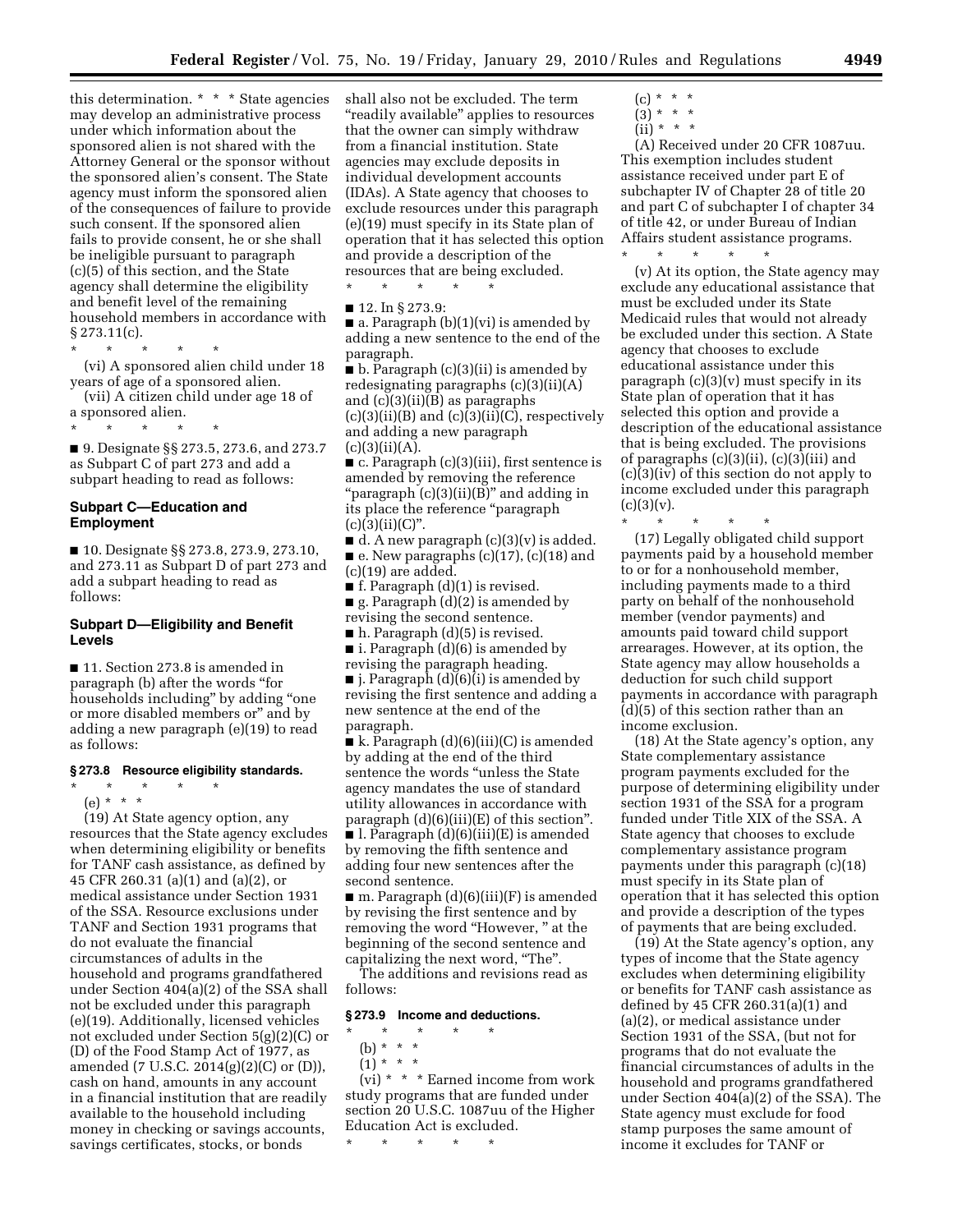this determination. * * * State agencies may develop an administrative process under which information about the sponsored alien is not shared with the Attorney General or the sponsor without the sponsored alien's consent. The State agency may inform the sponsored alien of the consequences of failure to provide such consent. If the sponsored alien fails to provide consent, he or she shall be ineligible pursuant to paragraph (c)(5) of this section, and the State agency shall determine the eligibility and benefit level of the remaining household members in accordance with § 273.11(c).

\* \* \* \* \*

(vi) A sponsored alien child under 18 years of age of a sponsored alien.

(vii) A citizen child under age 18 of a sponsored alien.

\* \* \* \* \*

■ 9. Designate §§ 273.5, 273.6, and 273.7 as Subpart C of part 273 and add a subpart heading to read as follows:

## Subpart C—Education and Employment

■ 10. Designate §§ 273.8, 273.9, 273.10, and 273.11 as Subpart D of part 273 and add a subpart heading to read as follows:

## Subpart D—Eligibility and Benefit Levels

■ 11. Section 273.8 is amended in paragraph (b) after the words "for households including" by adding "one or more disabled members or" and by adding a new paragraph (e)(19) to read as follows:

### § 273.8 Resource eligibility standards.

\* \* \* \* \*

(e) * * *

(19) At State agency option, any resources that the State agency excludes when determining eligibility or benefits for TANF cash assistance, as defined by 45 CFR 260.31 (a)(1) and (a)(2), or medical assistance under Section 1931 of the SSA. Resource exclusions under TANF and Section 1931 programs that do not evaluate the financial circumstances of adults in the household and programs grandfathered under Section 404(a)(2) of the SSA shall not be excluded under this paragraph (e)(19). Additionally, licensed vehicles not excluded under Section 5(g)(2)(C) or (D) of the Food Stamp Act of 1977, as amended (7 U.S.C. 2014(g)(2)(C) or (D)), cash on hand, amounts in any account in a financial institution that are readily available to the household including money in checking or savings accounts, savings certificates, stocks, or bonds shall also not be excluded. The term "readily available" applies to resources that the owner can simply withdraw from a financial institution. State agencies may exclude deposits in individual development accounts (IDAs). A State agency that chooses to exclude resources under this paragraph (e)(19) must specify in its State plan of operation that it has selected this option and provide a description of the resources that are being excluded.

\* \* \* \* \*

■ 12. In § 273.9:

■ a. Paragraph (b)(1)(vi) is amended by adding a new sentence to the end of the paragraph.

■ b. Paragraph (c)(3)(ii) is amended by redesignating paragraphs (c)(3)(ii)(A) and (c)(3)(ii)(B) as paragraphs (c)(3)(ii)(B) and (c)(3)(ii)(C), respectively and adding a new paragraph (c)(3)(ii)(A).

■ c. Paragraph (c)(3)(iii), first sentence is amended by removing the reference "paragraph (c)(3)(ii)(B)" and adding in its place the reference "paragraph (c)(3)(ii)(C)".

■ d. A new paragraph (c)(3)(v) is added.

■ e. New paragraphs (c)(17), (c)(18) and (c)(19) are added.

■ f. Paragraph (d)(1) is revised.

■ g. Paragraph (d)(2) is amended by revising the second sentence.

■ h. Paragraph (d)(5) is revised.

■ i. Paragraph (d)(6) is amended by revising the paragraph heading.

■ j. Paragraph (d)(6)(i) is amended by revising the first sentence and adding a new sentence at the end of the paragraph.

■ k. Paragraph (d)(6)(iii)(C) is amended by adding at the end of the third sentence the words "unless the State agency mandates the use of standard utility allowances in accordance with paragraph (d)(6)(iii)(E) of this section".

■ l. Paragraph (d)(6)(iii)(E) is amended by removing the fifth sentence and adding four new sentences after the second sentence.

■ m. Paragraph (d)(6)(iii)(F) is amended by revising the first sentence and by removing the word "However, " at the beginning of the second sentence and capitalizing the next word, "The".

The additions and revisions read as follows:

### § 273.9 Income and deductions.

\* \* \* \* \*

(b) * * *

(1) * * *

(vi) * * * Earned income from work study programs that are funded under section 20 U.S.C. 1087uu of the Higher Education Act is excluded.

\* \* \* \* \*

(c) * * *

(3) * * *

(ii) * * *

(A) Received under 20 CFR 1087uu. This exemption includes student assistance received under part E of subchapter IV of Chapter 28 of title 20 and part C of subchapter I of chapter 34 of title 42, or under Bureau of Indian Affairs student assistance programs.

\* \* \* \* \*

(v) At its option, the State agency may exclude any educational assistance that must be excluded under its State Medicaid rules that would not already be excluded under this section. A State agency that chooses to exclude educational assistance under this paragraph (c)(3)(v) must specify in its State plan of operation that it has selected this option and provide a description of the educational assistance that is being excluded. The provisions of paragraphs (c)(3)(ii), (c)(3)(iii) and (c)(3)(iv) of this section do not apply to income excluded under this paragraph (c)(3)(v).

\* \* \* \* \*

(17) Legally obligated child support payments paid by a household member to or for a nonhousehold member, including payments made to a third party on behalf of the nonhousehold member (vendor payments) and amounts paid toward child support arrearages. However, at its option, the State agency may allow households a deduction for such child support payments in accordance with paragraph (d)(5) of this section rather than an income exclusion.

(18) At the State agency's option, any State complementary assistance program payments excluded for the purpose of determining eligibility under section 1931 of the SSA for a program funded under Title XIX of the SSA. A State agency that chooses to exclude complementary assistance program payments under this paragraph (c)(18) must specify in its State plan of operation that it has selected this option and provide a description of the types of payments that are being excluded.

(19) At the State agency's option, any types of income that the State agency excludes when determining eligibility or benefits for TANF cash assistance as defined by 45 CFR 260.31(a)(1) and (a)(2), or medical assistance under Section 1931 of the SSA, (but not for programs that do not evaluate the financial circumstances of adults in the household and programs grandfathered under Section 404(a)(2) of the SSA). The State agency must exclude for food stamp purposes the same amount of income it excludes for TANF or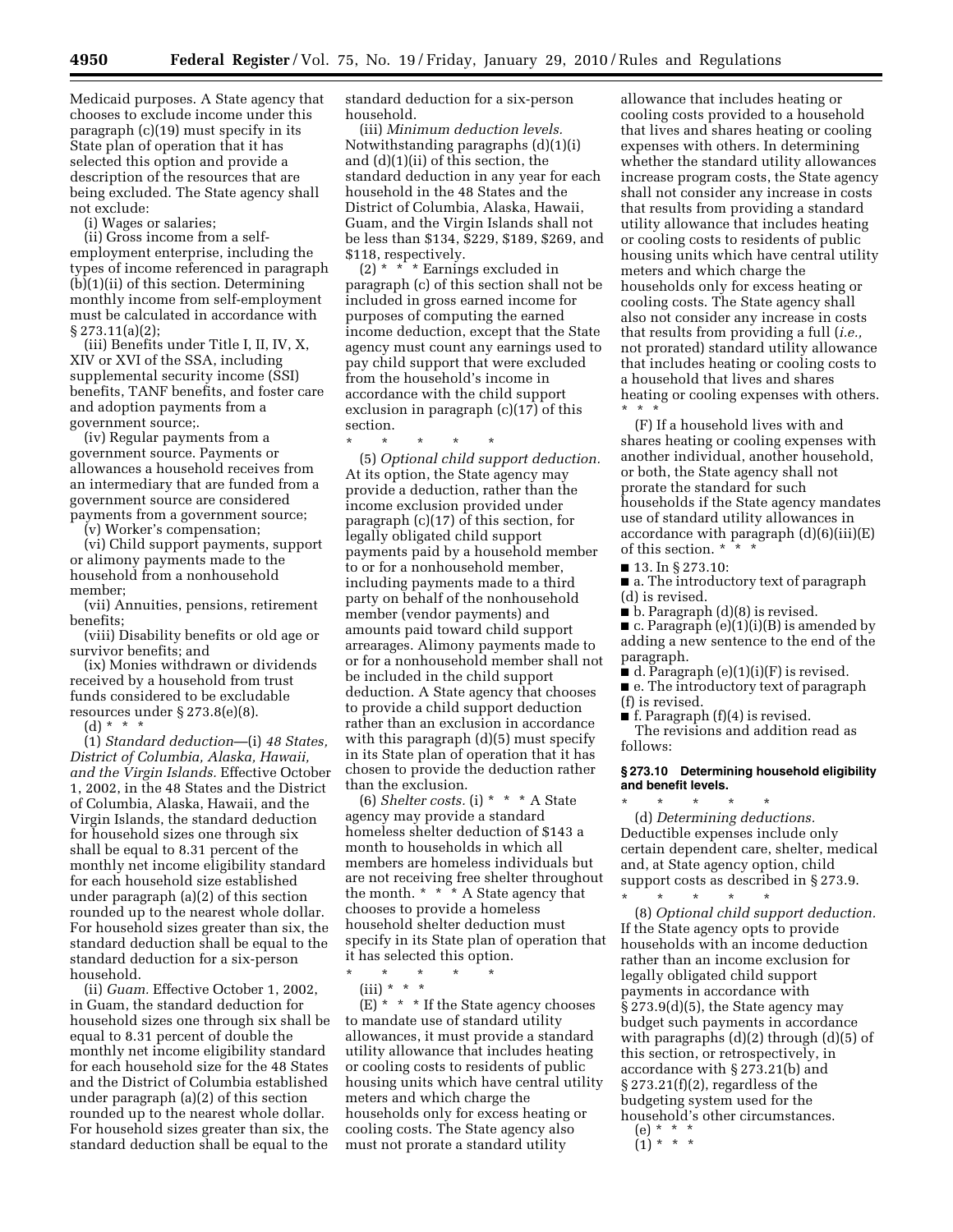Medicaid purposes. A State agency that chooses to exclude income under this paragraph (c)(19) must specify in its State plan of operation that it has selected this option and provide a description of the resources that are being excluded. The State agency shall not exclude:

(i) Wages or salaries;

(ii) Gross income from a self-employment enterprise, including the types of income referenced in paragraph (b)(1)(ii) of this section. Determining monthly income from self-employment must be calculated in accordance with § 273.11(a)(2);

(iii) Benefits under Title I, II, IV, X, XIV or XVI of the SSA, including supplemental security income (SSI) benefits, TANF benefits, and foster care and adoption payments from a government source;.

(iv) Regular payments from a government source. Payments or allowances a household receives from an intermediary that are funded from a government source are considered payments from a government source;

(v) Worker's compensation;

(vi) Child support payments, support or alimony payments made to the household from a nonhousehold member;

(vii) Annuities, pensions, retirement benefits;

(viii) Disability benefits or old age or survivor benefits; and

(ix) Monies withdrawn or dividends received by a household from trust funds considered to be excludable resources under § 273.8(e)(8).

(d) * * *

(1) *Standard deduction*—(i) *48 States, District of Columbia, Alaska, Hawaii, and the Virgin Islands.* Effective October 1, 2002, in the 48 States and the District of Columbia, Alaska, Hawaii, and the Virgin Islands, the standard deduction for household sizes one through six shall be equal to 8.31 percent of the monthly net income eligibility standard for each household size established under paragraph (a)(2) of this section rounded up to the nearest whole dollar. For household sizes greater than six, the standard deduction shall be equal to the standard deduction for a six-person household.

(ii) *Guam.* Effective October 1, 2002, in Guam, the standard deduction for household sizes one through six shall be equal to 8.31 percent of double the monthly net income eligibility standard for each household size for the 48 States and the District of Columbia established under paragraph (a)(2) of this section rounded up to the nearest whole dollar. For household sizes greater than six, the standard deduction shall be equal to the standard deduction for a six-person household.

(iii) *Minimum deduction levels.* Notwithstanding paragraphs (d)(1)(i) and (d)(1)(ii) of this section, the standard deduction in any year for each household in the 48 States and the District of Columbia, Alaska, Hawaii, Guam, and the Virgin Islands shall not be less than \$134, \$229, \$189, \$269, and \$118, respectively.

(2) * * * Earnings excluded in paragraph (c) of this section shall not be included in gross earned income for purposes of computing the earned income deduction, except that the State agency must count any earnings used to pay child support that were excluded from the household's income in accordance with the child support exclusion in paragraph (c)(17) of this section.

\* \* \* \* \*

(5) *Optional child support deduction.* At its option, the State agency may provide a deduction, rather than the income exclusion provided under paragraph (c)(17) of this section, for legally obligated child support payments paid by a household member to or for a nonhousehold member, including payments made to a third party on behalf of the nonhousehold member (vendor payments) and amounts paid toward child support arrearages. Alimony payments made to or for a nonhousehold member shall not be included in the child support deduction. A State agency that chooses to provide a child support deduction rather than an exclusion in accordance with this paragraph (d)(5) must specify in its State plan of operation that it has chosen to provide the deduction rather than the exclusion.

(6) *Shelter costs.* (i) * * * A State agency may provide a standard homeless shelter deduction of \$143 a month to households in which all members are homeless individuals but are not receiving free shelter throughout the month. * * * A State agency that chooses to provide a homeless household shelter deduction must specify in its State plan of operation that it has selected this option.

\* \* \* \* \*

(iii) * * *

(E) * * * If the State agency chooses to mandate use of standard utility allowances, it must provide a standard utility allowance that includes heating or cooling costs to residents of public housing units which have central utility meters and which charge the households only for excess heating or cooling costs. The State agency also must not prorate a standard utility allowance that includes heating or cooling costs provided to a household that lives and shares heating or cooling expenses with others. In determining whether the standard utility allowances increase program costs, the State agency shall not consider any increase in costs that results from providing a standard utility allowance that includes heating or cooling costs to residents of public housing units which have central utility meters and which charge the households only for excess heating or cooling costs. The State agency shall also not consider any increase in costs that results from providing a full (*i.e.,* not prorated) standard utility allowance that includes heating or cooling costs to a household that lives and shares heating or cooling expenses with others. * * *

(F) If a household lives with and shares heating or cooling expenses with another individual, another household, or both, the State agency shall not prorate the standard for such households if the State agency mandates use of standard utility allowances in accordance with paragraph (d)(6)(iii)(E) of this section. * * *

■ 13. In § 273.10:

■ a. The introductory text of paragraph (d) is revised.

■ b. Paragraph (d)(8) is revised.

■ c. Paragraph (e)(1)(i)(B) is amended by adding a new sentence to the end of the paragraph.

■ d. Paragraph (e)(1)(i)(F) is revised.

■ e. The introductory text of paragraph (f) is revised.

■ f. Paragraph (f)(4) is revised.

The revisions and addition read as follows:

**§ 273.10 Determining household eligibility and benefit levels.**

\* \* \* \* \*

(d) *Determining deductions.* Deductible expenses include only certain dependent care, shelter, medical and, at State agency option, child support costs as described in § 273.9.

\* \* \* \* \*

(8) *Optional child support deduction.* If the State agency opts to provide households with an income deduction rather than an income exclusion for legally obligated child support payments in accordance with § 273.9(d)(5), the State agency may budget such payments in accordance with paragraphs (d)(2) through (d)(5) of this section, or retrospectively, in accordance with § 273.21(b) and § 273.21(f)(2), regardless of the budgeting system used for the household's other circumstances.

(e) * * *

(1) * * *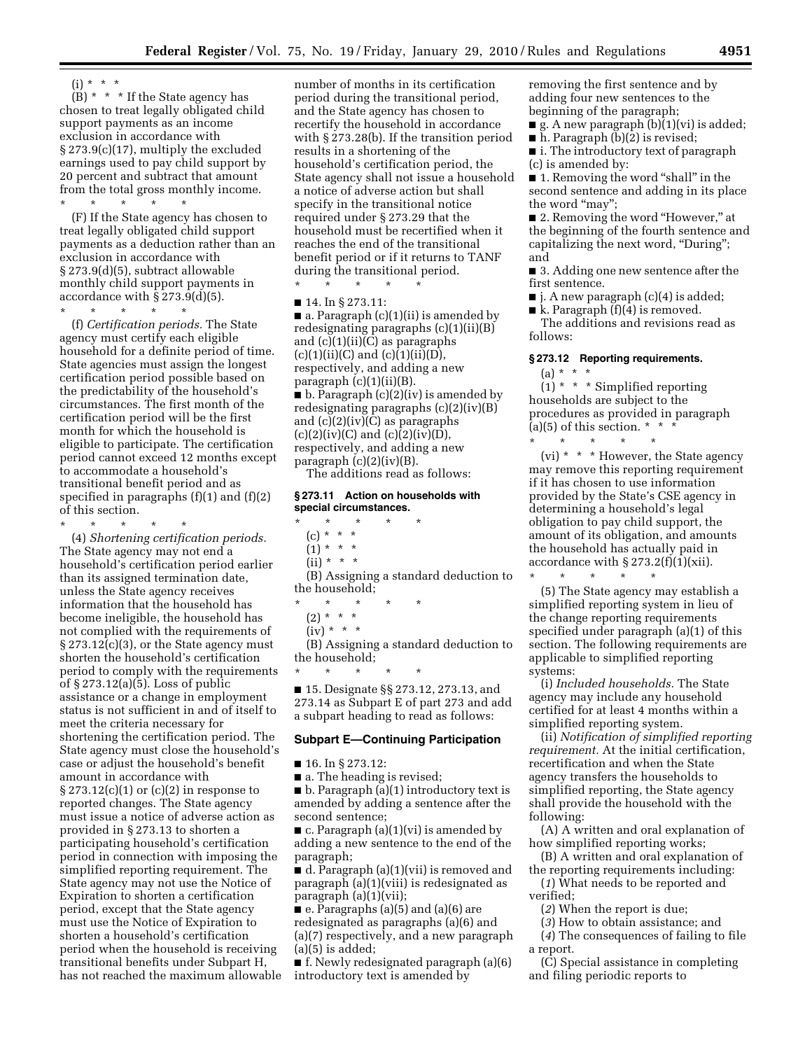(i) * * *

(B) * * * If the State agency has chosen to treat legally obligated child support payments as an income exclusion in accordance with § 273.9(c)(17), multiply the excluded earnings used to pay child support by 20 percent and subtract that amount from the total gross monthly income.

\* \* \* \* \*

(F) If the State agency has chosen to treat legally obligated child support payments as a deduction rather than an exclusion in accordance with § 273.9(d)(5), subtract allowable monthly child support payments in accordance with § 273.9(d)(5).

\* \* \* \* \*

(f) *Certification periods.* The State agency must certify each eligible household for a definite period of time. State agencies must assign the longest certification period possible based on the predictability of the household's circumstances. The first month of the certification period will be the first month for which the household is eligible to participate. The certification period cannot exceed 12 months except to accommodate a household's transitional benefit period and as specified in paragraphs (f)(1) and (f)(2) of this section.

\* \* \* \* \*

(4) *Shortening certification periods.* The State agency may not end a household's certification period earlier than its assigned termination date, unless the State agency receives information that the household has become ineligible, the household has not complied with the requirements of § 273.12(c)(3), or the State agency must shorten the household's certification period to comply with the requirements of § 273.12(a)(5). Loss of public assistance or a change in employment status is not sufficient in and of itself to meet the criteria necessary for shortening the certification period. The State agency must close the household's case or adjust the household's benefit amount in accordance with § 273.12(c)(1) or (c)(2) in response to reported changes. The State agency must issue a notice of adverse action as provided in § 273.13 to shorten a participating household's certification period in connection with imposing the simplified reporting requirement. The State agency may not use the Notice of Expiration to shorten a certification period, except that the State agency must use the Notice of Expiration to shorten a household's certification period when the household is receiving transitional benefits under Subpart H, has not reached the maximum allowable number of months in its certification period during the transitional period, and the State agency has chosen to recertify the household in accordance with § 273.28(b). If the transition period results in a shortening of the household's certification period, the State agency shall not issue a household a notice of adverse action but shall specify in the transitional notice required under § 273.29 that the household must be recertified when it reaches the end of the transitional benefit period or if it returns to TANF during the transitional period.

\* \* \* \* \*

■ 14. In § 273.11:

■ a. Paragraph (c)(1)(ii) is amended by redesignating paragraphs (c)(1)(ii)(B) and (c)(1)(ii)(C) as paragraphs (c)(1)(ii)(C) and (c)(1)(ii)(D), respectively, and adding a new paragraph (c)(1)(ii)(B).

■ b. Paragraph (c)(2)(iv) is amended by redesignating paragraphs (c)(2)(iv)(B) and (c)(2)(iv)(C) as paragraphs (c)(2)(iv)(C) and (c)(2)(iv)(D), respectively, and adding a new paragraph (c)(2)(iv)(B).

The additions read as follows:

### § 273.11 Action on households with special circumstances.

\* \* \* \* \*

(c) * * *

(1) * * *

(ii) * * *

(B) Assigning a standard deduction to the household;

\* \* \* \* \*

(2) * * *

(iv) * * *

(B) Assigning a standard deduction to the household;

\* \* \* \* \*

■ 15. Designate §§ 273.12, 273.13, and 273.14 as Subpart E of part 273 and add a subpart heading to read as follows:

## Subpart E—Continuing Participation

■ 16. In § 273.12:

■ a. The heading is revised;

■ b. Paragraph (a)(1) introductory text is amended by adding a sentence after the second sentence;

■ c. Paragraph (a)(1)(vi) is amended by adding a new sentence to the end of the paragraph;

■ d. Paragraph (a)(1)(vii) is removed and paragraph (a)(1)(viii) is redesignated as paragraph (a)(1)(vii);

■ e. Paragraphs (a)(5) and (a)(6) are redesignated as paragraphs (a)(6) and (a)(7) respectively, and a new paragraph (a)(5) is added;

■ f. Newly redesignated paragraph (a)(6) introductory text is amended by removing the first sentence and by adding four new sentences to the beginning of the paragraph;

■ g. A new paragraph (b)(1)(vi) is added;

■ h. Paragraph (b)(2) is revised;

■ i. The introductory text of paragraph (c) is amended by:

■ 1. Removing the word "shall" in the second sentence and adding in its place the word "may";

■ 2. Removing the word "However," at the beginning of the fourth sentence and capitalizing the next word, "During"; and

■ 3. Adding one new sentence after the first sentence.

■ j. A new paragraph (c)(4) is added;

■ k. Paragraph (f)(4) is removed.

The additions and revisions read as follows:

### § 273.12 Reporting requirements.

(a) * * *

(1) * * * Simplified reporting households are subject to the procedures as provided in paragraph (a)(5) of this section. * * *

\* \* \* \* \*

(vi) * * * However, the State agency may remove this reporting requirement if it has chosen to use information provided by the State's CSE agency in determining a household's legal obligation to pay child support, the amount of its obligation, and amounts the household has actually paid in accordance with § 273.2(f)(1)(xii).

\* \* \* \* \*

(5) The State agency may establish a simplified reporting system in lieu of the change reporting requirements specified under paragraph (a)(1) of this section. The following requirements are applicable to simplified reporting systems:

(i) *Included households.* The State agency may include any household certified for at least 4 months within a simplified reporting system.

(ii) *Notification of simplified reporting requirement.* At the initial certification, recertification and when the State agency transfers the households to simplified reporting, the State agency shall provide the household with the following:

(A) A written and oral explanation of how simplified reporting works;

(B) A written and oral explanation of the reporting requirements including:

(*1*) What needs to be reported and verified;

(*2*) When the report is due;

(*3*) How to obtain assistance; and

(*4*) The consequences of failing to file a report.

(C) Special assistance in completing and filing periodic reports to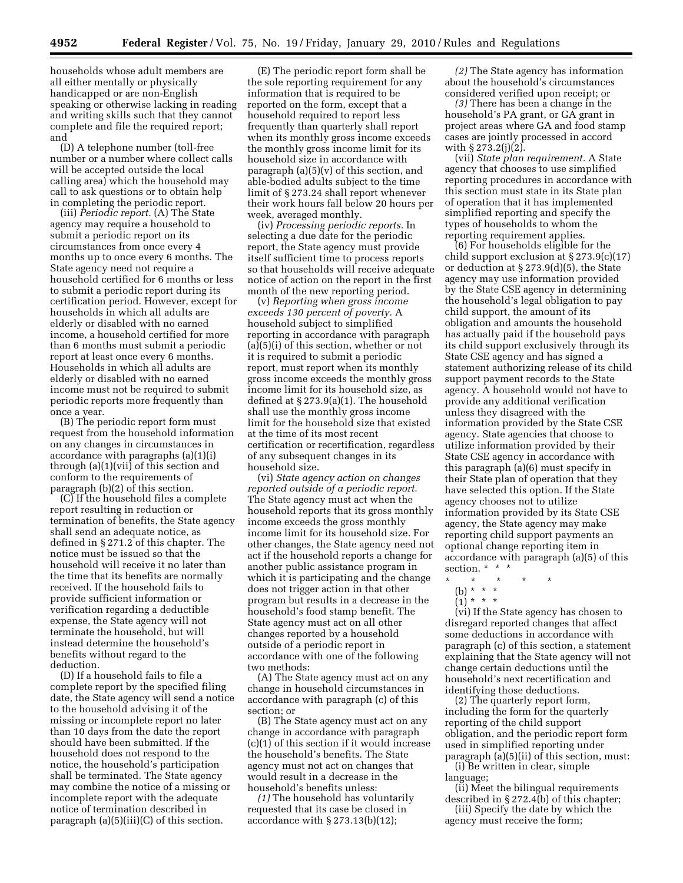households whose adult members are all either mentally or physically handicapped or are non-English speaking or otherwise lacking in reading and writing skills such that they cannot complete and file the required report; and

(D) A telephone number (toll-free number or a number where collect calls will be accepted outside the local calling area) which the household may call to ask questions or to obtain help in completing the periodic report.

(iii) *Periodic report.* (A) The State agency may require a household to submit a periodic report on its circumstances from once every 4 months up to once every 6 months. The State agency need not require a household certified for 6 months or less to submit a periodic report during its certification period. However, except for households in which all adults are elderly or disabled with no earned income, a household certified for more than 6 months must submit a periodic report at least once every 6 months. Households in which all adults are elderly or disabled with no earned income must not be required to submit periodic reports more frequently than once a year.

(B) The periodic report form must request from the household information on any changes in circumstances in accordance with paragraphs (a)(1)(i) through (a)(1)(vii) of this section and conform to the requirements of paragraph (b)(2) of this section.

(C) If the household files a complete report resulting in reduction or termination of benefits, the State agency shall send an adequate notice, as defined in § 271.2 of this chapter. The notice must be issued so that the household will receive it no later than the time that its benefits are normally received. If the household fails to provide sufficient information or verification regarding a deductible expense, the State agency will not terminate the household, but will instead determine the household's benefits without regard to the deduction.

(D) If a household fails to file a complete report by the specified filing date, the State agency will send a notice to the household advising it of the missing or incomplete report no later than 10 days from the date the report should have been submitted. If the household does not respond to the notice, the household's participation shall be terminated. The State agency may combine the notice of a missing or incomplete report with the adequate notice of termination described in paragraph (a)(5)(iii)(C) of this section.

(E) The periodic report form shall be the sole reporting requirement for any information that is required to be reported on the form, except that a household required to report less frequently than quarterly shall report when its monthly gross income exceeds the monthly gross income limit for its household size in accordance with paragraph (a)(5)(v) of this section, and able-bodied adults subject to the time limit of § 273.24 shall report whenever their work hours fall below 20 hours per week, averaged monthly.

(iv) *Processing periodic reports.* In selecting a due date for the periodic report, the State agency must provide itself sufficient time to process reports so that households will receive adequate notice of action on the report in the first month of the new reporting period.

(v) *Reporting when gross income exceeds 130 percent of poverty.* A household subject to simplified reporting in accordance with paragraph (a)(5)(i) of this section, whether or not it is required to submit a periodic report, must report when its monthly gross income exceeds the monthly gross income limit for its household size, as defined at § 273.9(a)(1). The household shall use the monthly gross income limit for the household size that existed at the time of its most recent certification or recertification, regardless of any subsequent changes in its household size.

(vi) *State agency action on changes reported outside of a periodic report.* The State agency must act when the household reports that its gross monthly income exceeds the gross monthly income limit for its household size. For other changes, the State agency need not act if the household reports a change for another public assistance program in which it is participating and the change does not trigger action in that other program but results in a decrease in the household's food stamp benefit. The State agency must act on all other changes reported by a household outside of a periodic report in accordance with one of the following two methods:

(A) The State agency must act on any change in household circumstances in accordance with paragraph (c) of this section; or

(B) The State agency must act on any change in accordance with paragraph (c)(1) of this section if it would increase the household's benefits. The State agency must not act on changes that would result in a decrease in the household's benefits unless:

*(1)* The household has voluntarily requested that its case be closed in accordance with § 273.13(b)(12);

*(2)* The State agency has information about the household's circumstances considered verified upon receipt; or

*(3)* There has been a change in the household's PA grant, or GA grant in project areas where GA and food stamp cases are jointly processed in accord with § 273.2(j)(2).

(vii) *State plan requirement.* A State agency that chooses to use simplified reporting procedures in accordance with this section must state in its State plan of operation that it has implemented simplified reporting and specify the types of households to whom the reporting requirement applies.

(6) For households eligible for the child support exclusion at § 273.9(c)(17) or deduction at § 273.9(d)(5), the State agency may use information provided by the State CSE agency in determining the household's legal obligation to pay child support, the amount of its obligation and amounts the household has actually paid if the household pays its child support exclusively through its State CSE agency and has signed a statement authorizing release of its child support payment records to the State agency. A household would not have to provide any additional verification unless they disagreed with the information provided by the State CSE agency. State agencies that choose to utilize information provided by their State CSE agency in accordance with this paragraph (a)(6) must specify in their State plan of operation that they have selected this option. If the State agency chooses not to utilize information provided by its State CSE agency, the State agency may make reporting child support payments an optional change reporting item in accordance with paragraph (a)(5) of this section. * * *

\* \* \* \* \*

(b) * * *

(1) * * *

(vi) If the State agency has chosen to disregard reported changes that affect some deductions in accordance with paragraph (c) of this section, a statement explaining that the State agency will not change certain deductions until the household's next recertification and identifying those deductions.

(2) The quarterly report form, including the form for the quarterly reporting of the child support obligation, and the periodic report form used in simplified reporting under paragraph (a)(5)(ii) of this section, must:

(i) Be written in clear, simple language;

(ii) Meet the bilingual requirements described in § 272.4(b) of this chapter;

(iii) Specify the date by which the agency must receive the form;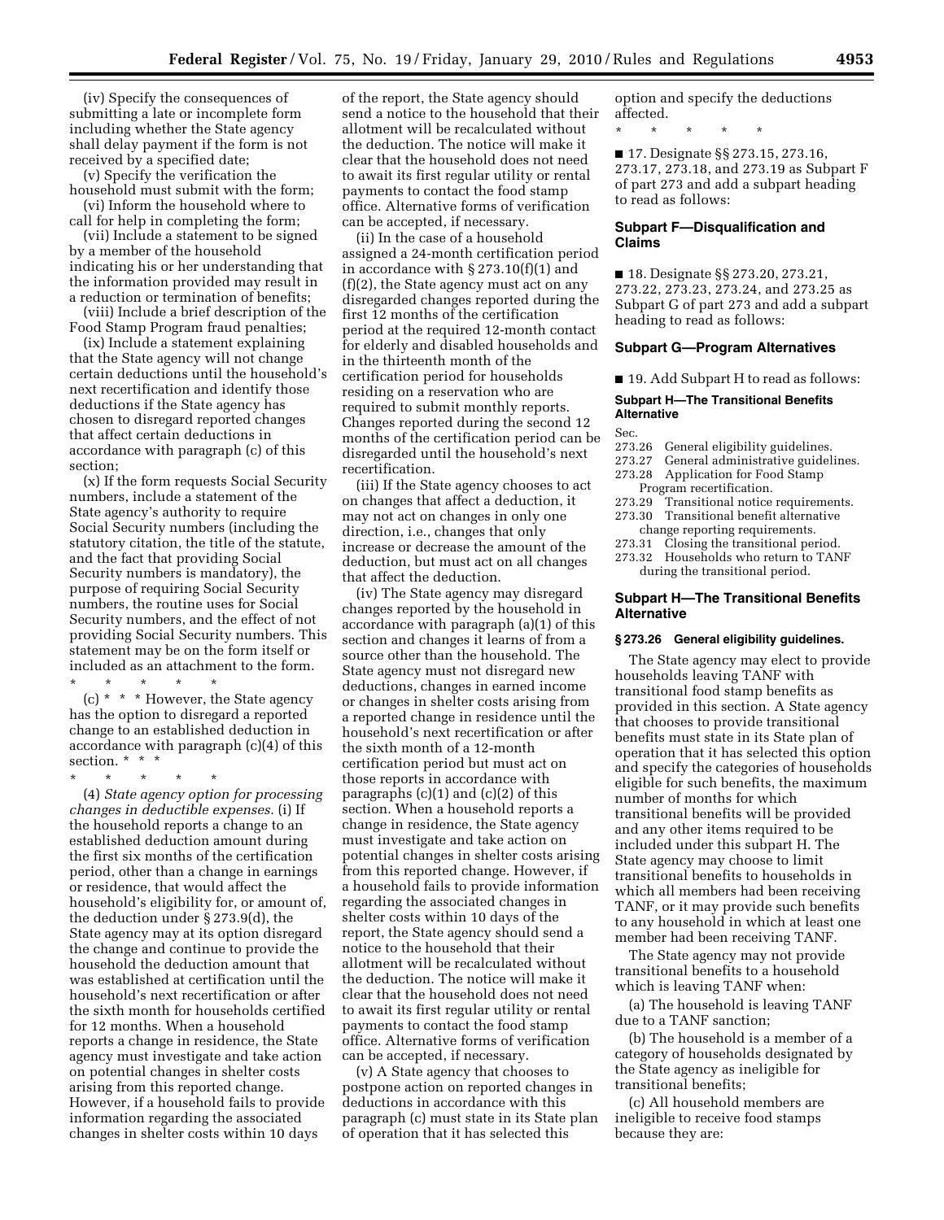(iv) Specify the consequences of submitting a late or incomplete form including whether the State agency shall delay payment if the form is not received by a specified date;

(v) Specify the verification the household must submit with the form;

(vi) Inform the household where to call for help in completing the form;

(vii) Include a statement to be signed by a member of the household indicating his or her understanding that the information provided may result in a reduction or termination of benefits;

(viii) Include a brief description of the Food Stamp Program fraud penalties;

(ix) Include a statement explaining that the State agency will not change certain deductions until the household's next recertification and identify those deductions if the State agency has chosen to disregard reported changes that affect certain deductions in accordance with paragraph (c) of this section;

(x) If the form requests Social Security numbers, include a statement of the State agency's authority to require Social Security numbers (including the statutory citation, the title of the statute, and the fact that providing Social Security numbers is mandatory), the purpose of requiring Social Security numbers, the routine uses for Social Security numbers, and the effect of not providing Social Security numbers. This statement may be on the form itself or included as an attachment to the form.

\* \* \* \* \*

(c) \* \* \* However, the State agency has the option to disregard a reported change to an established deduction in accordance with paragraph (c)(4) of this section. \* \* \*

\* \* \* \* \*

(4) *State agency option for processing changes in deductible expenses.* (i) If the household reports a change to an established deduction amount during the first six months of the certification period, other than a change in earnings or residence, that would affect the household's eligibility for, or amount of, the deduction under § 273.9(d), the State agency may at its option disregard the change and continue to provide the household the deduction amount that was established at certification until the household's next recertification or after the sixth month for households certified for 12 months. When a household reports a change in residence, the State agency must investigate and take action on potential changes in shelter costs arising from this reported change. However, if a household fails to provide information regarding the associated changes in shelter costs within 10 days of the report, the State agency should send a notice to the household that their allotment will be recalculated without the deduction. The notice will make it clear that the household does not need to await its first regular utility or rental payments to contact the food stamp office. Alternative forms of verification can be accepted, if necessary.

(ii) In the case of a household assigned a 24-month certification period in accordance with § 273.10(f)(1) and (f)(2), the State agency must act on any disregarded changes reported during the first 12 months of the certification period at the required 12-month contact for elderly and disabled households and in the thirteenth month of the certification period for households residing on a reservation who are required to submit monthly reports. Changes reported during the second 12 months of the certification period can be disregarded until the household's next recertification.

(iii) If the State agency chooses to act on changes that affect a deduction, it may not act on changes in only one direction, i.e., changes that only increase or decrease the amount of the deduction, but must act on all changes that affect the deduction.

(iv) The State agency may disregard changes reported by the household in accordance with paragraph (a)(1) of this section and changes it learns of from a source other than the household. The State agency must not disregard new deductions, changes in earned income or changes in shelter costs arising from a reported change in residence until the household's next recertification or after the sixth month of a 12-month certification period but must act on those reports in accordance with paragraphs (c)(1) and (c)(2) of this section. When a household reports a change in residence, the State agency must investigate and take action on potential changes in shelter costs arising from this reported change. However, if a household fails to provide information regarding the associated changes in shelter costs within 10 days of the report, the State agency should send a notice to the household that their allotment will be recalculated without the deduction. The notice will make it clear that the household does not need to await its first regular utility or rental payments to contact the food stamp office. Alternative forms of verification can be accepted, if necessary.

(v) A State agency that chooses to postpone action on reported changes in deductions in accordance with this paragraph (c) must state in its State plan of operation that it has selected this option and specify the deductions affected.

\* \* \* \* \*

■ 17. Designate §§ 273.15, 273.16, 273.17, 273.18, and 273.19 as Subpart F of part 273 and add a subpart heading to read as follows:

## Subpart F—Disqualification and Claims

■ 18. Designate §§ 273.20, 273.21, 273.22, 273.23, 273.24, and 273.25 as Subpart G of part 273 and add a subpart heading to read as follows:

## Subpart G—Program Alternatives

■ 19. Add Subpart H to read as follows:

### Subpart H—The Transitional Benefits Alternative

Sec.
273.26 General eligibility guidelines.
273.27 General administrative guidelines.
273.28 Application for Food Stamp Program recertification.
273.29 Transitional notice requirements.
273.30 Transitional benefit alternative change reporting requirements.
273.31 Closing the transitional period.
273.32 Households who return to TANF during the transitional period.

## Subpart H—The Transitional Benefits Alternative

### § 273.26 General eligibility guidelines.

The State agency may elect to provide households leaving TANF with transitional food stamp benefits as provided in this section. A State agency that chooses to provide transitional benefits must state in its State plan of operation that it has selected this option and specify the categories of households eligible for such benefits, the maximum number of months for which transitional benefits will be provided and any other items required to be included under this subpart H. The State agency may choose to limit transitional benefits to households in which all members had been receiving TANF, or it may provide such benefits to any household in which at least one member had been receiving TANF.

The State agency may not provide transitional benefits to a household which is leaving TANF when:

(a) The household is leaving TANF due to a TANF sanction;

(b) The household is a member of a category of households designated by the State agency as ineligible for transitional benefits;

(c) All household members are ineligible to receive food stamps because they are: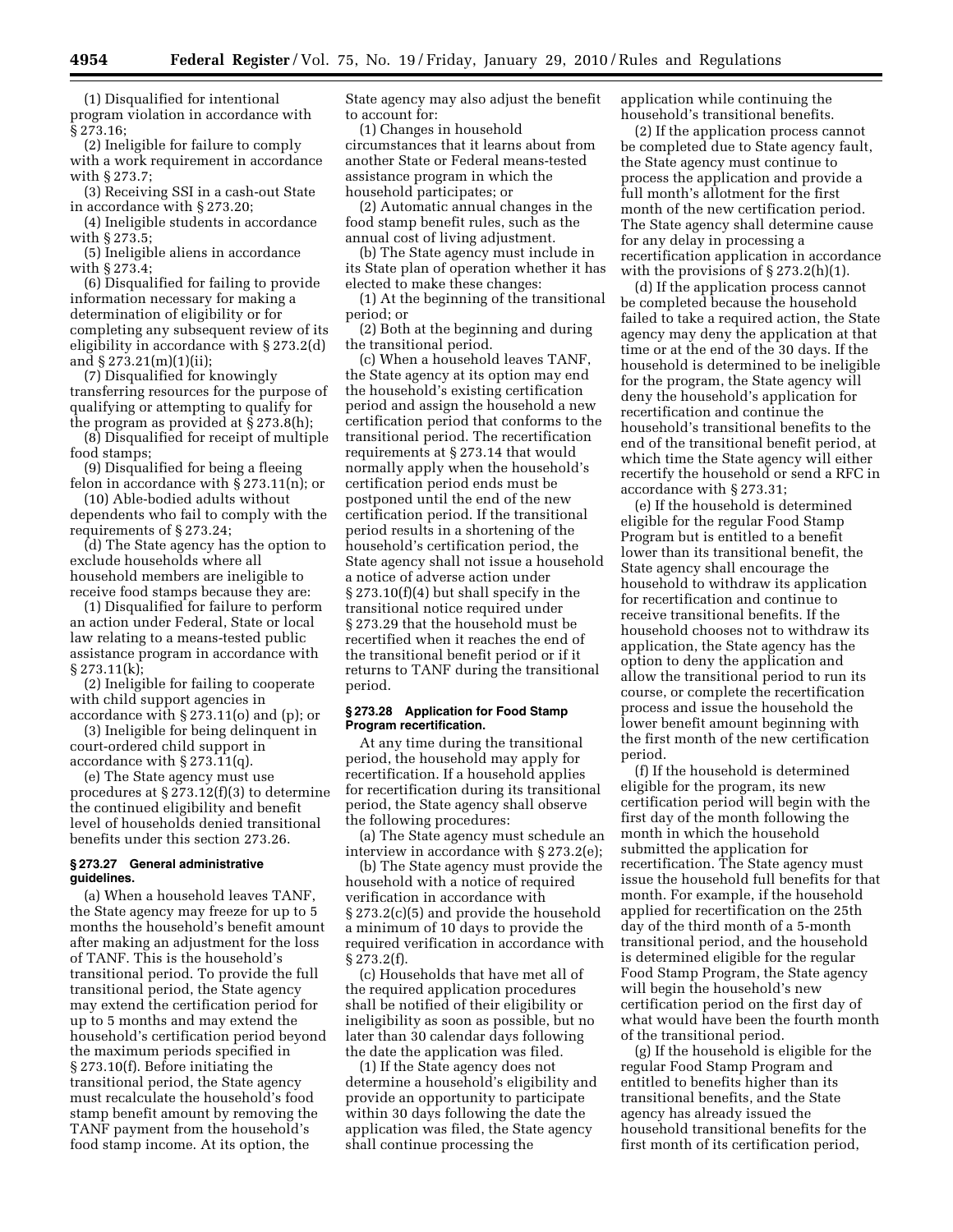(1) Disqualified for intentional program violation in accordance with § 273.16;

(2) Ineligible for failure to comply with a work requirement in accordance with § 273.7;

(3) Receiving SSI in a cash-out State in accordance with § 273.20;

(4) Ineligible students in accordance with § 273.5;

(5) Ineligible aliens in accordance with § 273.4;

(6) Disqualified for failing to provide information necessary for making a determination of eligibility or for completing any subsequent review of its eligibility in accordance with § 273.2(d) and § 273.21(m)(1)(ii);

(7) Disqualified for knowingly transferring resources for the purpose of qualifying or attempting to qualify for the program as provided at § 273.8(h);

(8) Disqualified for receipt of multiple food stamps;

(9) Disqualified for being a fleeing felon in accordance with § 273.11(n); or

(10) Able-bodied adults without dependents who fail to comply with the requirements of § 273.24;

(d) The State agency has the option to exclude households where all household members are ineligible to receive food stamps because they are:

(1) Disqualified for failure to perform an action under Federal, State or local law relating to a means-tested public assistance program in accordance with § 273.11(k);

(2) Ineligible for failing to cooperate with child support agencies in accordance with § 273.11(o) and (p); or

(3) Ineligible for being delinquent in court-ordered child support in accordance with § 273.11(q).

(e) The State agency must use procedures at § 273.12(f)(3) to determine the continued eligibility and benefit level of households denied transitional benefits under this section 273.26.

**§ 273.27 General administrative guidelines.**

(a) When a household leaves TANF, the State agency may freeze for up to 5 months the household's benefit amount after making an adjustment for the loss of TANF. This is the household's transitional period. To provide the full transitional period, the State agency may extend the certification period for up to 5 months and may extend the household's certification period beyond the maximum periods specified in § 273.10(f). Before initiating the transitional period, the State agency must recalculate the household's food stamp benefit amount by removing the TANF payment from the household's food stamp income. At its option, the State agency may also adjust the benefit to account for:

(1) Changes in household circumstances that it learns about from another State or Federal means-tested assistance program in which the household participates; or

(2) Automatic annual changes in the food stamp benefit rules, such as the annual cost of living adjustment.

(b) The State agency must include in its State plan of operation whether it has elected to make these changes:

(1) At the beginning of the transitional period; or

(2) Both at the beginning and during the transitional period.

(c) When a household leaves TANF, the State agency at its option may end the household's existing certification period and assign the household a new certification period that conforms to the transitional period. The recertification requirements at § 273.14 that would normally apply when the household's certification period ends must be postponed until the end of the new certification period. If the transitional period results in a shortening of the household's certification period, the State agency shall not issue a household a notice of adverse action under § 273.10(f)(4) but shall specify in the transitional notice required under § 273.29 that the household must be recertified when it reaches the end of the transitional benefit period or if it returns to TANF during the transitional period.

**§ 273.28 Application for Food Stamp Program recertification.**

At any time during the transitional period, the household may apply for recertification. If a household applies for recertification during its transitional period, the State agency shall observe the following procedures:

(a) The State agency must schedule an interview in accordance with § 273.2(e);

(b) The State agency must provide the household with a notice of required verification in accordance with § 273.2(c)(5) and provide the household a minimum of 10 days to provide the required verification in accordance with § 273.2(f).

(c) Households that have met all of the required application procedures shall be notified of their eligibility or ineligibility as soon as possible, but no later than 30 calendar days following the date the application was filed.

(1) If the State agency does not determine a household's eligibility and provide an opportunity to participate within 30 days following the date the application was filed, the State agency shall continue processing the application while continuing the household's transitional benefits.

(2) If the application process cannot be completed due to State agency fault, the State agency must continue to process the application and provide a full month's allotment for the first month of the new certification period. The State agency shall determine cause for any delay in processing a recertification application in accordance with the provisions of § 273.2(h)(1).

(d) If the application process cannot be completed because the household failed to take a required action, the State agency may deny the application at that time or at the end of the 30 days. If the household is determined to be ineligible for the program, the State agency will deny the household's application for recertification and continue the household's transitional benefits to the end of the transitional benefit period, at which time the State agency will either recertify the household or send a RFC in accordance with § 273.31;

(e) If the household is determined eligible for the regular Food Stamp Program but is entitled to a benefit lower than its transitional benefit, the State agency shall encourage the household to withdraw its application for recertification and continue to receive transitional benefits. If the household chooses not to withdraw its application, the State agency has the option to deny the application and allow the transitional period to run its course, or complete the recertification process and issue the household the lower benefit amount beginning with the first month of the new certification period.

(f) If the household is determined eligible for the program, its new certification period will begin with the first day of the month following the month in which the household submitted the application for recertification. The State agency must issue the household full benefits for that month. For example, if the household applied for recertification on the 25th day of the third month of a 5-month transitional period, and the household is determined eligible for the regular Food Stamp Program, the State agency will begin the household's new certification period on the first day of what would have been the fourth month of the transitional period.

(g) If the household is eligible for the regular Food Stamp Program and entitled to benefits higher than its transitional benefits, and the State agency has already issued the household transitional benefits for the first month of its certification period,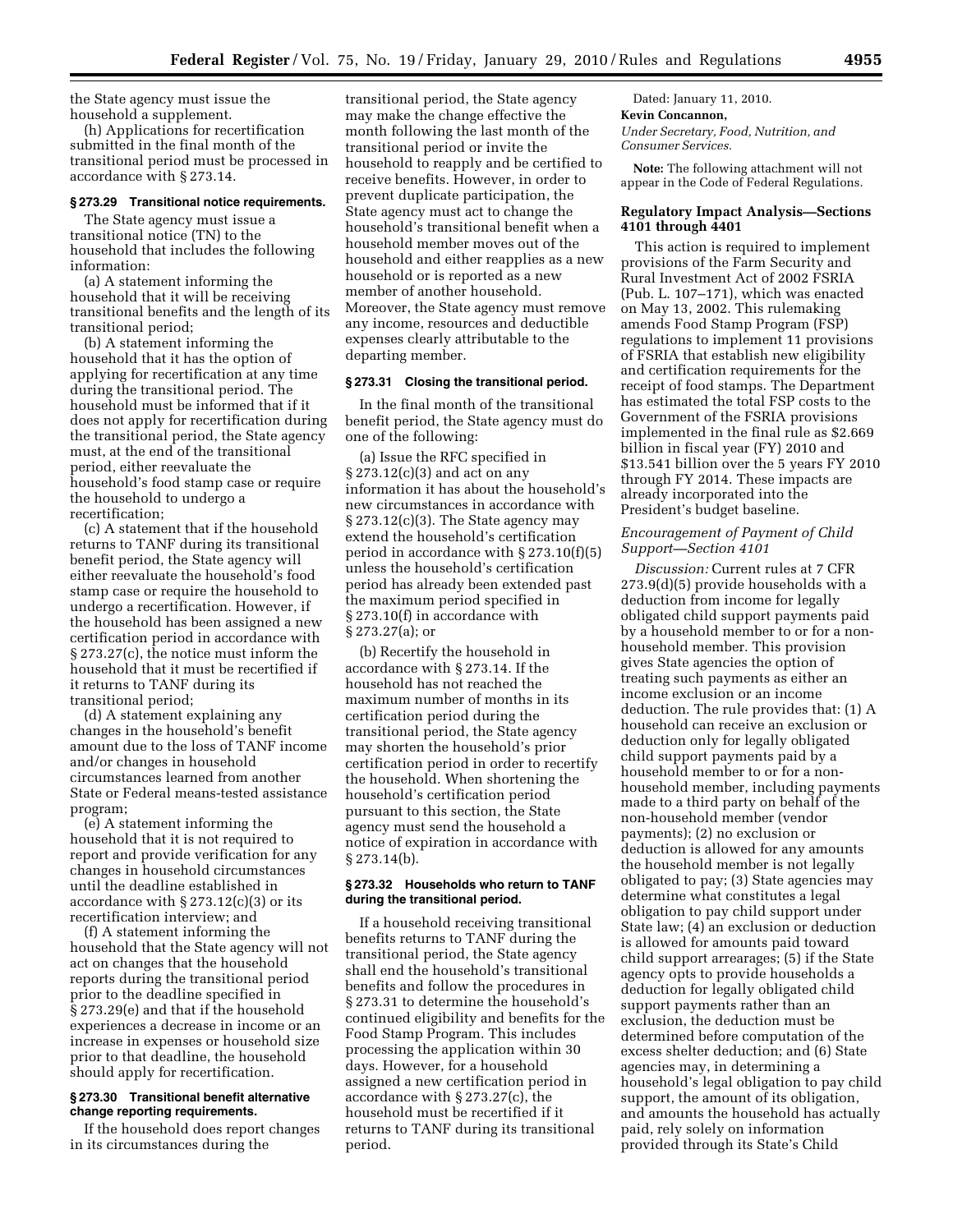the State agency must issue the household a supplement.

(h) Applications for recertification submitted in the final month of the transitional period must be processed in accordance with § 273.14.

#### § 273.29 Transitional notice requirements.

The State agency must issue a transitional notice (TN) to the household that includes the following information:

(a) A statement informing the household that it will be receiving transitional benefits and the length of its transitional period;

(b) A statement informing the household that it has the option of applying for recertification at any time during the transitional period. The household must be informed that if it does not apply for recertification during the transitional period, the State agency must, at the end of the transitional period, either reevaluate the household's food stamp case or require the household to undergo a recertification;

(c) A statement that if the household returns to TANF during its transitional benefit period, the State agency will either reevaluate the household's food stamp case or require the household to undergo a recertification. However, if the household has been assigned a new certification period in accordance with § 273.27(c), the notice must inform the household that it must be recertified if it returns to TANF during its transitional period;

(d) A statement explaining any changes in the household's benefit amount due to the loss of TANF income and/or changes in household circumstances learned from another State or Federal means-tested assistance program;

(e) A statement informing the household that it is not required to report and provide verification for any changes in household circumstances until the deadline established in accordance with § 273.12(c)(3) or its recertification interview; and

(f) A statement informing the household that the State agency will not act on changes that the household reports during the transitional period prior to the deadline specified in § 273.29(e) and that if the household experiences a decrease in income or an increase in expenses or household size prior to that deadline, the household should apply for recertification.

#### § 273.30 Transitional benefit alternative change reporting requirements.

If the household does report changes in its circumstances during the transitional period, the State agency may make the change effective the month following the last month of the transitional period or invite the household to reapply and be certified to receive benefits. However, in order to prevent duplicate participation, the State agency must act to change the household's transitional benefit when a household member moves out of the household and either reapplies as a new household or is reported as a new member of another household. Moreover, the State agency must remove any income, resources and deductible expenses clearly attributable to the departing member.

#### § 273.31 Closing the transitional period.

In the final month of the transitional benefit period, the State agency must do one of the following:

(a) Issue the RFC specified in § 273.12(c)(3) and act on any information it has about the household's new circumstances in accordance with § 273.12(c)(3). The State agency may extend the household's certification period in accordance with § 273.10(f)(5) unless the household's certification period has already been extended past the maximum period specified in § 273.10(f) in accordance with § 273.27(a); or

(b) Recertify the household in accordance with § 273.14. If the household has not reached the maximum number of months in its certification period during the transitional period, the State agency may shorten the household's prior certification period in order to recertify the household. When shortening the household's certification period pursuant to this section, the State agency must send the household a notice of expiration in accordance with § 273.14(b).

#### § 273.32 Households who return to TANF during the transitional period.

If a household receiving transitional benefits returns to TANF during the transitional period, the State agency shall end the household's transitional benefits and follow the procedures in § 273.31 to determine the household's continued eligibility and benefits for the Food Stamp Program. This includes processing the application within 30 days. However, for a household assigned a new certification period in accordance with § 273.27(c), the household must be recertified if it returns to TANF during its transitional period.

Dated: January 11, 2010.

**Kevin Concannon,**

*Under Secretary, Food, Nutrition, and Consumer Services.*

**Note:** The following attachment will not appear in the Code of Federal Regulations.

### Regulatory Impact Analysis—Sections 4101 through 4401

This action is required to implement provisions of the Farm Security and Rural Investment Act of 2002 FSRIA (Pub. L. 107–171), which was enacted on May 13, 2002. This rulemaking amends Food Stamp Program (FSP) regulations to implement 11 provisions of FSRIA that establish new eligibility and certification requirements for the receipt of food stamps. The Department has estimated the total FSP costs to the Government of the FSRIA provisions implemented in the final rule as $2.669 billion in fiscal year (FY) 2010 and $13.541 billion over the 5 years FY 2010 through FY 2014. These impacts are already incorporated into the President's budget baseline.

#### *Encouragement of Payment of Child Support—Section 4101*

*Discussion:* Current rules at 7 CFR 273.9(d)(5) provide households with a deduction from income for legally obligated child support payments paid by a household member to or for a non-household member. This provision gives State agencies the option of treating such payments as either an income exclusion or an income deduction. The rule provides that: (1) A household can receive an exclusion or deduction only for legally obligated child support payments paid by a household member to or for a non-household member, including payments made to a third party on behalf of the non-household member (vendor payments); (2) no exclusion or deduction is allowed for any amounts the household member is not legally obligated to pay; (3) State agencies may determine what constitutes a legal obligation to pay child support under State law; (4) an exclusion or deduction is allowed for amounts paid toward child support arrearages; (5) if the State agency opts to provide households a deduction for legally obligated child support payments rather than an exclusion, the deduction must be determined before computation of the excess shelter deduction; and (6) State agencies may, in determining a household's legal obligation to pay child support, the amount of its obligation, and amounts the household has actually paid, rely solely on information provided through its State's Child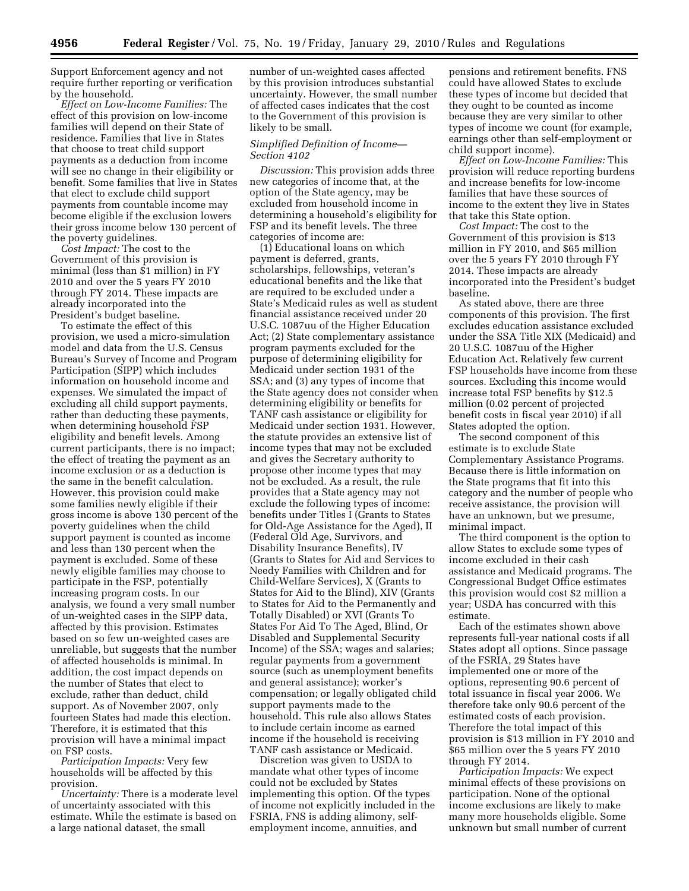Support Enforcement agency and not require further reporting or verification by the household.

*Effect on Low-Income Families:* The effect of this provision on low-income families will depend on their State of residence. Families that live in States that choose to treat child support payments as a deduction from income will see no change in their eligibility or benefit. Some families that live in States that elect to exclude child support payments from countable income may become eligible if the exclusion lowers their gross income below 130 percent of the poverty guidelines.

*Cost Impact:* The cost to the Government of this provision is minimal (less than $1 million) in FY 2010 and over the 5 years FY 2010 through FY 2014. These impacts are already incorporated into the President's budget baseline.

To estimate the effect of this provision, we used a micro-simulation model and data from the U.S. Census Bureau's Survey of Income and Program Participation (SIPP) which includes information on household income and expenses. We simulated the impact of excluding all child support payments, rather than deducting these payments, when determining household FSP eligibility and benefit levels. Among current participants, there is no impact; the effect of treating the payment as an income exclusion or as a deduction is the same in the benefit calculation. However, this provision could make some families newly eligible if their gross income is above 130 percent of the poverty guidelines when the child support payment is counted as income and less than 130 percent when the payment is excluded. Some of these newly eligible families may choose to participate in the FSP, potentially increasing program costs. In our analysis, we found a very small number of un-weighted cases in the SIPP data, affected by this provision. Estimates based on so few un-weighted cases are unreliable, but suggests that the number of affected households is minimal. In addition, the cost impact depends on the number of States that elect to exclude, rather than deduct, child support. As of November 2007, only fourteen States had made this election. Therefore, it is estimated that this provision will have a minimal impact on FSP costs.

*Participation Impacts:* Very few households will be affected by this provision.

*Uncertainty:* There is a moderate level of uncertainty associated with this estimate. While the estimate is based on a large national dataset, the small number of un-weighted cases affected by this provision introduces substantial uncertainty. However, the small number of affected cases indicates that the cost to the Government of this provision is likely to be small.

### *Simplified Definition of Income—Section 4102*

*Discussion:* This provision adds three new categories of income that, at the option of the State agency, may be excluded from household income in determining a household's eligibility for FSP and its benefit levels. The three categories of income are:

(1) Educational loans on which payment is deferred, grants, scholarships, fellowships, veteran's educational benefits and the like that are required to be excluded under a State's Medicaid rules as well as student financial assistance received under 20 U.S.C. 1087uu of the Higher Education Act; (2) State complementary assistance program payments excluded for the purpose of determining eligibility for Medicaid under section 1931 of the SSA; and (3) any types of income that the State agency does not consider when determining eligibility or benefits for TANF cash assistance or eligibility for Medicaid under section 1931. However, the statute provides an extensive list of income types that may not be excluded and gives the Secretary authority to propose other income types that may not be excluded. As a result, the rule provides that a State agency may not exclude the following types of income: benefits under Titles I (Grants to States for Old-Age Assistance for the Aged), II (Federal Old Age, Survivors, and Disability Insurance Benefits), IV (Grants to States for Aid and Services to Needy Families with Children and for Child-Welfare Services), X (Grants to States for Aid to the Blind), XIV (Grants to States for Aid to the Permanently and Totally Disabled) or XVI (Grants To States For Aid To The Aged, Blind, Or Disabled and Supplemental Security Income) of the SSA; wages and salaries; regular payments from a government source (such as unemployment benefits and general assistance); worker's compensation; or legally obligated child support payments made to the household. This rule also allows States to include certain income as earned income if the household is receiving TANF cash assistance or Medicaid.

Discretion was given to USDA to mandate what other types of income could not be excluded by States implementing this option. Of the types of income not explicitly included in the FSRIA, FNS is adding alimony, self-employment income, annuities, and pensions and retirement benefits. FNS could have allowed States to exclude these types of income but decided that they ought to be counted as income because they are very similar to other types of income we count (for example, earnings other than self-employment or child support income).

*Effect on Low-Income Families:* This provision will reduce reporting burdens and increase benefits for low-income families that have these sources of income to the extent they live in States that take this State option.

*Cost Impact:* The cost to the Government of this provision is $13 million in FY 2010, and $65 million over the 5 years FY 2010 through FY 2014. These impacts are already incorporated into the President's budget baseline.

As stated above, there are three components of this provision. The first excludes education assistance excluded under the SSA Title XIX (Medicaid) and 20 U.S.C. 1087uu of the Higher Education Act. Relatively few current FSP households have income from these sources. Excluding this income would increase total FSP benefits by $12.5 million (0.02 percent of projected benefit costs in fiscal year 2010) if all States adopted the option.

The second component of this estimate is to exclude State Complementary Assistance Programs. Because there is little information on the State programs that fit into this category and the number of people who receive assistance, the provision will have an unknown, but we presume, minimal impact.

The third component is the option to allow States to exclude some types of income excluded in their cash assistance and Medicaid programs. The Congressional Budget Office estimates this provision would cost $2 million a year; USDA has concurred with this estimate.

Each of the estimates shown above represents full-year national costs if all States adopt all options. Since passage of the FSRIA, 29 States have implemented one or more of the options, representing 90.6 percent of total issuance in fiscal year 2006. We therefore take only 90.6 percent of the estimated costs of each provision. Therefore the total impact of this provision is $13 million in FY 2010 and $65 million over the 5 years FY 2010 through FY 2014.

*Participation Impacts:* We expect minimal effects of these provisions on participation. None of the optional income exclusions are likely to make many more households eligible. Some unknown but small number of current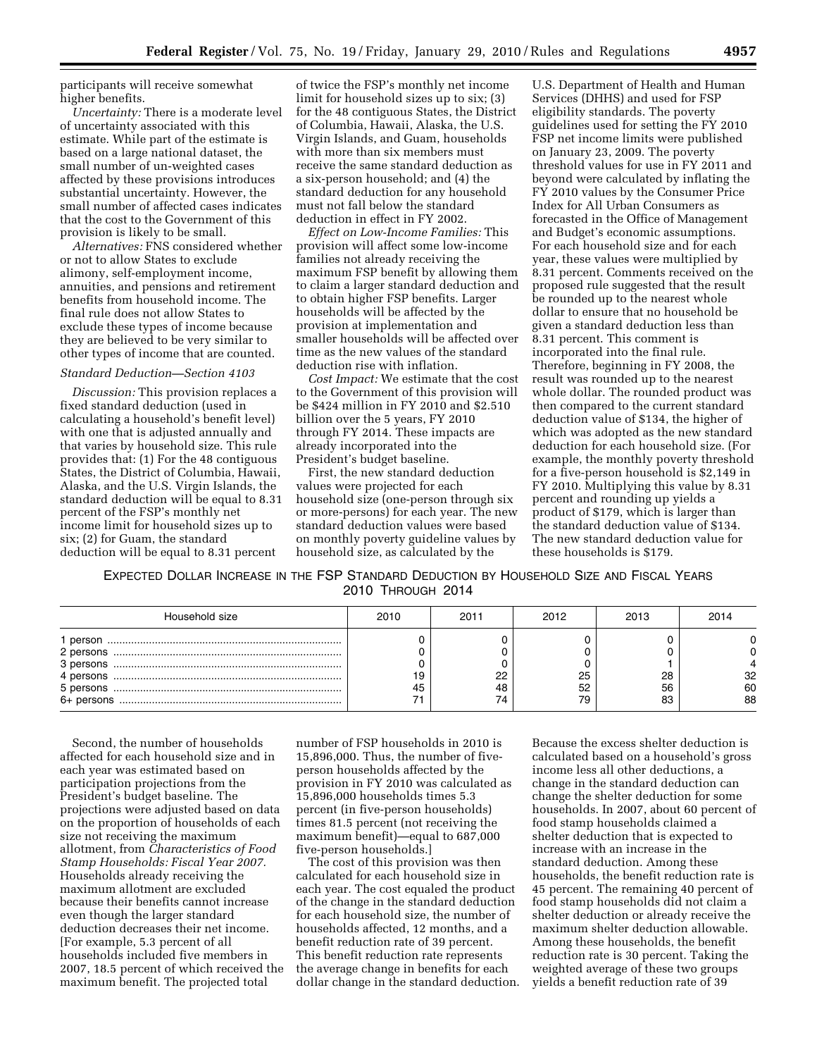participants will receive somewhat higher benefits.

*Uncertainty:* There is a moderate level of uncertainty associated with this estimate. While part of the estimate is based on a large national dataset, the small number of un-weighted cases affected by these provisions introduces substantial uncertainty. However, the small number of affected cases indicates that the cost to the Government of this provision is likely to be small.

*Alternatives:* FNS considered whether or not to allow States to exclude alimony, self-employment income, annuities, and pensions and retirement benefits from household income. The final rule does not allow States to exclude these types of income because they are believed to be very similar to other types of income that are counted.

### *Standard Deduction—Section 4103*

*Discussion:* This provision replaces a fixed standard deduction (used in calculating a household's benefit level) with one that is adjusted annually and that varies by household size. This rule provides that: (1) For the 48 contiguous States, the District of Columbia, Hawaii, Alaska, and the U.S. Virgin Islands, the standard deduction will be equal to 8.31 percent of the FSP's monthly net income limit for household sizes up to six; (2) for Guam, the standard deduction will be equal to 8.31 percent of twice the FSP's monthly net income limit for household sizes up to six; (3) for the 48 contiguous States, the District of Columbia, Hawaii, Alaska, the U.S. Virgin Islands, and Guam, households with more than six members must receive the same standard deduction as a six-person household; and (4) the standard deduction for any household must not fall below the standard deduction in effect in FY 2002.

*Effect on Low-Income Families:* This provision will affect some low-income families not already receiving the maximum FSP benefit by allowing them to claim a larger standard deduction and to obtain higher FSP benefits. Larger households will be affected by the provision at implementation and smaller households will be affected over time as the new values of the standard deduction rise with inflation.

*Cost Impact:* We estimate that the cost to the Government of this provision will be $424 million in FY 2010 and $2.510 billion over the 5 years, FY 2010 through FY 2014. These impacts are already incorporated into the President's budget baseline.

First, the new standard deduction values were projected for each household size (one-person through six or more-persons) for each year. The new standard deduction values were based on monthly poverty guideline values by household size, as calculated by the U.S. Department of Health and Human Services (DHHS) and used for FSP eligibility standards. The poverty guidelines used for setting the FY 2010 FSP net income limits were published on January 23, 2009. The poverty threshold values for use in FY 2011 and beyond were calculated by inflating the FY 2010 values by the Consumer Price Index for All Urban Consumers as forecasted in the Office of Management and Budget's economic assumptions. For each household size and for each year, these values were multiplied by 8.31 percent. Comments received on the proposed rule suggested that the result be rounded up to the nearest whole dollar to ensure that no household be given a standard deduction less than 8.31 percent. This comment is incorporated into the final rule. Therefore, beginning in FY 2008, the result was rounded up to the nearest whole dollar. The rounded product was then compared to the current standard deduction value of $134, the higher of which was adopted as the new standard deduction for each household size. (For example, the monthly poverty threshold for a five-person household is $2,149 in FY 2010. Multiplying this value by 8.31 percent and rounding up yields a product of $179, which is larger than the standard deduction value of $134. The new standard deduction value for these households is $179.

EXPECTED DOLLAR INCREASE IN THE FSP STANDARD DEDUCTION BY HOUSEHOLD SIZE AND FISCAL YEARS 2010 THROUGH 2014

| Household size | 2010 | 2011 | 2012 | 2013 | 2014 |
|---|---|---|---|---|---|
| 1 person | 0 | 0 | 0 | 0 | 0 |
| 2 persons | 0 | 0 | 0 | 0 | 0 |
| 3 persons | 0 | 0 | 0 | 1 | 4 |
| 4 persons | 19 | 22 | 25 | 28 | 32 |
| 5 persons | 45 | 48 | 52 | 56 | 60 |
| 6+ persons | 71 | 74 | 79 | 83 | 88 |

Second, the number of households affected for each household size and in each year was estimated based on participation projections from the President's budget baseline. The projections were adjusted based on data on the proportion of households of each size not receiving the maximum allotment, from *Characteristics of Food Stamp Households: Fiscal Year 2007*. Households already receiving the maximum allotment are excluded because their benefits cannot increase even though the larger standard deduction decreases their net income. [For example, 5.3 percent of all households included five members in 2007, 18.5 percent of which received the maximum benefit. The projected total number of FSP households in 2010 is 15,896,000. Thus, the number of five-person households affected by the provision in FY 2010 was calculated as 15,896,000 households times 5.3 percent (in five-person households) times 81.5 percent (not receiving the maximum benefit)—equal to 687,000 five-person households.]

The cost of this provision was then calculated for each household size in each year. The cost equaled the product of the change in the standard deduction for each household size, the number of households affected, 12 months, and a benefit reduction rate of 39 percent. This benefit reduction rate represents the average change in benefits for each dollar change in the standard deduction. Because the excess shelter deduction is calculated based on a household's gross income less all other deductions, a change in the standard deduction can change the shelter deduction for some households. In 2007, about 60 percent of food stamp households claimed a shelter deduction that is expected to increase with an increase in the standard deduction. Among these households, the benefit reduction rate is 45 percent. The remaining 40 percent of food stamp households did not claim a shelter deduction or already receive the maximum shelter deduction allowable. Among these households, the benefit reduction rate is 30 percent. Taking the weighted average of these two groups yields a benefit reduction rate of 39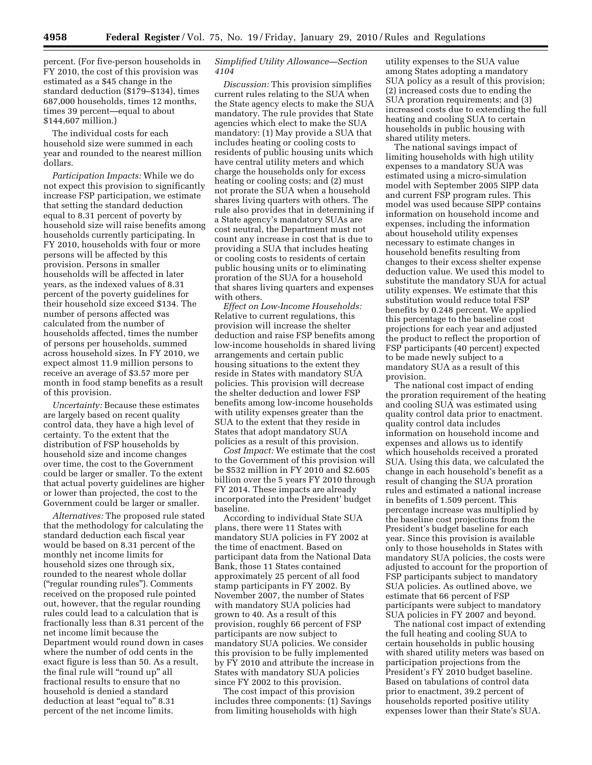percent. (For five-person households in FY 2010, the cost of this provision was estimated as a $45 change in the standard deduction ($179–$134), times 687,000 households, times 12 months, times 39 percent—equal to about $144,607 million.)

The individual costs for each household size were summed in each year and rounded to the nearest million dollars.

*Participation Impacts:* While we do not expect this provision to significantly increase FSP participation, we estimate that setting the standard deduction equal to 8.31 percent of poverty by household size will raise benefits among households currently participating. In FY 2010, households with four or more persons will be affected by this provision. Persons in smaller households will be affected in later years, as the indexed values of 8.31 percent of the poverty guidelines for their household size exceed $134. The number of persons affected was calculated from the number of households affected, times the number of persons per households, summed across household sizes. In FY 2010, we expect almost 11.9 million persons to receive an average of $3.57 more per month in food stamp benefits as a result of this provision.

*Uncertainty:* Because these estimates are largely based on recent quality control data, they have a high level of certainty. To the extent that the distribution of FSP households by household size and income changes over time, the cost to the Government could be larger or smaller. To the extent that actual poverty guidelines are higher or lower than projected, the cost to the Government could be larger or smaller.

*Alternatives:* The proposed rule stated that the methodology for calculating the standard deduction each fiscal year would be based on 8.31 percent of the monthly net income limits for household sizes one through six, rounded to the nearest whole dollar ("regular rounding rules"). Comments received on the proposed rule pointed out, however, that the regular rounding rules could lead to a calculation that is fractionally less than 8.31 percent of the net income limit because the Department would round down in cases where the number of odd cents in the exact figure is less than 50. As a result, the final rule will "round up" all fractional results to ensure that no household is denied a standard deduction at least "equal to" 8.31 percent of the net income limits.

*Simplified Utility Allowance—Section 4104*

*Discussion:* This provision simplifies current rules relating to the SUA when the State agency elects to make the SUA mandatory. The rule provides that State agencies which elect to make the SUA mandatory: (1) May provide a SUA that includes heating or cooling costs to residents of public housing units which have central utility meters and which charge the households only for excess heating or cooling costs; and (2) must not prorate the SUA when a household shares living quarters with others. The rule also provides that in determining if a State agency's mandatory SUAs are cost neutral, the Department must not count any increase in cost that is due to providing a SUA that includes heating or cooling costs to residents of certain public housing units or to eliminating proration of the SUA for a household that shares living quarters and expenses with others.

*Effect on Low-Income Households:* Relative to current regulations, this provision will increase the shelter deduction and raise FSP benefits among low-income households in shared living arrangements and certain public housing situations to the extent they reside in States with mandatory SUA policies. This provision will decrease the shelter deduction and lower FSP benefits among low-income households with utility expenses greater than the SUA to the extent that they reside in States that adopt mandatory SUA policies as a result of this provision.

*Cost Impact:* We estimate that the cost to the Government of this provision will be $532 million in FY 2010 and $2.605 billion over the 5 years FY 2010 through FY 2014. These impacts are already incorporated into the President' budget baseline.

According to individual State SUA plans, there were 11 States with mandatory SUA policies in FY 2002 at the time of enactment. Based on participant data from the National Data Bank, those 11 States contained approximately 25 percent of all food stamp participants in FY 2002. By November 2007, the number of States with mandatory SUA policies had grown to 40. As a result of this provision, roughly 66 percent of FSP participants are now subject to mandatory SUA policies. We consider this provision to be fully implemented by FY 2010 and attribute the increase in States with mandatory SUA policies since FY 2002 to this provision.

The cost impact of this provision includes three components: (1) Savings from limiting households with high utility expenses to the SUA value among States adopting a mandatory SUA policy as a result of this provision; (2) increased costs due to ending the SUA proration requirements; and (3) increased costs due to extending the full heating and cooling SUA to certain households in public housing with shared utility meters.

The national savings impact of limiting households with high utility expenses to a mandatory SUA was estimated using a micro-simulation model with September 2005 SIPP data and current FSP program rules. This model was used because SIPP contains information on household income and expenses, including the information about household utility expenses necessary to estimate changes in household benefits resulting from changes to their excess shelter expense deduction value. We used this model to substitute the mandatory SUA for actual utility expenses. We estimate that this substitution would reduce total FSP benefits by 0.248 percent. We applied this percentage to the baseline cost projections for each year and adjusted the product to reflect the proportion of FSP participants (40 percent) expected to be made newly subject to a mandatory SUA as a result of this provision.

The national cost impact of ending the proration requirement of the heating and cooling SUA was estimated using quality control data prior to enactment. quality control data includes information on household income and expenses and allows us to identify which households received a prorated SUA. Using this data, we calculated the change in each household's benefit as a result of changing the SUA proration rules and estimated a national increase in benefits of 1.509 percent. This percentage increase was multiplied by the baseline cost projections from the President's budget baseline for each year. Since this provision is available only to those households in States with mandatory SUA policies, the costs were adjusted to account for the proportion of FSP participants subject to mandatory SUA policies. As outlined above, we estimate that 66 percent of FSP participants were subject to mandatory SUA policies in FY 2007 and beyond.

The national cost impact of extending the full heating and cooling SUA to certain households in public housing with shared utility meters was based on participation projections from the President's FY 2010 budget baseline. Based on tabulations of control data prior to enactment, 39.2 percent of households reported positive utility expenses lower than their State's SUA.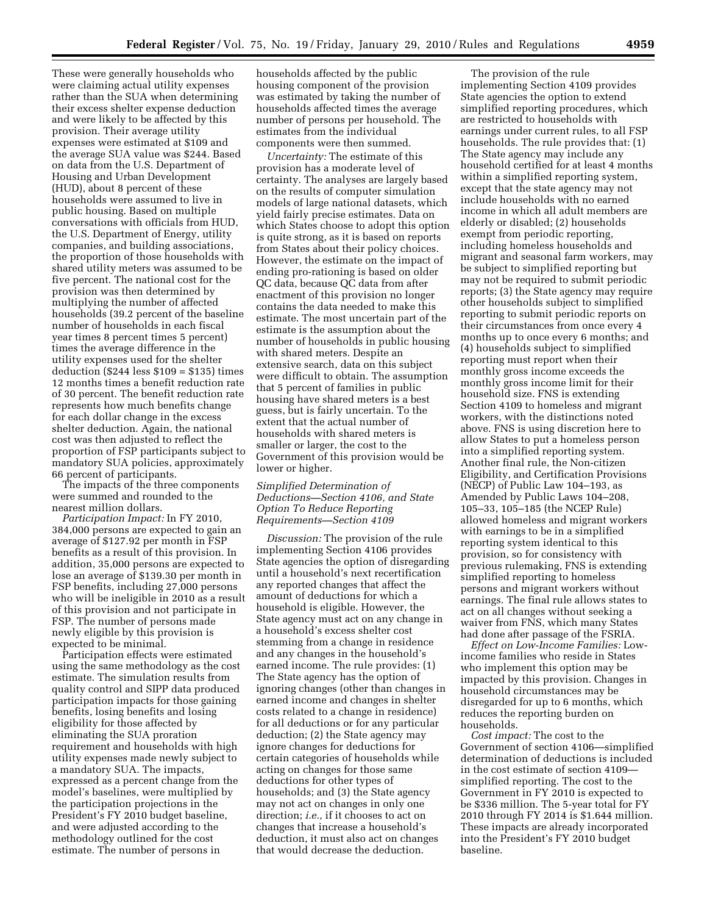These were generally households who were claiming actual utility expenses rather than the SUA when determining their excess shelter expense deduction and were likely to be affected by this provision. Their average utility expenses were estimated at $109 and the average SUA value was $244. Based on data from the U.S. Department of Housing and Urban Development (HUD), about 8 percent of these households were assumed to live in public housing. Based on multiple conversations with officials from HUD, the U.S. Department of Energy, utility companies, and building associations, the proportion of those households with shared utility meters was assumed to be five percent. The national cost for the provision was then determined by multiplying the number of affected households (39.2 percent of the baseline number of households in each fiscal year times 8 percent times 5 percent) times the average difference in the utility expenses used for the shelter deduction ($244 less $109 = $135) times 12 months times a benefit reduction rate of 30 percent. The benefit reduction rate represents how much benefits change for each dollar change in the excess shelter deduction. Again, the national cost was then adjusted to reflect the proportion of FSP participants subject to mandatory SUA policies, approximately 66 percent of participants.

The impacts of the three components were summed and rounded to the nearest million dollars.

*Participation Impact:* In FY 2010, 384,000 persons are expected to gain an average of $127.92 per month in FSP benefits as a result of this provision. In addition, 35,000 persons are expected to lose an average of $139.30 per month in FSP benefits, including 27,000 persons who will be ineligible in 2010 as a result of this provision and not participate in FSP. The number of persons made newly eligible by this provision is expected to be minimal.

Participation effects were estimated using the same methodology as the cost estimate. The simulation results from quality control and SIPP data produced participation impacts for those gaining benefits, losing benefits and losing eligibility for those affected by eliminating the SUA proration requirement and households with high utility expenses made newly subject to a mandatory SUA. The impacts, expressed as a percent change from the model's baselines, were multiplied by the participation projections in the President's FY 2010 budget baseline, and were adjusted according to the methodology outlined for the cost estimate. The number of persons in households affected by the public housing component of the provision was estimated by taking the number of households affected times the average number of persons per household. The estimates from the individual components were then summed.

*Uncertainty:* The estimate of this provision has a moderate level of certainty. The analyses are largely based on the results of computer simulation models of large national datasets, which yield fairly precise estimates. Data on which States choose to adopt this option is quite strong, as it is based on reports from States about their policy choices. However, the estimate on the impact of ending pro-rationing is based on older QC data, because QC data from after enactment of this provision no longer contains the data needed to make this estimate. The most uncertain part of the estimate is the assumption about the number of households in public housing with shared meters. Despite an extensive search, data on this subject were difficult to obtain. The assumption that 5 percent of families in public housing have shared meters is a best guess, but is fairly uncertain. To the extent that the actual number of households with shared meters is smaller or larger, the cost to the Government of this provision would be lower or higher.

### *Simplified Determination of Deductions—Section 4106, and State Option To Reduce Reporting Requirements—Section 4109*

*Discussion:* The provision of the rule implementing Section 4106 provides State agencies the option of disregarding until a household's next recertification any reported changes that affect the amount of deductions for which a household is eligible. However, the State agency must act on any change in a household's excess shelter cost stemming from a change in residence and any changes in the household's earned income. The rule provides: (1) The State agency has the option of ignoring changes (other than changes in earned income and changes in shelter costs related to a change in residence) for all deductions or for any particular deduction; (2) the State agency may ignore changes for deductions for certain categories of households while acting on changes for those same deductions for other types of households; and (3) the State agency may not act on changes in only one direction; *i.e.,* if it chooses to act on changes that increase a household's deduction, it must also act on changes that would decrease the deduction.

The provision of the rule implementing Section 4109 provides State agencies the option to extend simplified reporting procedures, which are restricted to households with earnings under current rules, to all FSP households. The rule provides that: (1) The State agency may include any household certified for at least 4 months within a simplified reporting system, except that the state agency may not include households with no earned income in which all adult members are elderly or disabled; (2) households exempt from periodic reporting, including homeless households and migrant and seasonal farm workers, may be subject to simplified reporting but may not be required to submit periodic reports; (3) the State agency may require other households subject to simplified reporting to submit periodic reports on their circumstances from once every 4 months up to once every 6 months; and (4) households subject to simplified reporting must report when their monthly gross income exceeds the monthly gross income limit for their household size. FNS is extending Section 4109 to homeless and migrant workers, with the distinctions noted above. FNS is using discretion here to allow States to put a homeless person into a simplified reporting system. Another final rule, the Non-citizen Eligibility, and Certification Provisions (NECP) of Public Law 104–193, as Amended by Public Laws 104–208, 105–33, 105–185 (the NCEP Rule) allowed homeless and migrant workers with earnings to be in a simplified reporting system identical to this provision, so for consistency with previous rulemaking, FNS is extending simplified reporting to homeless persons and migrant workers without earnings. The final rule allows states to act on all changes without seeking a waiver from FNS, which many States had done after passage of the FSRIA.

*Effect on Low-Income Families:* Low-income families who reside in States who implement this option may be impacted by this provision. Changes in household circumstances may be disregarded for up to 6 months, which reduces the reporting burden on households.

*Cost impact:* The cost to the Government of section 4106—simplified determination of deductions is included in the cost estimate of section 4109—simplified reporting. The cost to the Government in FY 2010 is expected to be $336 million. The 5-year total for FY 2010 through FY 2014 is $1.644 million. These impacts are already incorporated into the President's FY 2010 budget baseline.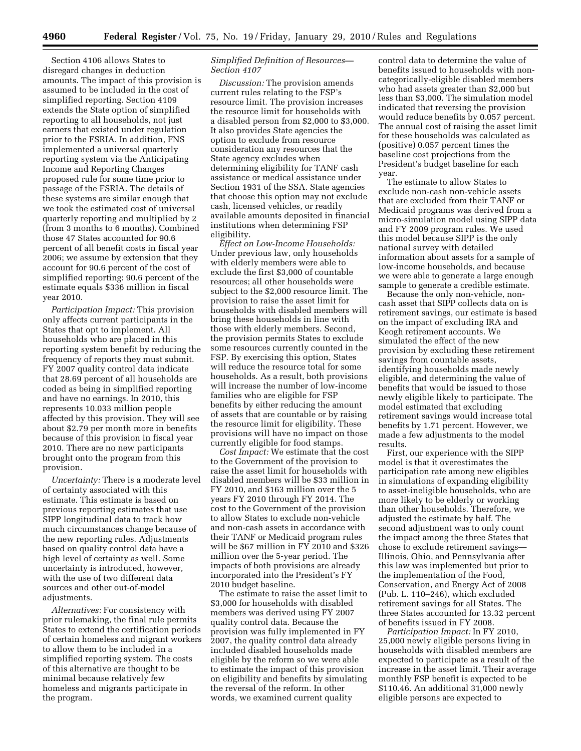Section 4106 allows States to disregard changes in deduction amounts. The impact of this provision is assumed to be included in the cost of simplified reporting. Section 4109 extends the State option of simplified reporting to all households, not just earners that existed under regulation prior to the FSRIA. In addition, FNS implemented a universal quarterly reporting system via the Anticipating Income and Reporting Changes proposed rule for some time prior to passage of the FSRIA. The details of these systems are similar enough that we took the estimated cost of universal quarterly reporting and multiplied by 2 (from 3 months to 6 months). Combined those 47 States accounted for 90.6 percent of all benefit costs in fiscal year 2006; we assume by extension that they account for 90.6 percent of the cost of simplified reporting: 90.6 percent of the estimate equals $336 million in fiscal year 2010.

*Participation Impact:* This provision only affects current participants in the States that opt to implement. All households who are placed in this reporting system benefit by reducing the frequency of reports they must submit. FY 2007 quality control data indicate that 28.69 percent of all households are coded as being in simplified reporting and have no earnings. In 2010, this represents 10.033 million people affected by this provision. They will see about $2.79 per month more in benefits because of this provision in fiscal year 2010. There are no new participants brought onto the program from this provision.

*Uncertainty:* There is a moderate level of certainty associated with this estimate. This estimate is based on previous reporting estimates that use SIPP longitudinal data to track how much circumstances change because of the new reporting rules. Adjustments based on quality control data have a high level of certainty as well. Some uncertainty is introduced, however, with the use of two different data sources and other out-of-model adjustments.

*Alternatives:* For consistency with prior rulemaking, the final rule permits States to extend the certification periods of certain homeless and migrant workers to allow them to be included in a simplified reporting system. The costs of this alternative are thought to be minimal because relatively few homeless and migrants participate in the program.

*Simplified Definition of Resources—Section 4107*

*Discussion:* The provision amends current rules relating to the FSP's resource limit. The provision increases the resource limit for households with a disabled person from $2,000 to $3,000. It also provides State agencies the option to exclude from resource consideration any resources that the State agency excludes when determining eligibility for TANF cash assistance or medical assistance under Section 1931 of the SSA. State agencies that choose this option may not exclude cash, licensed vehicles, or readily available amounts deposited in financial institutions when determining FSP eligibility.

*Effect on Low-Income Households:* Under previous law, only households with elderly members were able to exclude the first $3,000 of countable resources; all other households were subject to the $2,000 resource limit. The provision to raise the asset limit for households with disabled members will bring these households in line with those with elderly members. Second, the provision permits States to exclude some resources currently counted in the FSP. By exercising this option, States will reduce the resource total for some households. As a result, both provisions will increase the number of low-income families who are eligible for FSP benefits by either reducing the amount of assets that are countable or by raising the resource limit for eligibility. These provisions will have no impact on those currently eligible for food stamps.

*Cost Impact:* We estimate that the cost to the Government of the provision to raise the asset limit for households with disabled members will be $33 million in FY 2010, and $163 million over the 5 years FY 2010 through FY 2014. The cost to the Government of the provision to allow States to exclude non-vehicle and non-cash assets in accordance with their TANF or Medicaid program rules will be $67 million in FY 2010 and $326 million over the 5-year period. The impacts of both provisions are already incorporated into the President's FY 2010 budget baseline.

The estimate to raise the asset limit to $3,000 for households with disabled members was derived using FY 2007 quality control data. Because the provision was fully implemented in FY 2007, the quality control data already included disabled households made eligible by the reform so we were able to estimate the impact of this provision on eligibility and benefits by simulating the reversal of the reform. In other words, we examined current quality control data to determine the value of benefits issued to households with non-categorically-eligible disabled members who had assets greater than $2,000 but less than $3,000. The simulation model indicated that reversing the provision would reduce benefits by 0.057 percent. The annual cost of raising the asset limit for these households was calculated as (positive) 0.057 percent times the baseline cost projections from the President's budget baseline for each year.

The estimate to allow States to exclude non-cash non-vehicle assets that are excluded from their TANF or Medicaid programs was derived from a micro-simulation model using SIPP data and FY 2009 program rules. We used this model because SIPP is the only national survey with detailed information about assets for a sample of low-income households, and because we were able to generate a large enough sample to generate a credible estimate.

Because the only non-vehicle, non-cash asset that SIPP collects data on is retirement savings, our estimate is based on the impact of excluding IRA and Keogh retirement accounts. We simulated the effect of the new provision by excluding these retirement savings from countable assets, identifying households made newly eligible, and determining the value of benefits that would be issued to those newly eligible likely to participate. The model estimated that excluding retirement savings would increase total benefits by 1.71 percent. However, we made a few adjustments to the model results.

First, our experience with the SIPP model is that it overestimates the participation rate among new eligibles in simulations of expanding eligibility to asset-ineligible households, who are more likely to be elderly or working than other households. Therefore, we adjusted the estimate by half. The second adjustment was to only count the impact among the three States that chose to exclude retirement savings—Illinois, Ohio, and Pennsylvania after this law was implemented but prior to the implementation of the Food, Conservation, and Energy Act of 2008 (Pub. L. 110–246), which excluded retirement savings for all States. The three States accounted for 13.32 percent of benefits issued in FY 2008.

*Participation Impact:* In FY 2010, 25,000 newly eligible persons living in households with disabled members are expected to participate as a result of the increase in the asset limit. Their average monthly FSP benefit is expected to be $110.46. An additional 31,000 newly eligible persons are expected to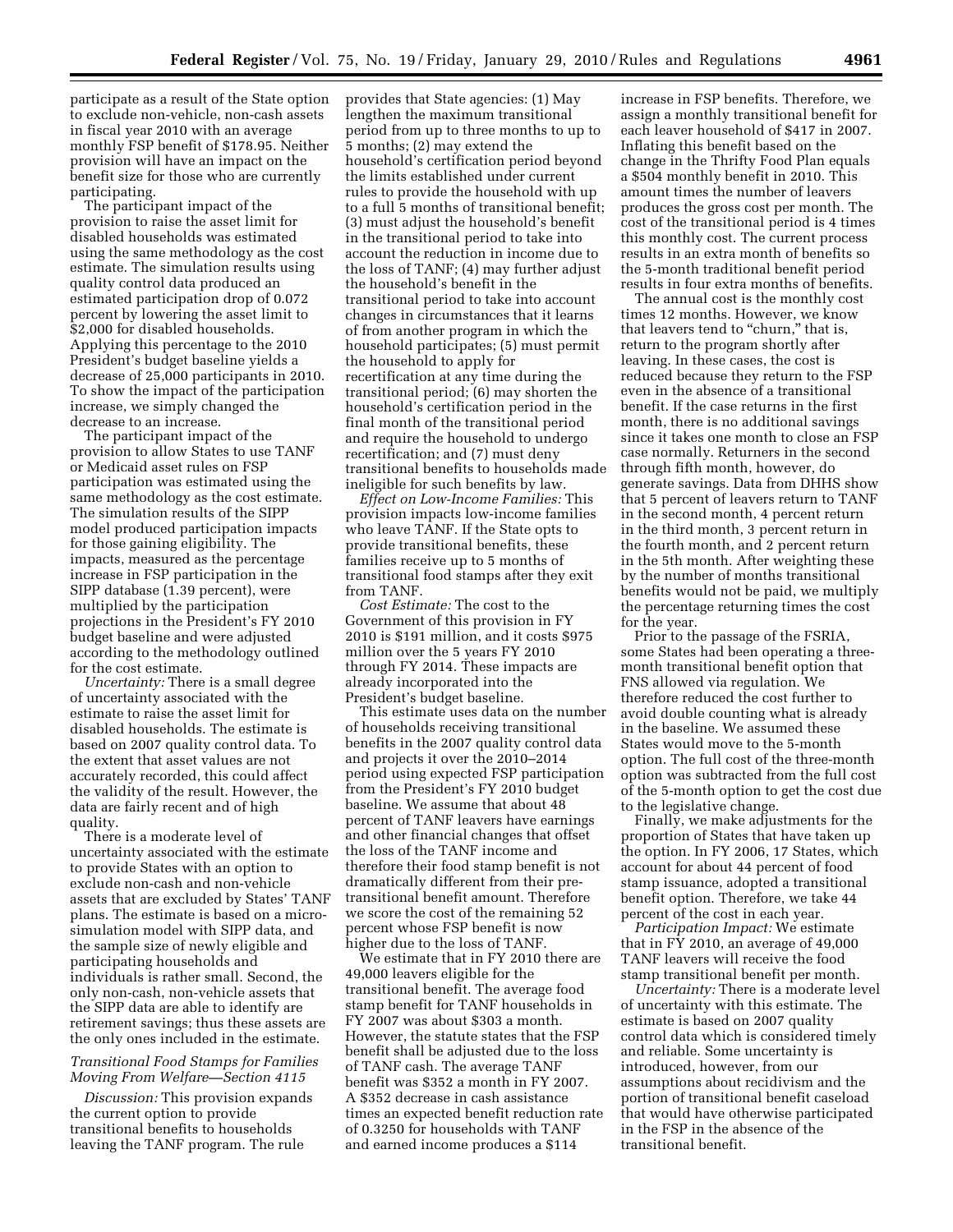participate as a result of the State option to exclude non-vehicle, non-cash assets in fiscal year 2010 with an average monthly FSP benefit of $178.95. Neither provision will have an impact on the benefit size for those who are currently participating.

The participant impact of the provision to raise the asset limit for disabled households was estimated using the same methodology as the cost estimate. The simulation results using quality control data produced an estimated participation drop of 0.072 percent by lowering the asset limit to $2,000 for disabled households. Applying this percentage to the 2010 President's budget baseline yields a decrease of 25,000 participants in 2010. To show the impact of the participation increase, we simply changed the decrease to an increase.

The participant impact of the provision to allow States to use TANF or Medicaid asset rules on FSP participation was estimated using the same methodology as the cost estimate. The simulation results of the SIPP model produced participation impacts for those gaining eligibility. The impacts, measured as the percentage increase in FSP participation in the SIPP database (1.39 percent), were multiplied by the participation projections in the President's FY 2010 budget baseline and were adjusted according to the methodology outlined for the cost estimate.

*Uncertainty:* There is a small degree of uncertainty associated with the estimate to raise the asset limit for disabled households. The estimate is based on 2007 quality control data. To the extent that asset values are not accurately recorded, this could affect the validity of the result. However, the data are fairly recent and of high quality.

There is a moderate level of uncertainty associated with the estimate to provide States with an option to exclude non-cash and non-vehicle assets that are excluded by States' TANF plans. The estimate is based on a micro-simulation model with SIPP data, and the sample size of newly eligible and participating households and individuals is rather small. Second, the only non-cash, non-vehicle assets that the SIPP data are able to identify are retirement savings; thus these assets are the only ones included in the estimate.

*Transitional Food Stamps for Families Moving From Welfare—Section 4115*

*Discussion:* This provision expands the current option to provide transitional benefits to households leaving the TANF program. The rule provides that State agencies: (1) May lengthen the maximum transitional period from up to three months to up to 5 months; (2) may extend the household's certification period beyond the limits established under current rules to provide the household with up to a full 5 months of transitional benefit; (3) must adjust the household's benefit in the transitional period to take into account the reduction in income due to the loss of TANF; (4) may further adjust the household's benefit in the transitional period to take into account changes in circumstances that it learns of from another program in which the household participates; (5) must permit the household to apply for recertification at any time during the transitional period; (6) may shorten the household's certification period in the final month of the transitional period and require the household to undergo recertification; and (7) must deny transitional benefits to households made ineligible for such benefits by law.

*Effect on Low-Income Families:* This provision impacts low-income families who leave TANF. If the State opts to provide transitional benefits, these families receive up to 5 months of transitional food stamps after they exit from TANF.

*Cost Estimate:* The cost to the Government of this provision in FY 2010 is $191 million, and it costs $975 million over the 5 years FY 2010 through FY 2014. These impacts are already incorporated into the President's budget baseline.

This estimate uses data on the number of households receiving transitional benefits in the 2007 quality control data and projects it over the 2010–2014 period using expected FSP participation from the President's FY 2010 budget baseline. We assume that about 48 percent of TANF leavers have earnings and other financial changes that offset the loss of the TANF income and therefore their food stamp benefit is not dramatically different from their pre-transitional benefit amount. Therefore we score the cost of the remaining 52 percent whose FSP benefit is now higher due to the loss of TANF.

We estimate that in FY 2010 there are 49,000 leavers eligible for the transitional benefit. The average food stamp benefit for TANF households in FY 2007 was about $303 a month. However, the statute states that the FSP benefit shall be adjusted due to the loss of TANF cash. The average TANF benefit was $352 a month in FY 2007. A $352 decrease in cash assistance times an expected benefit reduction rate of 0.3250 for households with TANF and earned income produces a $114 increase in FSP benefits. Therefore, we assign a monthly transitional benefit for each leaver household of $417 in 2007. Inflating this benefit based on the change in the Thrifty Food Plan equals a $504 monthly benefit in 2010. This amount times the number of leavers produces the gross cost per month. The cost of the transitional period is 4 times this monthly cost. The current process results in an extra month of benefits so the 5-month traditional benefit period results in four extra months of benefits.

The annual cost is the monthly cost times 12 months. However, we know that leavers tend to "churn," that is, return to the program shortly after leaving. In these cases, the cost is reduced because they return to the FSP even in the absence of a transitional benefit. If the case returns in the first month, there is no additional savings since it takes one month to close an FSP case normally. Returners in the second through fifth month, however, do generate savings. Data from DHHS show that 5 percent of leavers return to TANF in the second month, 4 percent return in the third month, 3 percent return in the fourth month, and 2 percent return in the 5th month. After weighting these by the number of months transitional benefits would not be paid, we multiply the percentage returning times the cost for the year.

Prior to the passage of the FSRIA, some States had been operating a three-month transitional benefit option that FNS allowed via regulation. We therefore reduced the cost further to avoid double counting what is already in the baseline. We assumed these States would move to the 5-month option. The full cost of the three-month option was subtracted from the full cost of the 5-month option to get the cost due to the legislative change.

Finally, we make adjustments for the proportion of States that have taken up the option. In FY 2006, 17 States, which account for about 44 percent of food stamp issuance, adopted a transitional benefit option. Therefore, we take 44 percent of the cost in each year.

*Participation Impact:* We estimate that in FY 2010, an average of 49,000 TANF leavers will receive the food stamp transitional benefit per month.

*Uncertainty:* There is a moderate level of uncertainty with this estimate. The estimate is based on 2007 quality control data which is considered timely and reliable. Some uncertainty is introduced, however, from our assumptions about recidivism and the portion of transitional benefit caseload that would have otherwise participated in the FSP in the absence of the transitional benefit.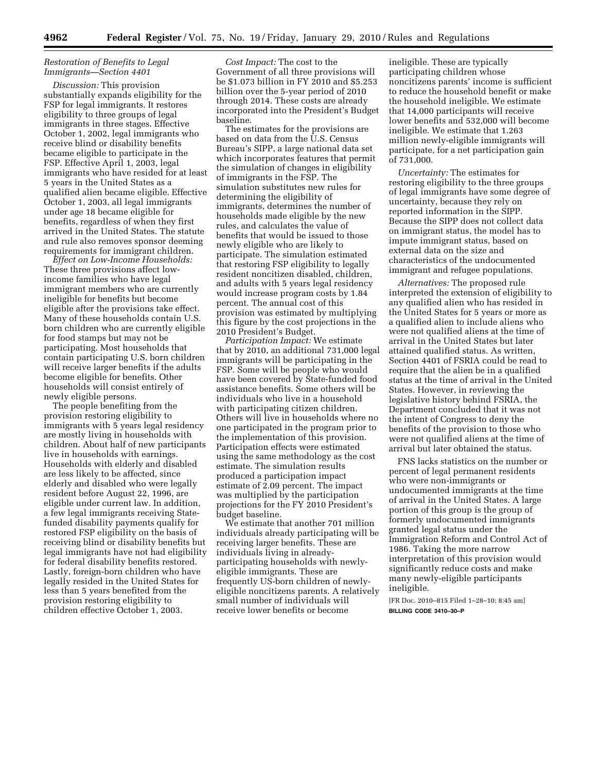*Restoration of Benefits to Legal Immigrants—Section 4401*

*Discussion:* This provision substantially expands eligibility for the FSP for legal immigrants. It restores eligibility to three groups of legal immigrants in three stages. Effective October 1, 2002, legal immigrants who receive blind or disability benefits became eligible to participate in the FSP. Effective April 1, 2003, legal immigrants who have resided for at least 5 years in the United States as a qualified alien became eligible. Effective October 1, 2003, all legal immigrants under age 18 became eligible for benefits, regardless of when they first arrived in the United States. The statute and rule also removes sponsor deeming requirements for immigrant children.

*Effect on Low-Income Households:* These three provisions affect low-income families who have legal immigrant members who are currently ineligible for benefits but become eligible after the provisions take effect. Many of these households contain U.S. born children who are currently eligible for food stamps but may not be participating. Most households that contain participating U.S. born children will receive larger benefits if the adults become eligible for benefits. Other households will consist entirely of newly eligible persons.

The people benefiting from the provision restoring eligibility to immigrants with 5 years legal residency are mostly living in households with children. About half of new participants live in households with earnings. Households with elderly and disabled are less likely to be affected, since elderly and disabled who were legally resident before August 22, 1996, are eligible under current law. In addition, a few legal immigrants receiving State-funded disability payments qualify for restored FSP eligibility on the basis of receiving blind or disability benefits but legal immigrants have not had eligibility for federal disability benefits restored. Lastly, foreign-born children who have legally resided in the United States for less than 5 years benefited from the provision restoring eligibility to children effective October 1, 2003.

*Cost Impact:* The cost to the Government of all three provisions will be $1.073 billion in FY 2010 and $5.253 billion over the 5-year period of 2010 through 2014. These costs are already incorporated into the President's Budget baseline.

The estimates for the provisions are based on data from the U.S. Census Bureau's SIPP, a large national data set which incorporates features that permit the simulation of changes in eligibility of immigrants in the FSP. The simulation substitutes new rules for determining the eligibility of immigrants, determines the number of households made eligible by the new rules, and calculates the value of benefits that would be issued to those newly eligible who are likely to participate. The simulation estimated that restoring FSP eligibility to legally resident noncitizen disabled, children, and adults with 5 years legal residency would increase program costs by 1.84 percent. The annual cost of this provision was estimated by multiplying this figure by the cost projections in the 2010 President's Budget.

*Participation Impact:* We estimate that by 2010, an additional 731,000 legal immigrants will be participating in the FSP. Some will be people who would have been covered by State-funded food assistance benefits. Some others will be individuals who live in a household with participating citizen children. Others will live in households where no one participated in the program prior to the implementation of this provision. Participation effects were estimated using the same methodology as the cost estimate. The simulation results produced a participation impact estimate of 2.09 percent. The impact was multiplied by the participation projections for the FY 2010 President's budget baseline.

We estimate that another 701 million individuals already participating will be receiving larger benefits. These are individuals living in already-participating households with newly-eligible immigrants. These are frequently US-born children of newly-eligible noncitizens parents. A relatively small number of individuals will receive lower benefits or become ineligible. These are typically participating children whose noncitizens parents' income is sufficient to reduce the household benefit or make the household ineligible. We estimate that 14,000 participants will receive lower benefits and 532,000 will become ineligible. We estimate that 1.263 million newly-eligible immigrants will participate, for a net participation gain of 731,000.

*Uncertainty:* The estimates for restoring eligibility to the three groups of legal immigrants have some degree of uncertainty, because they rely on reported information in the SIPP. Because the SIPP does not collect data on immigrant status, the model has to impute immigrant status, based on external data on the size and characteristics of the undocumented immigrant and refugee populations.

*Alternatives:* The proposed rule interpreted the extension of eligibility to any qualified alien who has resided in the United States for 5 years or more as a qualified alien to include aliens who were not qualified aliens at the time of arrival in the United States but later attained qualified status. As written, Section 4401 of FSRIA could be read to require that the alien be in a qualified status at the time of arrival in the United States. However, in reviewing the legislative history behind FSRIA, the Department concluded that it was not the intent of Congress to deny the benefits of the provision to those who were not qualified aliens at the time of arrival but later obtained the status.

FNS lacks statistics on the number or percent of legal permanent residents who were non-immigrants or undocumented immigrants at the time of arrival in the United States. A large portion of this group is the group of formerly undocumented immigrants granted legal status under the Immigration Reform and Control Act of 1986. Taking the more narrow interpretation of this provision would significantly reduce costs and make many newly-eligible participants ineligible.

[FR Doc. 2010–815 Filed 1–28–10; 8:45 am]

**BILLING CODE 3410–30–P**